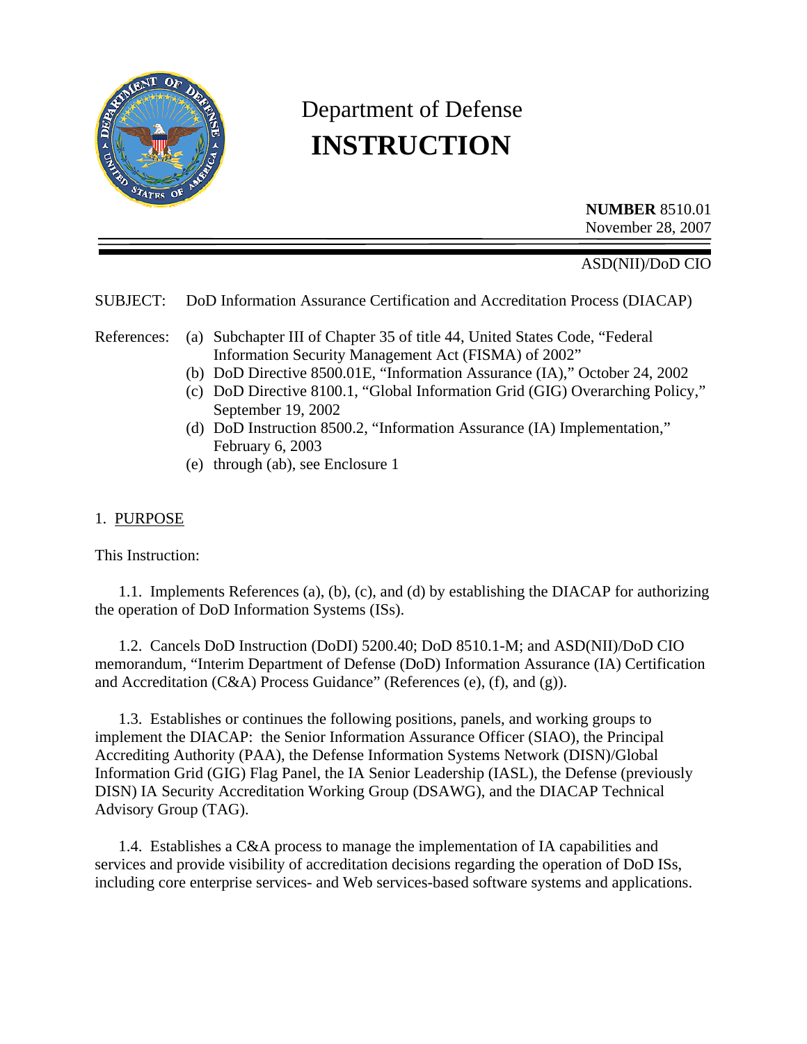# Department of Defense
# INSTRUCTION

**NUMBER** 8510.01
November 28, 2007

ASD(NII)/DoD CIO

SUBJECT: DoD Information Assurance Certification and Accreditation Process (DIACAP)

References:
(a) Subchapter III of Chapter 35 of title 44, United States Code, "Federal Information Security Management Act (FISMA) of 2002"
(b) DoD Directive 8500.01E, "Information Assurance (IA)," October 24, 2002
(c) DoD Directive 8100.1, "Global Information Grid (GIG) Overarching Policy," September 19, 2002
(d) DoD Instruction 8500.2, "Information Assurance (IA) Implementation," February 6, 2003
(e) through (ab), see Enclosure 1

1. PURPOSE

This Instruction:

1.1. Implements References (a), (b), (c), and (d) by establishing the DIACAP for authorizing the operation of DoD Information Systems (ISs).

1.2. Cancels DoD Instruction (DoDI) 5200.40; DoD 8510.1-M; and ASD(NII)/DoD CIO memorandum, "Interim Department of Defense (DoD) Information Assurance (IA) Certification and Accreditation (C&A) Process Guidance" (References (e), (f), and (g)).

1.3. Establishes or continues the following positions, panels, and working groups to implement the DIACAP: the Senior Information Assurance Officer (SIAO), the Principal Accrediting Authority (PAA), the Defense Information Systems Network (DISN)/Global Information Grid (GIG) Flag Panel, the IA Senior Leadership (IASL), the Defense (previously DISN) IA Security Accreditation Working Group (DSAWG), and the DIACAP Technical Advisory Group (TAG).

1.4. Establishes a C&A process to manage the implementation of IA capabilities and services and provide visibility of accreditation decisions regarding the operation of DoD ISs, including core enterprise services- and Web services-based software systems and applications.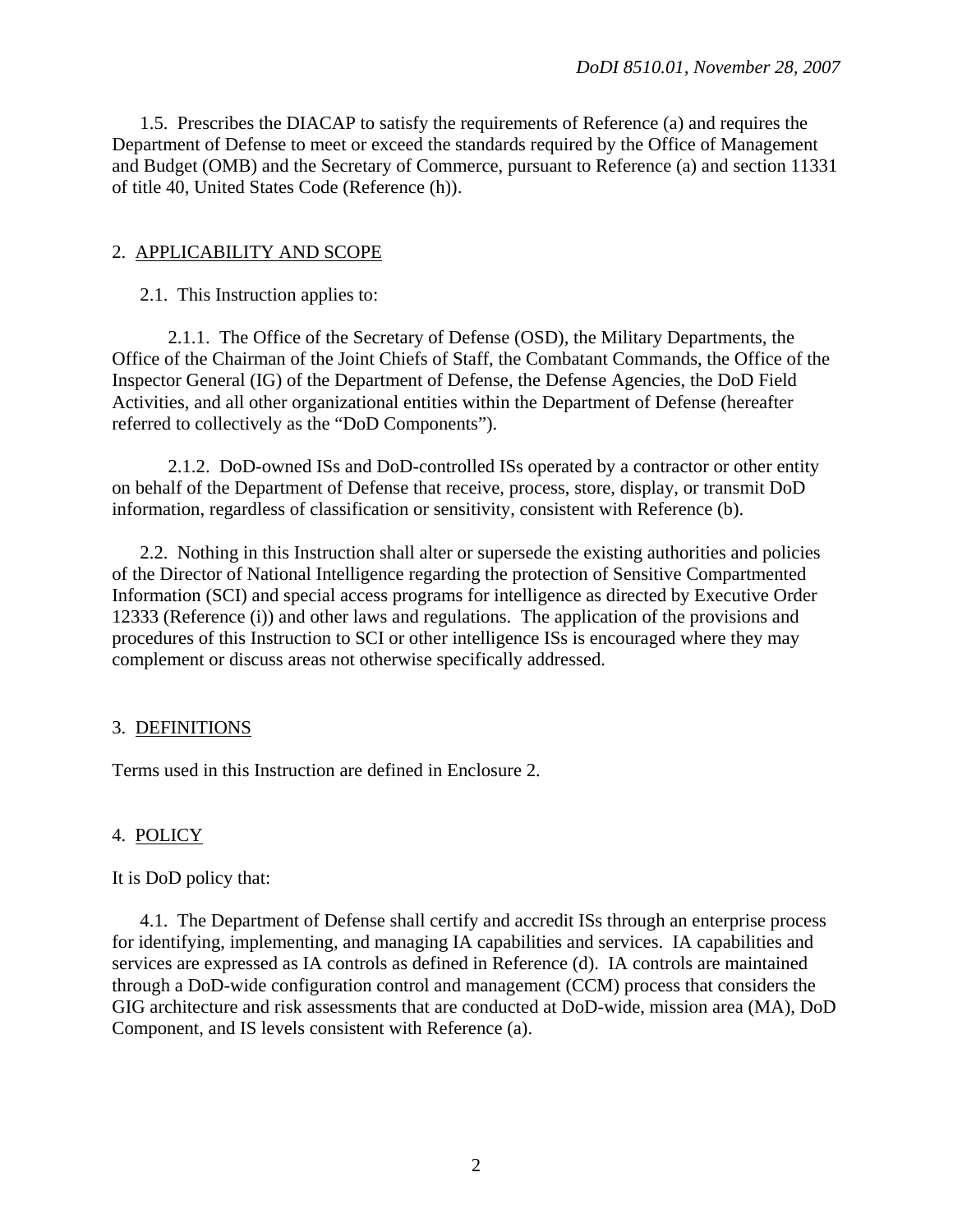1.5. Prescribes the DIACAP to satisfy the requirements of Reference (a) and requires the Department of Defense to meet or exceed the standards required by the Office of Management and Budget (OMB) and the Secretary of Commerce, pursuant to Reference (a) and section 11331 of title 40, United States Code (Reference (h)).

2. APPLICABILITY AND SCOPE

2.1. This Instruction applies to:

2.1.1. The Office of the Secretary of Defense (OSD), the Military Departments, the Office of the Chairman of the Joint Chiefs of Staff, the Combatant Commands, the Office of the Inspector General (IG) of the Department of Defense, the Defense Agencies, the DoD Field Activities, and all other organizational entities within the Department of Defense (hereafter referred to collectively as the "DoD Components").

2.1.2. DoD-owned ISs and DoD-controlled ISs operated by a contractor or other entity on behalf of the Department of Defense that receive, process, store, display, or transmit DoD information, regardless of classification or sensitivity, consistent with Reference (b).

2.2. Nothing in this Instruction shall alter or supersede the existing authorities and policies of the Director of National Intelligence regarding the protection of Sensitive Compartmented Information (SCI) and special access programs for intelligence as directed by Executive Order 12333 (Reference (i)) and other laws and regulations. The application of the provisions and procedures of this Instruction to SCI or other intelligence ISs is encouraged where they may complement or discuss areas not otherwise specifically addressed.

3. DEFINITIONS

Terms used in this Instruction are defined in Enclosure 2.

4. POLICY

It is DoD policy that:

4.1. The Department of Defense shall certify and accredit ISs through an enterprise process for identifying, implementing, and managing IA capabilities and services. IA capabilities and services are expressed as IA controls as defined in Reference (d). IA controls are maintained through a DoD-wide configuration control and management (CCM) process that considers the GIG architecture and risk assessments that are conducted at DoD-wide, mission area (MA), DoD Component, and IS levels consistent with Reference (a).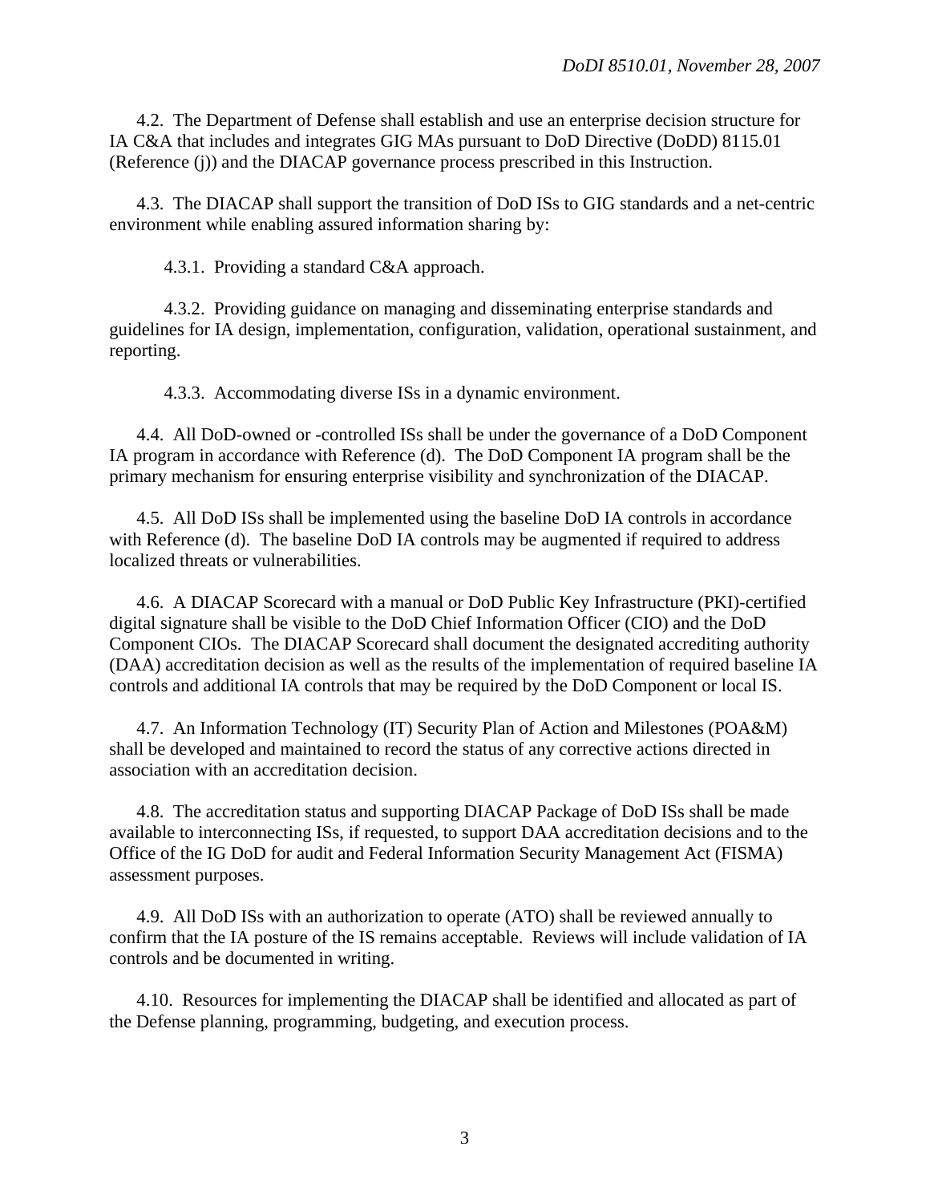4.2. The Department of Defense shall establish and use an enterprise decision structure for IA C&A that includes and integrates GIG MAs pursuant to DoD Directive (DoDD) 8115.01 (Reference (j)) and the DIACAP governance process prescribed in this Instruction.

4.3. The DIACAP shall support the transition of DoD ISs to GIG standards and a net-centric environment while enabling assured information sharing by:

4.3.1. Providing a standard C&A approach.

4.3.2. Providing guidance on managing and disseminating enterprise standards and guidelines for IA design, implementation, configuration, validation, operational sustainment, and reporting.

4.3.3. Accommodating diverse ISs in a dynamic environment.

4.4. All DoD-owned or -controlled ISs shall be under the governance of a DoD Component IA program in accordance with Reference (d). The DoD Component IA program shall be the primary mechanism for ensuring enterprise visibility and synchronization of the DIACAP.

4.5. All DoD ISs shall be implemented using the baseline DoD IA controls in accordance with Reference (d). The baseline DoD IA controls may be augmented if required to address localized threats or vulnerabilities.

4.6. A DIACAP Scorecard with a manual or DoD Public Key Infrastructure (PKI)-certified digital signature shall be visible to the DoD Chief Information Officer (CIO) and the DoD Component CIOs. The DIACAP Scorecard shall document the designated accrediting authority (DAA) accreditation decision as well as the results of the implementation of required baseline IA controls and additional IA controls that may be required by the DoD Component or local IS.

4.7. An Information Technology (IT) Security Plan of Action and Milestones (POA&M) shall be developed and maintained to record the status of any corrective actions directed in association with an accreditation decision.

4.8. The accreditation status and supporting DIACAP Package of DoD ISs shall be made available to interconnecting ISs, if requested, to support DAA accreditation decisions and to the Office of the IG DoD for audit and Federal Information Security Management Act (FISMA) assessment purposes.

4.9. All DoD ISs with an authorization to operate (ATO) shall be reviewed annually to confirm that the IA posture of the IS remains acceptable. Reviews will include validation of IA controls and be documented in writing.

4.10. Resources for implementing the DIACAP shall be identified and allocated as part of the Defense planning, programming, budgeting, and execution process.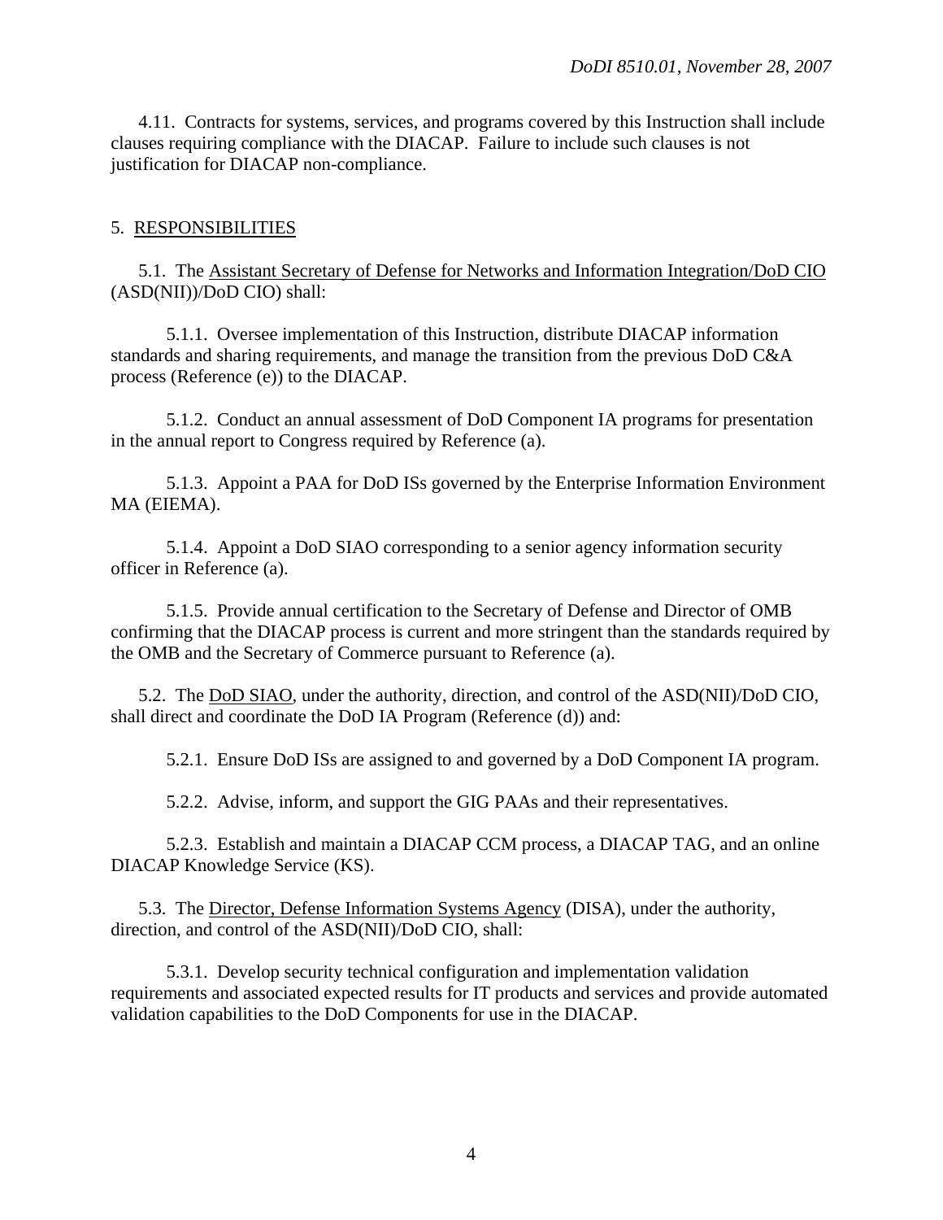4.11. Contracts for systems, services, and programs covered by this Instruction shall include clauses requiring compliance with the DIACAP. Failure to include such clauses is not justification for DIACAP non-compliance.

## 5. RESPONSIBILITIES

5.1. The Assistant Secretary of Defense for Networks and Information Integration/DoD CIO (ASD(NII))/DoD CIO) shall:

5.1.1. Oversee implementation of this Instruction, distribute DIACAP information standards and sharing requirements, and manage the transition from the previous DoD C&A process (Reference (e)) to the DIACAP.

5.1.2. Conduct an annual assessment of DoD Component IA programs for presentation in the annual report to Congress required by Reference (a).

5.1.3. Appoint a PAA for DoD ISs governed by the Enterprise Information Environment MA (EIEMA).

5.1.4. Appoint a DoD SIAO corresponding to a senior agency information security officer in Reference (a).

5.1.5. Provide annual certification to the Secretary of Defense and Director of OMB confirming that the DIACAP process is current and more stringent than the standards required by the OMB and the Secretary of Commerce pursuant to Reference (a).

5.2. The DoD SIAO, under the authority, direction, and control of the ASD(NII)/DoD CIO, shall direct and coordinate the DoD IA Program (Reference (d)) and:

5.2.1. Ensure DoD ISs are assigned to and governed by a DoD Component IA program.

5.2.2. Advise, inform, and support the GIG PAAs and their representatives.

5.2.3. Establish and maintain a DIACAP CCM process, a DIACAP TAG, and an online DIACAP Knowledge Service (KS).

5.3. The Director, Defense Information Systems Agency (DISA), under the authority, direction, and control of the ASD(NII)/DoD CIO, shall:

5.3.1. Develop security technical configuration and implementation validation requirements and associated expected results for IT products and services and provide automated validation capabilities to the DoD Components for use in the DIACAP.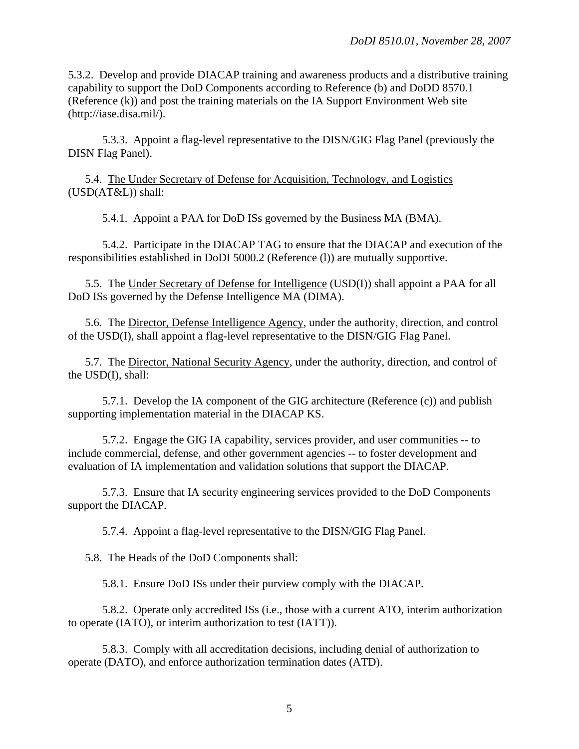5.3.2. Develop and provide DIACAP training and awareness products and a distributive training capability to support the DoD Components according to Reference (b) and DoDD 8570.1 (Reference (k)) and post the training materials on the IA Support Environment Web site (http://iase.disa.mil/).

5.3.3. Appoint a flag-level representative to the DISN/GIG Flag Panel (previously the DISN Flag Panel).

5.4. The Under Secretary of Defense for Acquisition, Technology, and Logistics (USD(AT&L)) shall:

5.4.1. Appoint a PAA for DoD ISs governed by the Business MA (BMA).

5.4.2. Participate in the DIACAP TAG to ensure that the DIACAP and execution of the responsibilities established in DoDI 5000.2 (Reference (l)) are mutually supportive.

5.5. The Under Secretary of Defense for Intelligence (USD(I)) shall appoint a PAA for all DoD ISs governed by the Defense Intelligence MA (DIMA).

5.6. The Director, Defense Intelligence Agency, under the authority, direction, and control of the USD(I), shall appoint a flag-level representative to the DISN/GIG Flag Panel.

5.7. The Director, National Security Agency, under the authority, direction, and control of the USD(I), shall:

5.7.1. Develop the IA component of the GIG architecture (Reference (c)) and publish supporting implementation material in the DIACAP KS.

5.7.2. Engage the GIG IA capability, services provider, and user communities -- to include commercial, defense, and other government agencies -- to foster development and evaluation of IA implementation and validation solutions that support the DIACAP.

5.7.3. Ensure that IA security engineering services provided to the DoD Components support the DIACAP.

5.7.4. Appoint a flag-level representative to the DISN/GIG Flag Panel.

5.8. The Heads of the DoD Components shall:

5.8.1. Ensure DoD ISs under their purview comply with the DIACAP.

5.8.2. Operate only accredited ISs (i.e., those with a current ATO, interim authorization to operate (IATO), or interim authorization to test (IATT)).

5.8.3. Comply with all accreditation decisions, including denial of authorization to operate (DATO), and enforce authorization termination dates (ATD).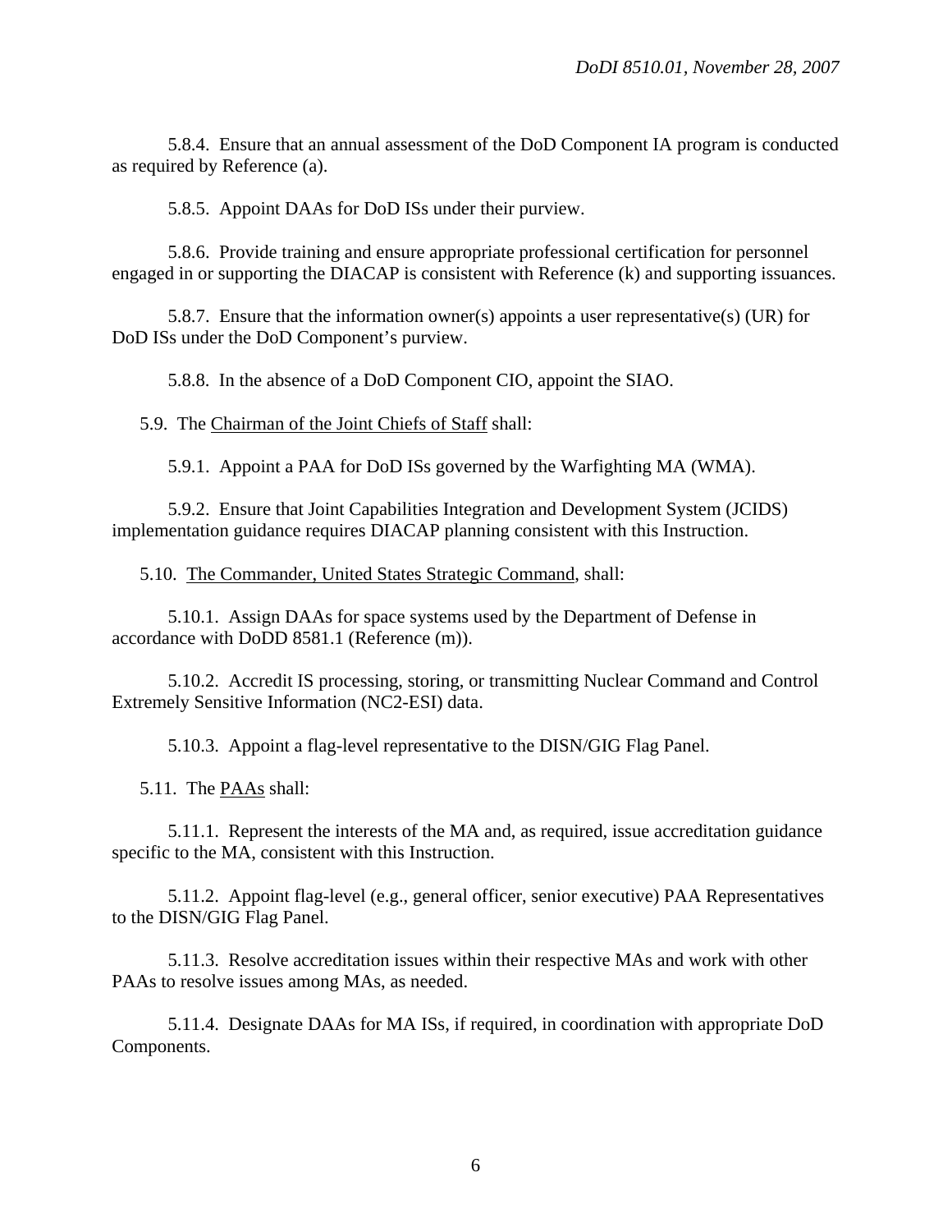5.8.4. Ensure that an annual assessment of the DoD Component IA program is conducted as required by Reference (a).

5.8.5. Appoint DAAs for DoD ISs under their purview.

5.8.6. Provide training and ensure appropriate professional certification for personnel engaged in or supporting the DIACAP is consistent with Reference (k) and supporting issuances.

5.8.7. Ensure that the information owner(s) appoints a user representative(s) (UR) for DoD ISs under the DoD Component's purview.

5.8.8. In the absence of a DoD Component CIO, appoint the SIAO.

5.9. The Chairman of the Joint Chiefs of Staff shall:

5.9.1. Appoint a PAA for DoD ISs governed by the Warfighting MA (WMA).

5.9.2. Ensure that Joint Capabilities Integration and Development System (JCIDS) implementation guidance requires DIACAP planning consistent with this Instruction.

5.10. The Commander, United States Strategic Command, shall:

5.10.1. Assign DAAs for space systems used by the Department of Defense in accordance with DoDD 8581.1 (Reference (m)).

5.10.2. Accredit IS processing, storing, or transmitting Nuclear Command and Control Extremely Sensitive Information (NC2-ESI) data.

5.10.3. Appoint a flag-level representative to the DISN/GIG Flag Panel.

5.11. The PAAs shall:

5.11.1. Represent the interests of the MA and, as required, issue accreditation guidance specific to the MA, consistent with this Instruction.

5.11.2. Appoint flag-level (e.g., general officer, senior executive) PAA Representatives to the DISN/GIG Flag Panel.

5.11.3. Resolve accreditation issues within their respective MAs and work with other PAAs to resolve issues among MAs, as needed.

5.11.4. Designate DAAs for MA ISs, if required, in coordination with appropriate DoD Components.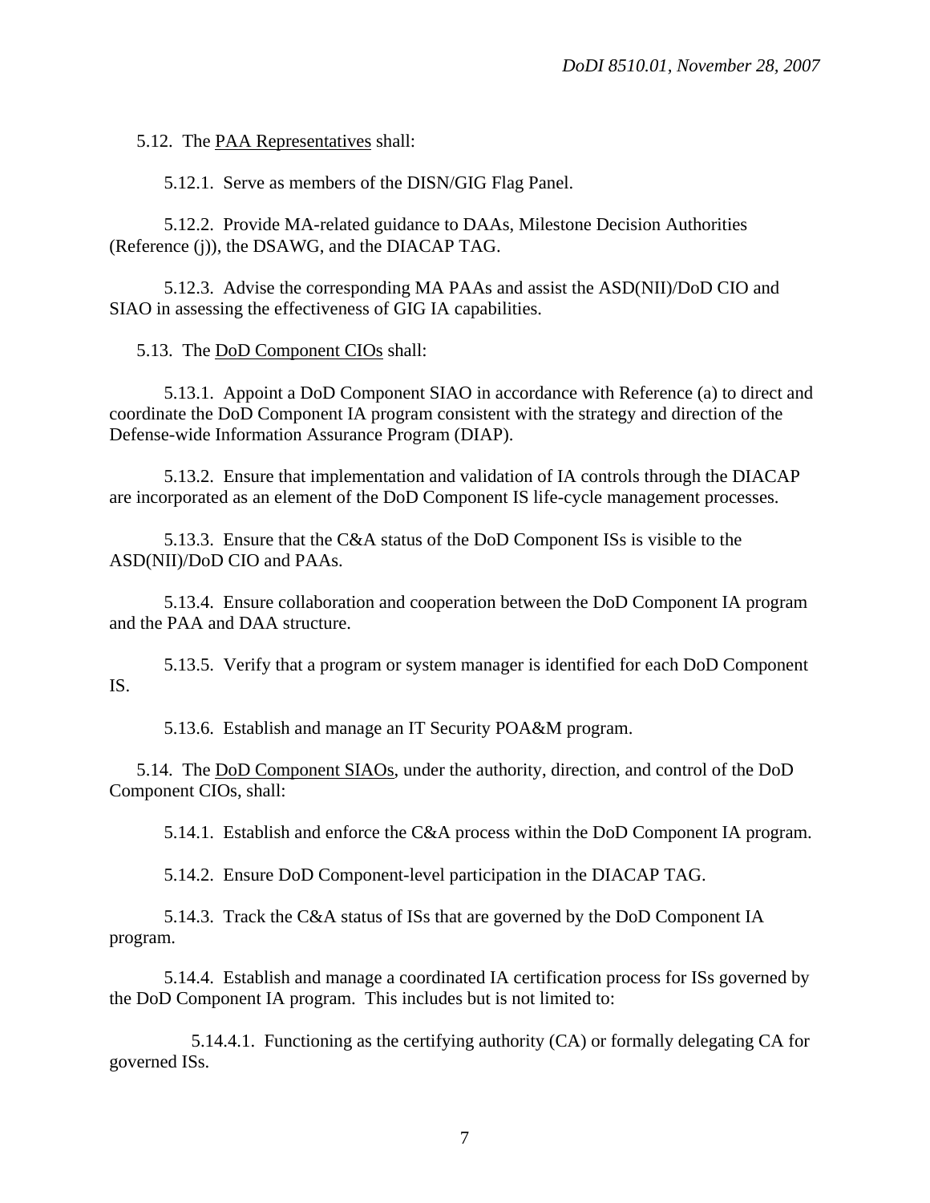5.12. The <u>PAA Representatives</u> shall:

5.12.1. Serve as members of the DISN/GIG Flag Panel.

5.12.2. Provide MA-related guidance to DAAs, Milestone Decision Authorities (Reference (j)), the DSAWG, and the DIACAP TAG.

5.12.3. Advise the corresponding MA PAAs and assist the ASD(NII)/DoD CIO and SIAO in assessing the effectiveness of GIG IA capabilities.

5.13. The <u>DoD Component CIOs</u> shall:

5.13.1. Appoint a DoD Component SIAO in accordance with Reference (a) to direct and coordinate the DoD Component IA program consistent with the strategy and direction of the Defense-wide Information Assurance Program (DIAP).

5.13.2. Ensure that implementation and validation of IA controls through the DIACAP are incorporated as an element of the DoD Component IS life-cycle management processes.

5.13.3. Ensure that the C&A status of the DoD Component ISs is visible to the ASD(NII)/DoD CIO and PAAs.

5.13.4. Ensure collaboration and cooperation between the DoD Component IA program and the PAA and DAA structure.

5.13.5. Verify that a program or system manager is identified for each DoD Component IS.

5.13.6. Establish and manage an IT Security POA&M program.

5.14. The <u>DoD Component SIAOs</u>, under the authority, direction, and control of the DoD Component CIOs, shall:

5.14.1. Establish and enforce the C&A process within the DoD Component IA program.

5.14.2. Ensure DoD Component-level participation in the DIACAP TAG.

5.14.3. Track the C&A status of ISs that are governed by the DoD Component IA program.

5.14.4. Establish and manage a coordinated IA certification process for ISs governed by the DoD Component IA program. This includes but is not limited to:

5.14.4.1. Functioning as the certifying authority (CA) or formally delegating CA for governed ISs.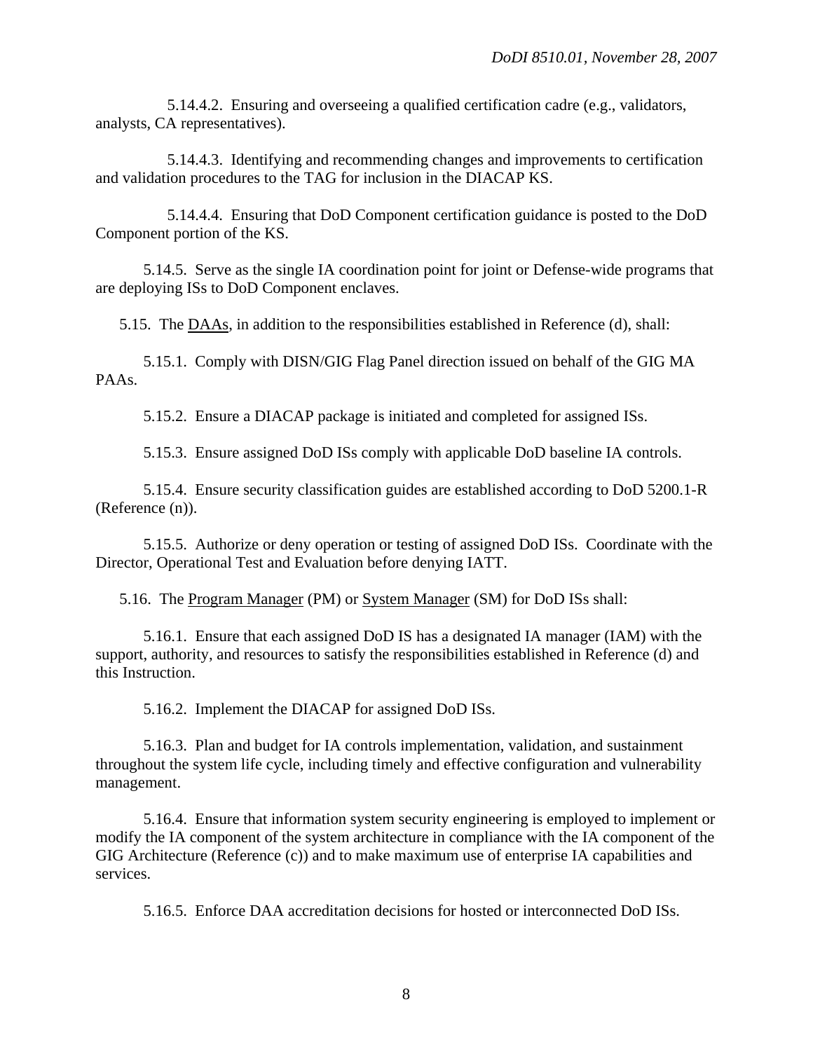5.14.4.2. Ensuring and overseeing a qualified certification cadre (e.g., validators, analysts, CA representatives).

5.14.4.3. Identifying and recommending changes and improvements to certification and validation procedures to the TAG for inclusion in the DIACAP KS.

5.14.4.4. Ensuring that DoD Component certification guidance is posted to the DoD Component portion of the KS.

5.14.5. Serve as the single IA coordination point for joint or Defense-wide programs that are deploying ISs to DoD Component enclaves.

5.15. The <u>DAAs</u>, in addition to the responsibilities established in Reference (d), shall:

5.15.1. Comply with DISN/GIG Flag Panel direction issued on behalf of the GIG MA PAAs.

5.15.2. Ensure a DIACAP package is initiated and completed for assigned ISs.

5.15.3. Ensure assigned DoD ISs comply with applicable DoD baseline IA controls.

5.15.4. Ensure security classification guides are established according to DoD 5200.1-R (Reference (n)).

5.15.5. Authorize or deny operation or testing of assigned DoD ISs. Coordinate with the Director, Operational Test and Evaluation before denying IATT.

5.16. The <u>Program Manager</u> (PM) or <u>System Manager</u> (SM) for DoD ISs shall:

5.16.1. Ensure that each assigned DoD IS has a designated IA manager (IAM) with the support, authority, and resources to satisfy the responsibilities established in Reference (d) and this Instruction.

5.16.2. Implement the DIACAP for assigned DoD ISs.

5.16.3. Plan and budget for IA controls implementation, validation, and sustainment throughout the system life cycle, including timely and effective configuration and vulnerability management.

5.16.4. Ensure that information system security engineering is employed to implement or modify the IA component of the system architecture in compliance with the IA component of the GIG Architecture (Reference (c)) and to make maximum use of enterprise IA capabilities and services.

5.16.5. Enforce DAA accreditation decisions for hosted or interconnected DoD ISs.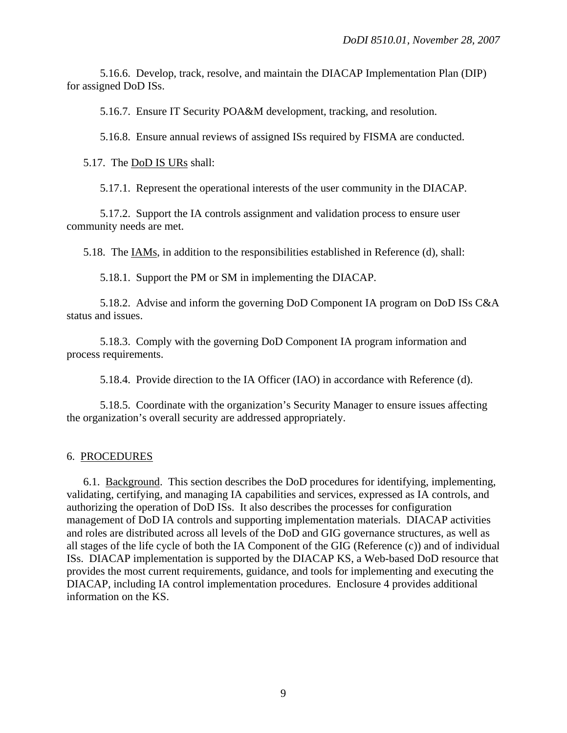5.16.6. Develop, track, resolve, and maintain the DIACAP Implementation Plan (DIP) for assigned DoD ISs.

5.16.7. Ensure IT Security POA&M development, tracking, and resolution.

5.16.8. Ensure annual reviews of assigned ISs required by FISMA are conducted.

5.17. The DoD IS URs shall:

5.17.1. Represent the operational interests of the user community in the DIACAP.

5.17.2. Support the IA controls assignment and validation process to ensure user community needs are met.

5.18. The IAMs, in addition to the responsibilities established in Reference (d), shall:

5.18.1. Support the PM or SM in implementing the DIACAP.

5.18.2. Advise and inform the governing DoD Component IA program on DoD ISs C&A status and issues.

5.18.3. Comply with the governing DoD Component IA program information and process requirements.

5.18.4. Provide direction to the IA Officer (IAO) in accordance with Reference (d).

5.18.5. Coordinate with the organization's Security Manager to ensure issues affecting the organization's overall security are addressed appropriately.

## 6. PROCEDURES

6.1. Background. This section describes the DoD procedures for identifying, implementing, validating, certifying, and managing IA capabilities and services, expressed as IA controls, and authorizing the operation of DoD ISs. It also describes the processes for configuration management of DoD IA controls and supporting implementation materials. DIACAP activities and roles are distributed across all levels of the DoD and GIG governance structures, as well as all stages of the life cycle of both the IA Component of the GIG (Reference (c)) and of individual ISs. DIACAP implementation is supported by the DIACAP KS, a Web-based DoD resource that provides the most current requirements, guidance, and tools for implementing and executing the DIACAP, including IA control implementation procedures. Enclosure 4 provides additional information on the KS.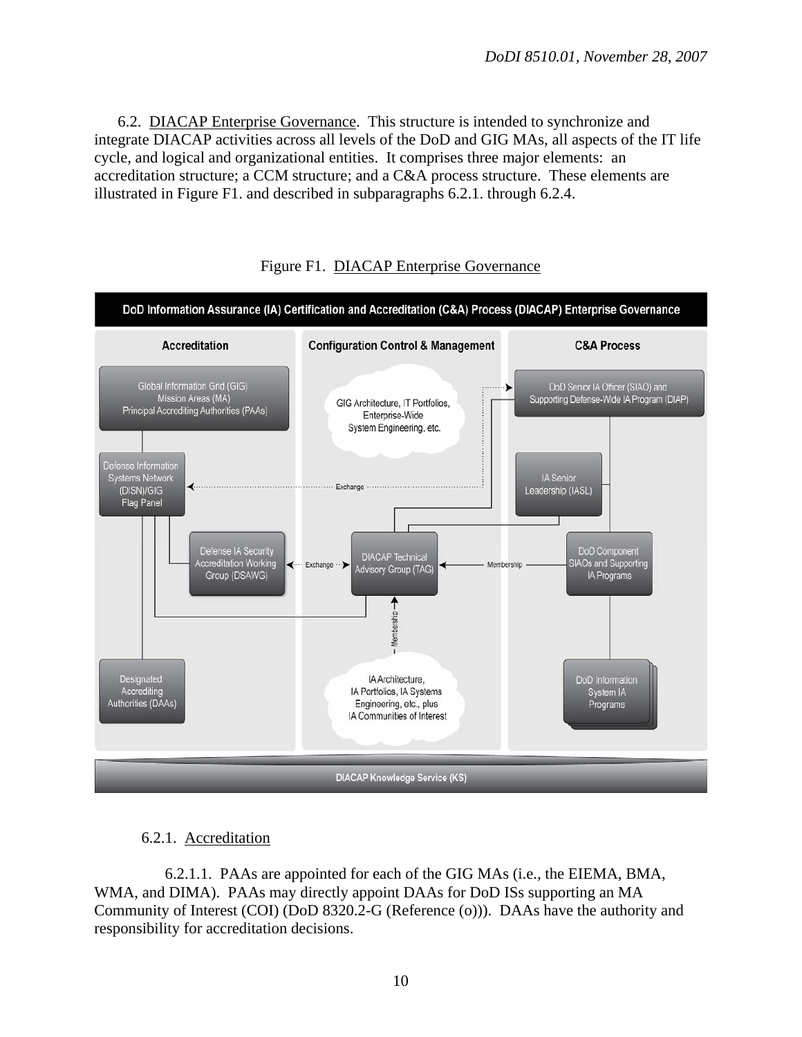6.2. DIACAP Enterprise Governance. This structure is intended to synchronize and integrate DIACAP activities across all levels of the DoD and GIG MAs, all aspects of the IT life cycle, and logical and organizational entities. It comprises three major elements: an accreditation structure; a CCM structure; and a C&A process structure. These elements are illustrated in Figure F1. and described in subparagraphs 6.2.1. through 6.2.4.

Figure F1. DIACAP Enterprise Governance

6.2.1. Accreditation

6.2.1.1. PAAs are appointed for each of the GIG MAs (i.e., the EIEMA, BMA, WMA, and DIMA). PAAs may directly appoint DAAs for DoD ISs supporting an MA Community of Interest (COI) (DoD 8320.2-G (Reference (o))). DAAs have the authority and responsibility for accreditation decisions.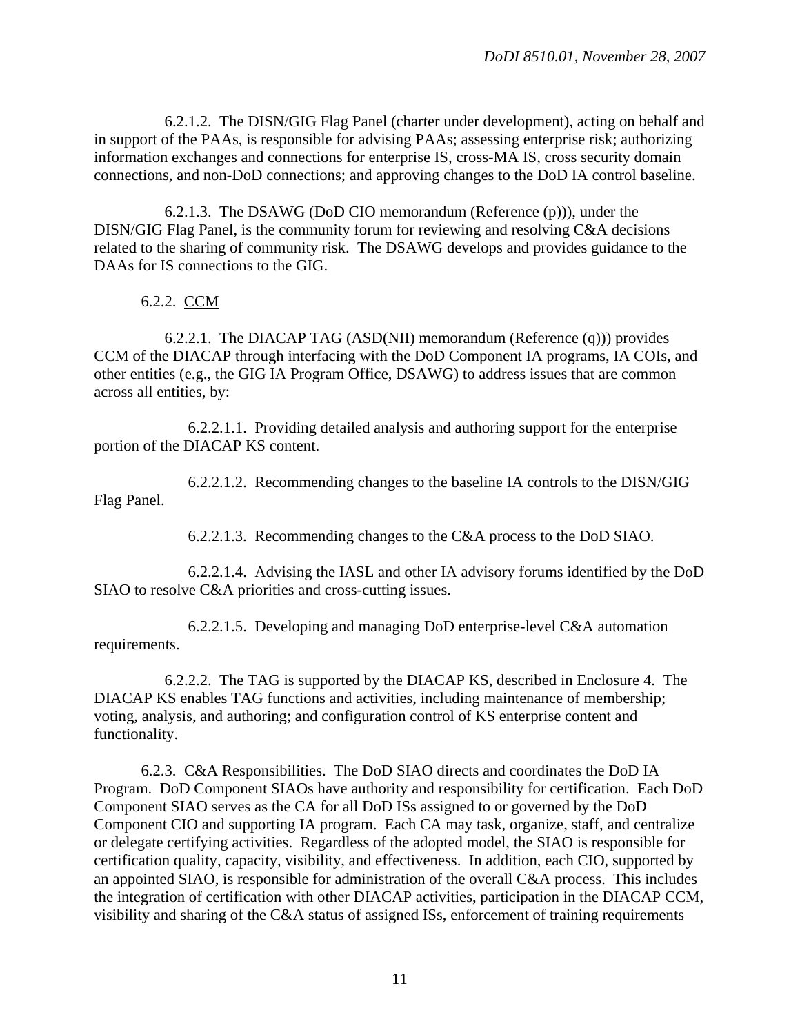6.2.1.2. The DISN/GIG Flag Panel (charter under development), acting on behalf and in support of the PAAs, is responsible for advising PAAs; assessing enterprise risk; authorizing information exchanges and connections for enterprise IS, cross-MA IS, cross security domain connections, and non-DoD connections; and approving changes to the DoD IA control baseline.

6.2.1.3. The DSAWG (DoD CIO memorandum (Reference (p))), under the DISN/GIG Flag Panel, is the community forum for reviewing and resolving C&A decisions related to the sharing of community risk. The DSAWG develops and provides guidance to the DAAs for IS connections to the GIG.

6.2.2. CCM

6.2.2.1. The DIACAP TAG (ASD(NII) memorandum (Reference (q))) provides CCM of the DIACAP through interfacing with the DoD Component IA programs, IA COIs, and other entities (e.g., the GIG IA Program Office, DSAWG) to address issues that are common across all entities, by:

6.2.2.1.1. Providing detailed analysis and authoring support for the enterprise portion of the DIACAP KS content.

6.2.2.1.2. Recommending changes to the baseline IA controls to the DISN/GIG Flag Panel.

6.2.2.1.3. Recommending changes to the C&A process to the DoD SIAO.

6.2.2.1.4. Advising the IASL and other IA advisory forums identified by the DoD SIAO to resolve C&A priorities and cross-cutting issues.

6.2.2.1.5. Developing and managing DoD enterprise-level C&A automation requirements.

6.2.2.2. The TAG is supported by the DIACAP KS, described in Enclosure 4. The DIACAP KS enables TAG functions and activities, including maintenance of membership; voting, analysis, and authoring; and configuration control of KS enterprise content and functionality.

6.2.3. C&A Responsibilities. The DoD SIAO directs and coordinates the DoD IA Program. DoD Component SIAOs have authority and responsibility for certification. Each DoD Component SIAO serves as the CA for all DoD ISs assigned to or governed by the DoD Component CIO and supporting IA program. Each CA may task, organize, staff, and centralize or delegate certifying activities. Regardless of the adopted model, the SIAO is responsible for certification quality, capacity, visibility, and effectiveness. In addition, each CIO, supported by an appointed SIAO, is responsible for administration of the overall C&A process. This includes the integration of certification with other DIACAP activities, participation in the DIACAP CCM, visibility and sharing of the C&A status of assigned ISs, enforcement of training requirements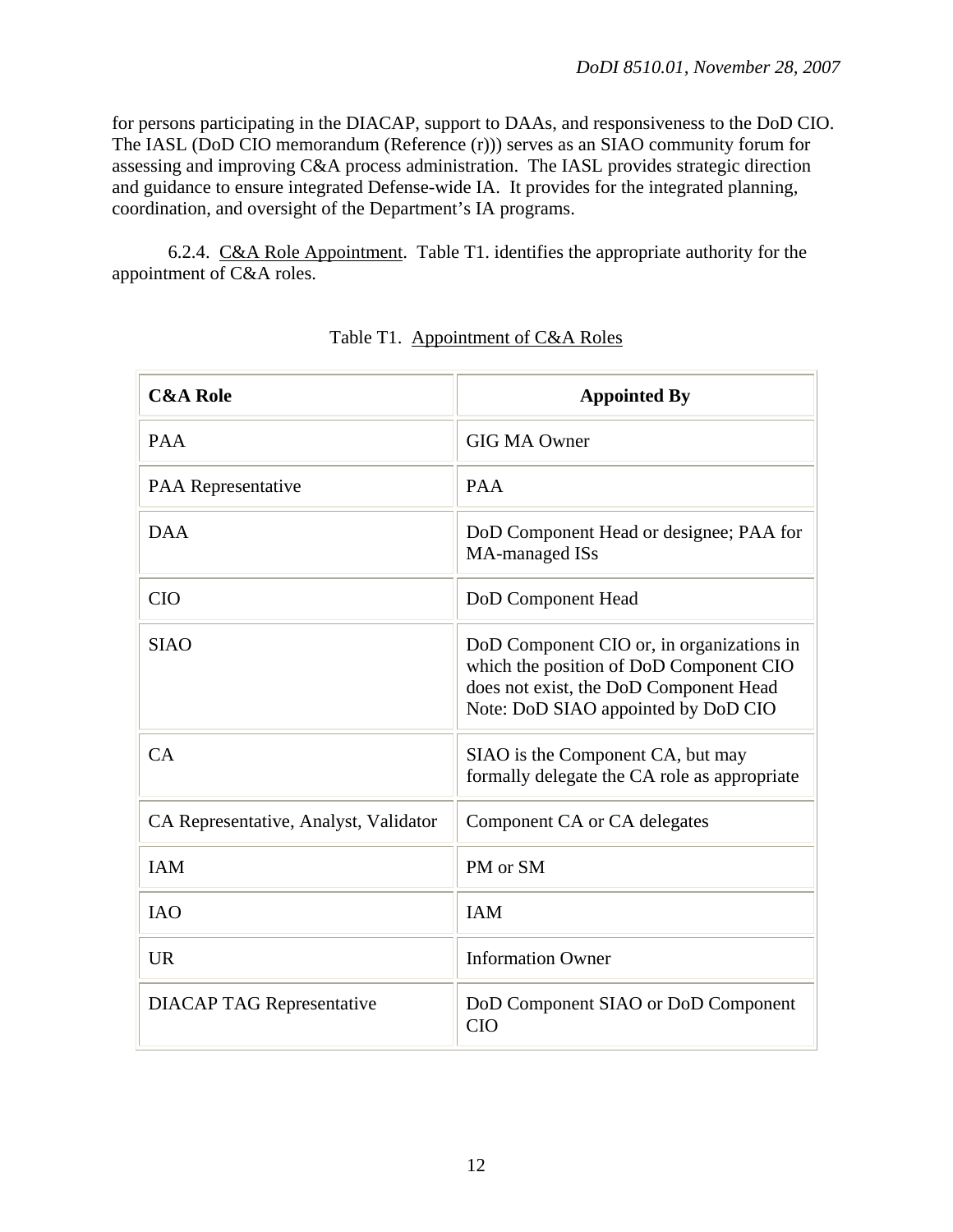for persons participating in the DIACAP, support to DAAs, and responsiveness to the DoD CIO. The IASL (DoD CIO memorandum (Reference (r))) serves as an SIAO community forum for assessing and improving C&A process administration. The IASL provides strategic direction and guidance to ensure integrated Defense-wide IA. It provides for the integrated planning, coordination, and oversight of the Department's IA programs.

6.2.4. C&A Role Appointment. Table T1. identifies the appropriate authority for the appointment of C&A roles.

Table T1. Appointment of C&A Roles

| **C&A Role** | **Appointed By** |
|---|---|
| PAA | GIG MA Owner |
| PAA Representative | PAA |
| DAA | DoD Component Head or designee; PAA for MA-managed ISs |
| CIO | DoD Component Head |
| SIAO | DoD Component CIO or, in organizations in which the position of DoD Component CIO does not exist, the DoD Component Head Note: DoD SIAO appointed by DoD CIO |
| CA | SIAO is the Component CA, but may formally delegate the CA role as appropriate |
| CA Representative, Analyst, Validator | Component CA or CA delegates |
| IAM | PM or SM |
| IAO | IAM |
| UR | Information Owner |
| DIACAP TAG Representative | DoD Component SIAO or DoD Component CIO |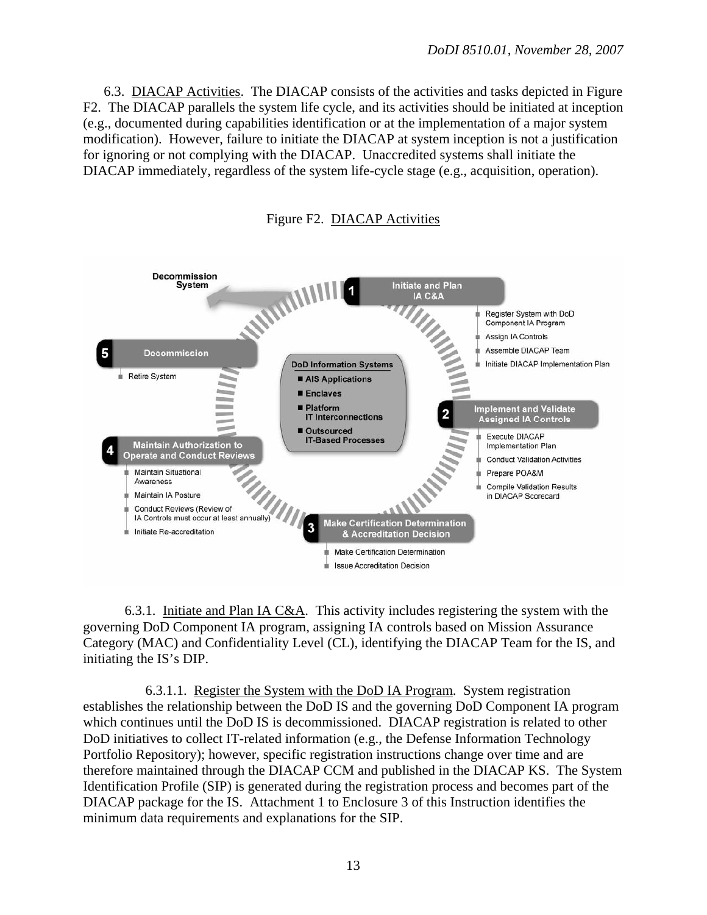6.3. DIACAP Activities. The DIACAP consists of the activities and tasks depicted in Figure F2. The DIACAP parallels the system life cycle, and its activities should be initiated at inception (e.g., documented during capabilities identification or at the implementation of a major system modification). However, failure to initiate the DIACAP at system inception is not a justification for ignoring or not complying with the DIACAP. Unaccredited systems shall initiate the DIACAP immediately, regardless of the system life-cycle stage (e.g., acquisition, operation).

Figure F2. DIACAP Activities

**DoD Information Systems**
- AIS Applications
- Enclaves
- Platform IT Interconnections
- Outsourced IT-Based Processes

**1 Initiate and Plan IA C&A**
- Register System with DoD Component IA Program
- Assign IA Controls
- Assemble DIACAP Team
- Initiate DIACAP Implementation Plan

**2 Implement and Validate Assigned IA Controls**
- Execute DIACAP Implementation Plan
- Conduct Validation Activities
- Prepare POA&M
- Compile Validation Results in DIACAP Scorecard

**3 Make Certification Determination & Accreditation Decision**
- Make Certification Determination
- Issue Accreditation Decision

**4 Maintain Authorization to Operate and Conduct Reviews**
- Maintain Situational Awareness
- Maintain IA Posture
- Conduct Reviews (Review of IA Controls must occur at least annually)
- Initiate Re-accreditation

**5 Decommission**
- Retire System

Decommission System

6.3.1. Initiate and Plan IA C&A. This activity includes registering the system with the governing DoD Component IA program, assigning IA controls based on Mission Assurance Category (MAC) and Confidentiality Level (CL), identifying the DIACAP Team for the IS, and initiating the IS's DIP.

6.3.1.1. Register the System with the DoD IA Program. System registration establishes the relationship between the DoD IS and the governing DoD Component IA program which continues until the DoD IS is decommissioned. DIACAP registration is related to other DoD initiatives to collect IT-related information (e.g., the Defense Information Technology Portfolio Repository); however, specific registration instructions change over time and are therefore maintained through the DIACAP CCM and published in the DIACAP KS. The System Identification Profile (SIP) is generated during the registration process and becomes part of the DIACAP package for the IS. Attachment 1 to Enclosure 3 of this Instruction identifies the minimum data requirements and explanations for the SIP.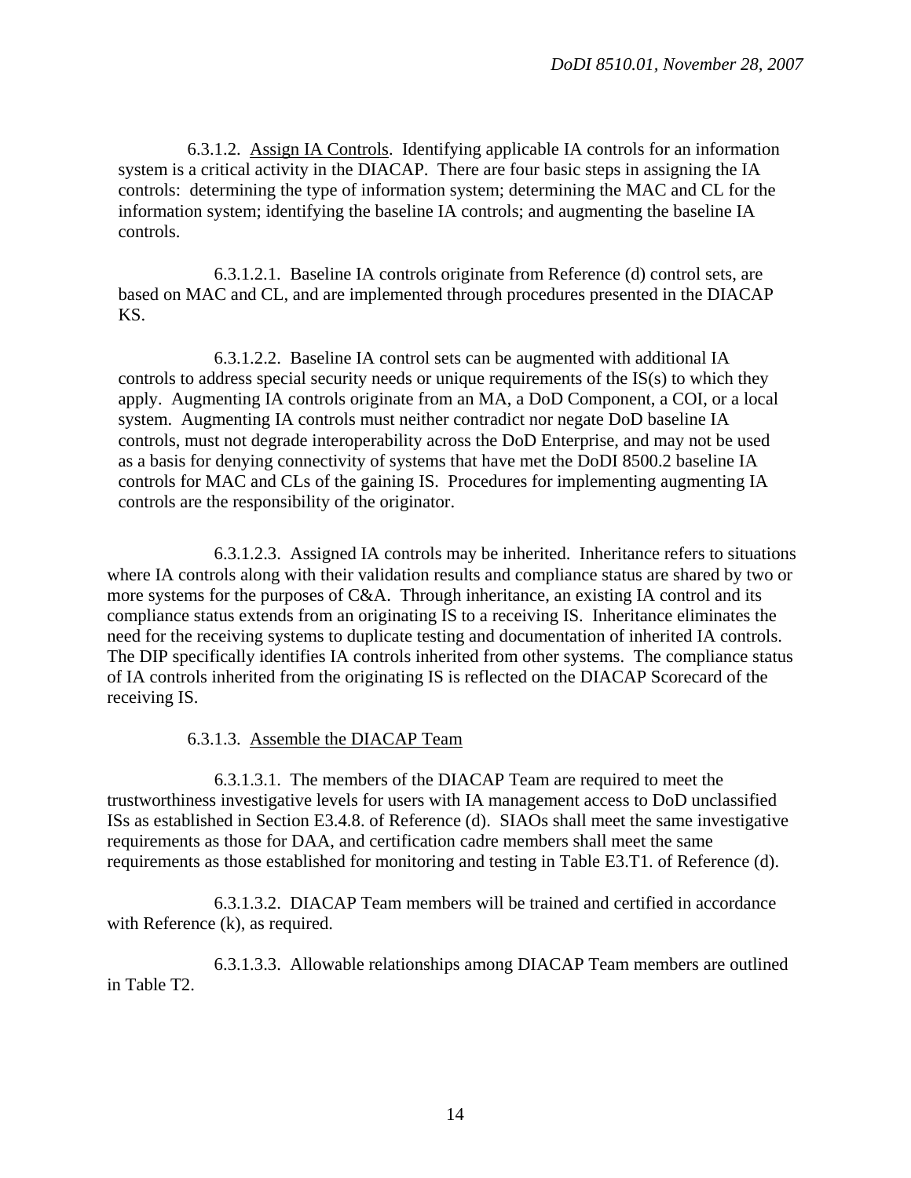6.3.1.2. Assign IA Controls. Identifying applicable IA controls for an information system is a critical activity in the DIACAP. There are four basic steps in assigning the IA controls: determining the type of information system; determining the MAC and CL for the information system; identifying the baseline IA controls; and augmenting the baseline IA controls.

6.3.1.2.1. Baseline IA controls originate from Reference (d) control sets, are based on MAC and CL, and are implemented through procedures presented in the DIACAP KS.

6.3.1.2.2. Baseline IA control sets can be augmented with additional IA controls to address special security needs or unique requirements of the IS(s) to which they apply. Augmenting IA controls originate from an MA, a DoD Component, a COI, or a local system. Augmenting IA controls must neither contradict nor negate DoD baseline IA controls, must not degrade interoperability across the DoD Enterprise, and may not be used as a basis for denying connectivity of systems that have met the DoDI 8500.2 baseline IA controls for MAC and CLs of the gaining IS. Procedures for implementing augmenting IA controls are the responsibility of the originator.

6.3.1.2.3. Assigned IA controls may be inherited. Inheritance refers to situations where IA controls along with their validation results and compliance status are shared by two or more systems for the purposes of C&A. Through inheritance, an existing IA control and its compliance status extends from an originating IS to a receiving IS. Inheritance eliminates the need for the receiving systems to duplicate testing and documentation of inherited IA controls. The DIP specifically identifies IA controls inherited from other systems. The compliance status of IA controls inherited from the originating IS is reflected on the DIACAP Scorecard of the receiving IS.

6.3.1.3. Assemble the DIACAP Team

6.3.1.3.1. The members of the DIACAP Team are required to meet the trustworthiness investigative levels for users with IA management access to DoD unclassified ISs as established in Section E3.4.8. of Reference (d). SIAOs shall meet the same investigative requirements as those for DAA, and certification cadre members shall meet the same requirements as those established for monitoring and testing in Table E3.T1. of Reference (d).

6.3.1.3.2. DIACAP Team members will be trained and certified in accordance with Reference (k), as required.

6.3.1.3.3. Allowable relationships among DIACAP Team members are outlined in Table T2.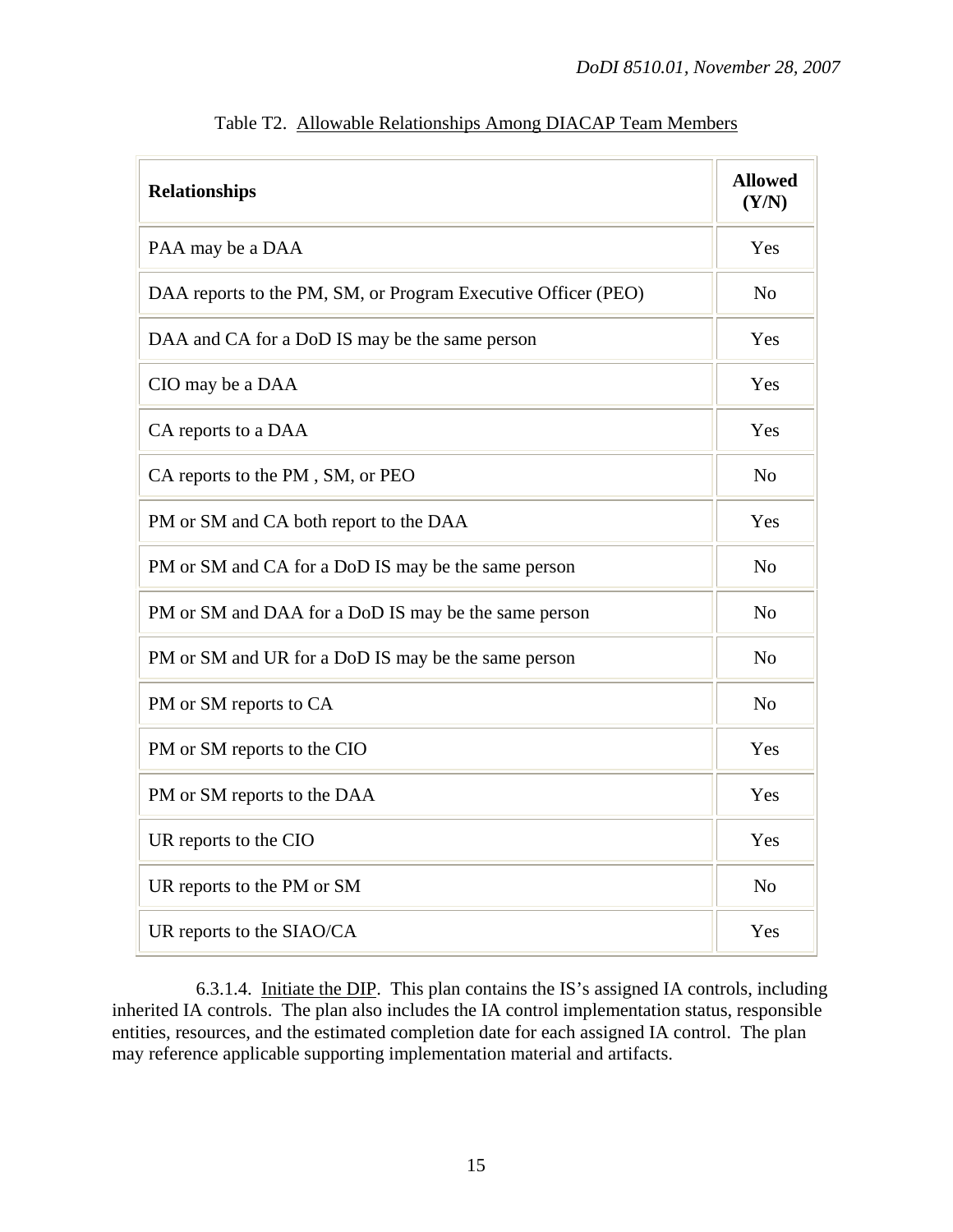Table T2. Allowable Relationships Among DIACAP Team Members

| **Relationships** | **Allowed (Y/N)** |
|---|---|
| PAA may be a DAA | Yes |
| DAA reports to the PM, SM, or Program Executive Officer (PEO) | No |
| DAA and CA for a DoD IS may be the same person | Yes |
| CIO may be a DAA | Yes |
| CA reports to a DAA | Yes |
| CA reports to the PM , SM, or PEO | No |
| PM or SM and CA both report to the DAA | Yes |
| PM or SM and CA for a DoD IS may be the same person | No |
| PM or SM and DAA for a DoD IS may be the same person | No |
| PM or SM and UR for a DoD IS may be the same person | No |
| PM or SM reports to CA | No |
| PM or SM reports to the CIO | Yes |
| PM or SM reports to the DAA | Yes |
| UR reports to the CIO | Yes |
| UR reports to the PM or SM | No |
| UR reports to the SIAO/CA | Yes |

6.3.1.4. Initiate the DIP. This plan contains the IS's assigned IA controls, including inherited IA controls. The plan also includes the IA control implementation status, responsible entities, resources, and the estimated completion date for each assigned IA control. The plan may reference applicable supporting implementation material and artifacts.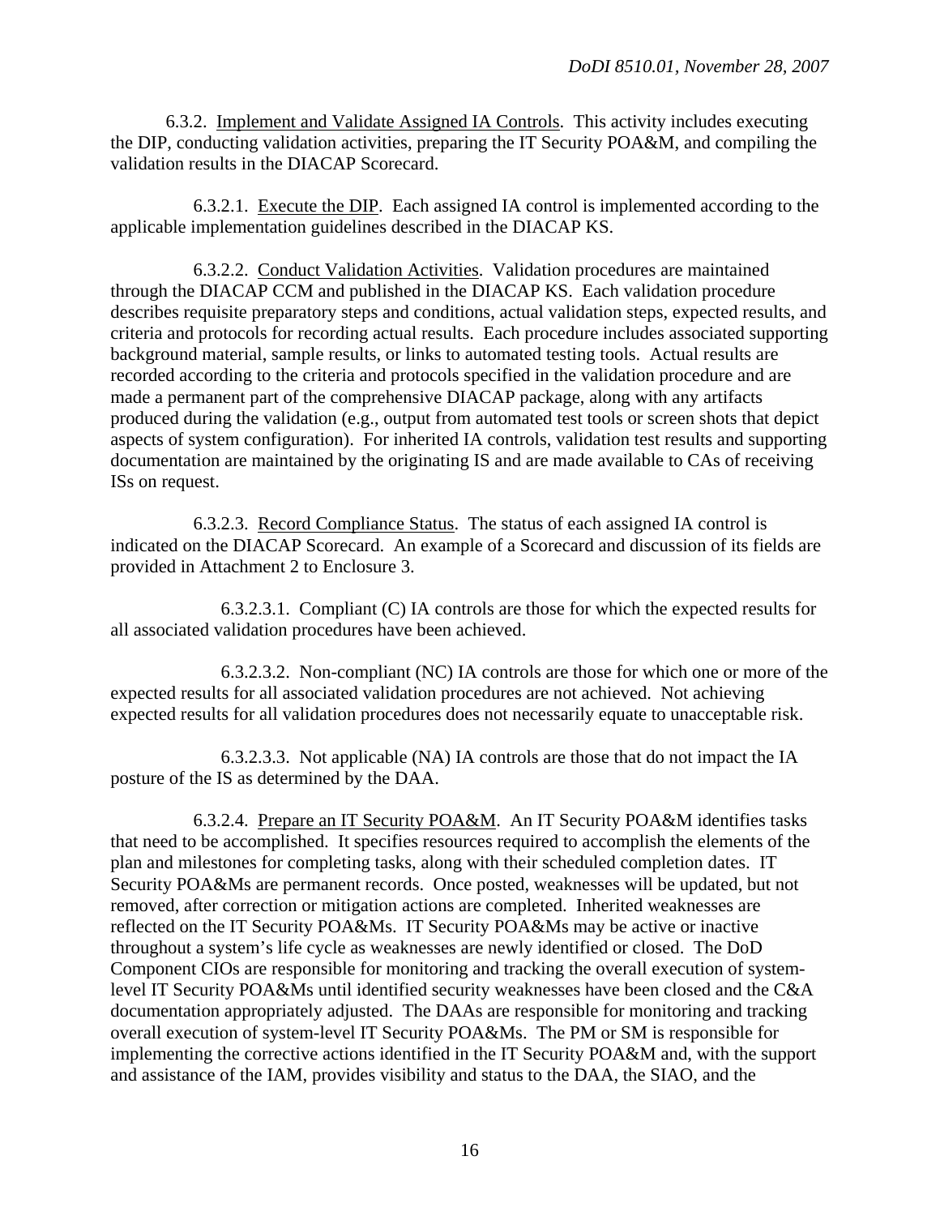6.3.2. Implement and Validate Assigned IA Controls. This activity includes executing the DIP, conducting validation activities, preparing the IT Security POA&M, and compiling the validation results in the DIACAP Scorecard.

6.3.2.1. Execute the DIP. Each assigned IA control is implemented according to the applicable implementation guidelines described in the DIACAP KS.

6.3.2.2. Conduct Validation Activities. Validation procedures are maintained through the DIACAP CCM and published in the DIACAP KS. Each validation procedure describes requisite preparatory steps and conditions, actual validation steps, expected results, and criteria and protocols for recording actual results. Each procedure includes associated supporting background material, sample results, or links to automated testing tools. Actual results are recorded according to the criteria and protocols specified in the validation procedure and are made a permanent part of the comprehensive DIACAP package, along with any artifacts produced during the validation (e.g., output from automated test tools or screen shots that depict aspects of system configuration). For inherited IA controls, validation test results and supporting documentation are maintained by the originating IS and are made available to CAs of receiving ISs on request.

6.3.2.3. Record Compliance Status. The status of each assigned IA control is indicated on the DIACAP Scorecard. An example of a Scorecard and discussion of its fields are provided in Attachment 2 to Enclosure 3.

6.3.2.3.1. Compliant (C) IA controls are those for which the expected results for all associated validation procedures have been achieved.

6.3.2.3.2. Non-compliant (NC) IA controls are those for which one or more of the expected results for all associated validation procedures are not achieved. Not achieving expected results for all validation procedures does not necessarily equate to unacceptable risk.

6.3.2.3.3. Not applicable (NA) IA controls are those that do not impact the IA posture of the IS as determined by the DAA.

6.3.2.4. Prepare an IT Security POA&M. An IT Security POA&M identifies tasks that need to be accomplished. It specifies resources required to accomplish the elements of the plan and milestones for completing tasks, along with their scheduled completion dates. IT Security POA&Ms are permanent records. Once posted, weaknesses will be updated, but not removed, after correction or mitigation actions are completed. Inherited weaknesses are reflected on the IT Security POA&Ms. IT Security POA&Ms may be active or inactive throughout a system's life cycle as weaknesses are newly identified or closed. The DoD Component CIOs are responsible for monitoring and tracking the overall execution of system-level IT Security POA&Ms until identified security weaknesses have been closed and the C&A documentation appropriately adjusted. The DAAs are responsible for monitoring and tracking overall execution of system-level IT Security POA&Ms. The PM or SM is responsible for implementing the corrective actions identified in the IT Security POA&M and, with the support and assistance of the IAM, provides visibility and status to the DAA, the SIAO, and the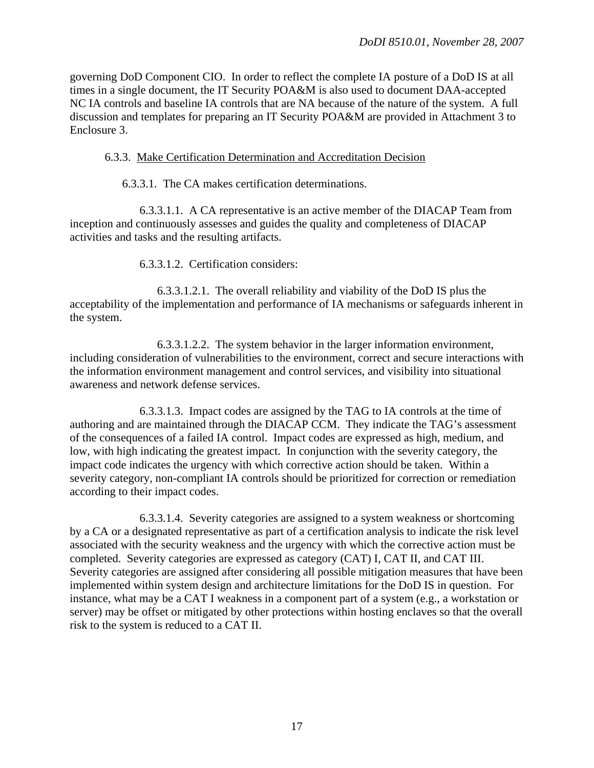governing DoD Component CIO. In order to reflect the complete IA posture of a DoD IS at all times in a single document, the IT Security POA&M is also used to document DAA-accepted NC IA controls and baseline IA controls that are NA because of the nature of the system. A full discussion and templates for preparing an IT Security POA&M are provided in Attachment 3 to Enclosure 3.

6.3.3. Make Certification Determination and Accreditation Decision

6.3.3.1. The CA makes certification determinations.

6.3.3.1.1. A CA representative is an active member of the DIACAP Team from inception and continuously assesses and guides the quality and completeness of DIACAP activities and tasks and the resulting artifacts.

6.3.3.1.2. Certification considers:

6.3.3.1.2.1. The overall reliability and viability of the DoD IS plus the acceptability of the implementation and performance of IA mechanisms or safeguards inherent in the system.

6.3.3.1.2.2. The system behavior in the larger information environment, including consideration of vulnerabilities to the environment, correct and secure interactions with the information environment management and control services, and visibility into situational awareness and network defense services.

6.3.3.1.3. Impact codes are assigned by the TAG to IA controls at the time of authoring and are maintained through the DIACAP CCM. They indicate the TAG's assessment of the consequences of a failed IA control. Impact codes are expressed as high, medium, and low, with high indicating the greatest impact. In conjunction with the severity category, the impact code indicates the urgency with which corrective action should be taken. Within a severity category, non-compliant IA controls should be prioritized for correction or remediation according to their impact codes.

6.3.3.1.4. Severity categories are assigned to a system weakness or shortcoming by a CA or a designated representative as part of a certification analysis to indicate the risk level associated with the security weakness and the urgency with which the corrective action must be completed. Severity categories are expressed as category (CAT) I, CAT II, and CAT III. Severity categories are assigned after considering all possible mitigation measures that have been implemented within system design and architecture limitations for the DoD IS in question. For instance, what may be a CAT I weakness in a component part of a system (e.g., a workstation or server) may be offset or mitigated by other protections within hosting enclaves so that the overall risk to the system is reduced to a CAT II.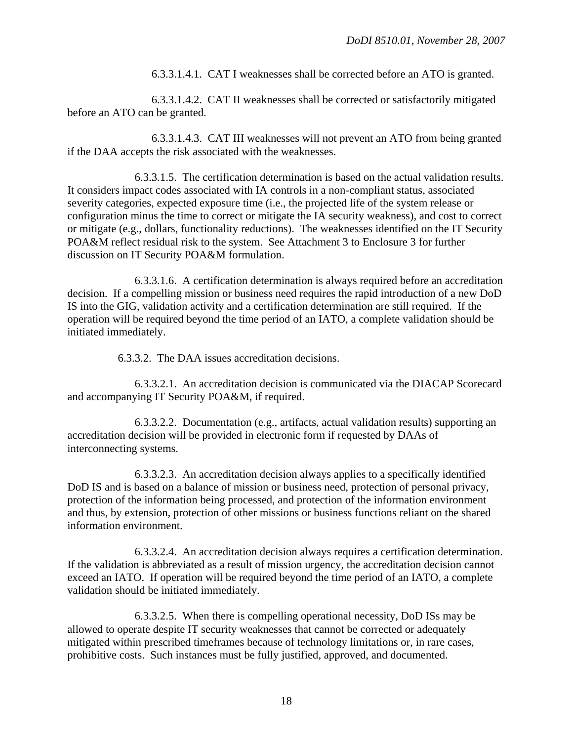6.3.3.1.4.1. CAT I weaknesses shall be corrected before an ATO is granted.

6.3.3.1.4.2. CAT II weaknesses shall be corrected or satisfactorily mitigated before an ATO can be granted.

6.3.3.1.4.3. CAT III weaknesses will not prevent an ATO from being granted if the DAA accepts the risk associated with the weaknesses.

6.3.3.1.5. The certification determination is based on the actual validation results. It considers impact codes associated with IA controls in a non-compliant status, associated severity categories, expected exposure time (i.e., the projected life of the system release or configuration minus the time to correct or mitigate the IA security weakness), and cost to correct or mitigate (e.g., dollars, functionality reductions). The weaknesses identified on the IT Security POA&M reflect residual risk to the system. See Attachment 3 to Enclosure 3 for further discussion on IT Security POA&M formulation.

6.3.3.1.6. A certification determination is always required before an accreditation decision. If a compelling mission or business need requires the rapid introduction of a new DoD IS into the GIG, validation activity and a certification determination are still required. If the operation will be required beyond the time period of an IATO, a complete validation should be initiated immediately.

6.3.3.2. The DAA issues accreditation decisions.

6.3.3.2.1. An accreditation decision is communicated via the DIACAP Scorecard and accompanying IT Security POA&M, if required.

6.3.3.2.2. Documentation (e.g., artifacts, actual validation results) supporting an accreditation decision will be provided in electronic form if requested by DAAs of interconnecting systems.

6.3.3.2.3. An accreditation decision always applies to a specifically identified DoD IS and is based on a balance of mission or business need, protection of personal privacy, protection of the information being processed, and protection of the information environment and thus, by extension, protection of other missions or business functions reliant on the shared information environment.

6.3.3.2.4. An accreditation decision always requires a certification determination. If the validation is abbreviated as a result of mission urgency, the accreditation decision cannot exceed an IATO. If operation will be required beyond the time period of an IATO, a complete validation should be initiated immediately.

6.3.3.2.5. When there is compelling operational necessity, DoD ISs may be allowed to operate despite IT security weaknesses that cannot be corrected or adequately mitigated within prescribed timeframes because of technology limitations or, in rare cases, prohibitive costs. Such instances must be fully justified, approved, and documented.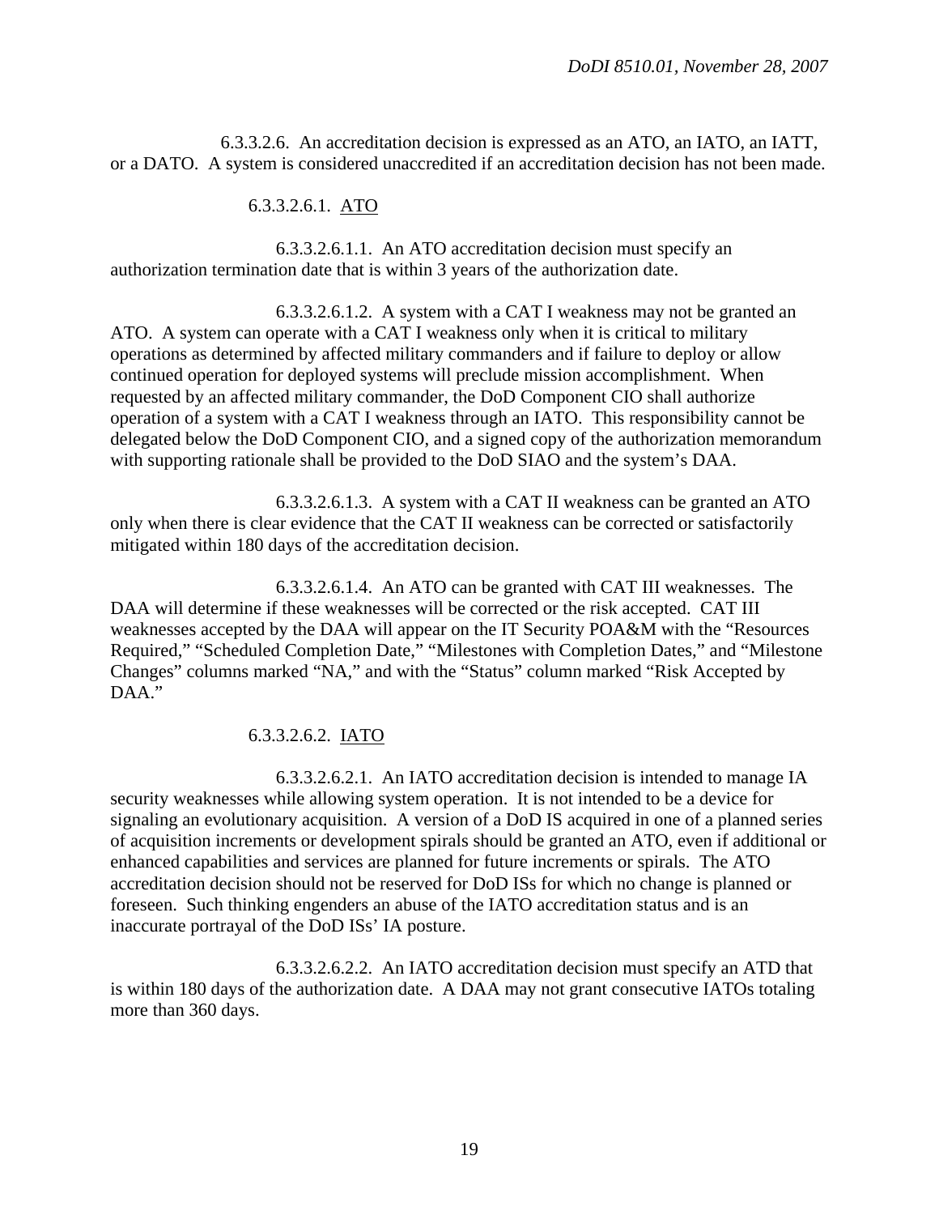6.3.3.2.6. An accreditation decision is expressed as an ATO, an IATO, an IATT, or a DATO. A system is considered unaccredited if an accreditation decision has not been made.

6.3.3.2.6.1. ATO

6.3.3.2.6.1.1. An ATO accreditation decision must specify an authorization termination date that is within 3 years of the authorization date.

6.3.3.2.6.1.2. A system with a CAT I weakness may not be granted an ATO. A system can operate with a CAT I weakness only when it is critical to military operations as determined by affected military commanders and if failure to deploy or allow continued operation for deployed systems will preclude mission accomplishment. When requested by an affected military commander, the DoD Component CIO shall authorize operation of a system with a CAT I weakness through an IATO. This responsibility cannot be delegated below the DoD Component CIO, and a signed copy of the authorization memorandum with supporting rationale shall be provided to the DoD SIAO and the system's DAA.

6.3.3.2.6.1.3. A system with a CAT II weakness can be granted an ATO only when there is clear evidence that the CAT II weakness can be corrected or satisfactorily mitigated within 180 days of the accreditation decision.

6.3.3.2.6.1.4. An ATO can be granted with CAT III weaknesses. The DAA will determine if these weaknesses will be corrected or the risk accepted. CAT III weaknesses accepted by the DAA will appear on the IT Security POA&M with the "Resources Required," "Scheduled Completion Date," "Milestones with Completion Dates," and "Milestone Changes" columns marked "NA," and with the "Status" column marked "Risk Accepted by DAA."

6.3.3.2.6.2. IATO

6.3.3.2.6.2.1. An IATO accreditation decision is intended to manage IA security weaknesses while allowing system operation. It is not intended to be a device for signaling an evolutionary acquisition. A version of a DoD IS acquired in one of a planned series of acquisition increments or development spirals should be granted an ATO, even if additional or enhanced capabilities and services are planned for future increments or spirals. The ATO accreditation decision should not be reserved for DoD ISs for which no change is planned or foreseen. Such thinking engenders an abuse of the IATO accreditation status and is an inaccurate portrayal of the DoD ISs' IA posture.

6.3.3.2.6.2.2. An IATO accreditation decision must specify an ATD that is within 180 days of the authorization date. A DAA may not grant consecutive IATOs totaling more than 360 days.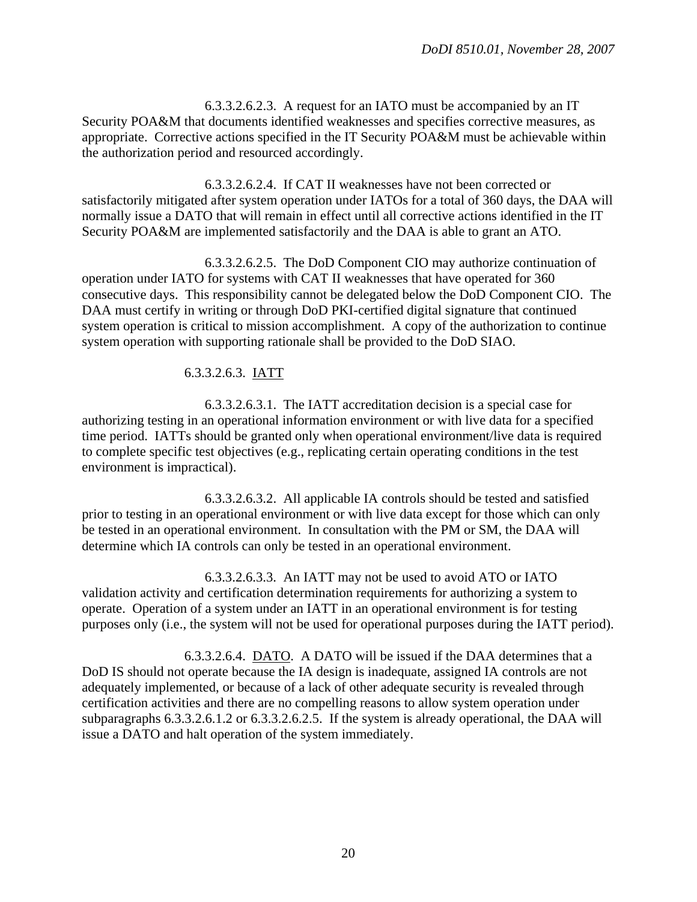6.3.3.2.6.2.3. A request for an IATO must be accompanied by an IT Security POA&M that documents identified weaknesses and specifies corrective measures, as appropriate. Corrective actions specified in the IT Security POA&M must be achievable within the authorization period and resourced accordingly.

6.3.3.2.6.2.4. If CAT II weaknesses have not been corrected or satisfactorily mitigated after system operation under IATOs for a total of 360 days, the DAA will normally issue a DATO that will remain in effect until all corrective actions identified in the IT Security POA&M are implemented satisfactorily and the DAA is able to grant an ATO.

6.3.3.2.6.2.5. The DoD Component CIO may authorize continuation of operation under IATO for systems with CAT II weaknesses that have operated for 360 consecutive days. This responsibility cannot be delegated below the DoD Component CIO. The DAA must certify in writing or through DoD PKI-certified digital signature that continued system operation is critical to mission accomplishment. A copy of the authorization to continue system operation with supporting rationale shall be provided to the DoD SIAO.

6.3.3.2.6.3. IATT

6.3.3.2.6.3.1. The IATT accreditation decision is a special case for authorizing testing in an operational information environment or with live data for a specified time period. IATTs should be granted only when operational environment/live data is required to complete specific test objectives (e.g., replicating certain operating conditions in the test environment is impractical).

6.3.3.2.6.3.2. All applicable IA controls should be tested and satisfied prior to testing in an operational environment or with live data except for those which can only be tested in an operational environment. In consultation with the PM or SM, the DAA will determine which IA controls can only be tested in an operational environment.

6.3.3.2.6.3.3. An IATT may not be used to avoid ATO or IATO validation activity and certification determination requirements for authorizing a system to operate. Operation of a system under an IATT in an operational environment is for testing purposes only (i.e., the system will not be used for operational purposes during the IATT period).

6.3.3.2.6.4. DATO. A DATO will be issued if the DAA determines that a DoD IS should not operate because the IA design is inadequate, assigned IA controls are not adequately implemented, or because of a lack of other adequate security is revealed through certification activities and there are no compelling reasons to allow system operation under subparagraphs 6.3.3.2.6.1.2 or 6.3.3.2.6.2.5. If the system is already operational, the DAA will issue a DATO and halt operation of the system immediately.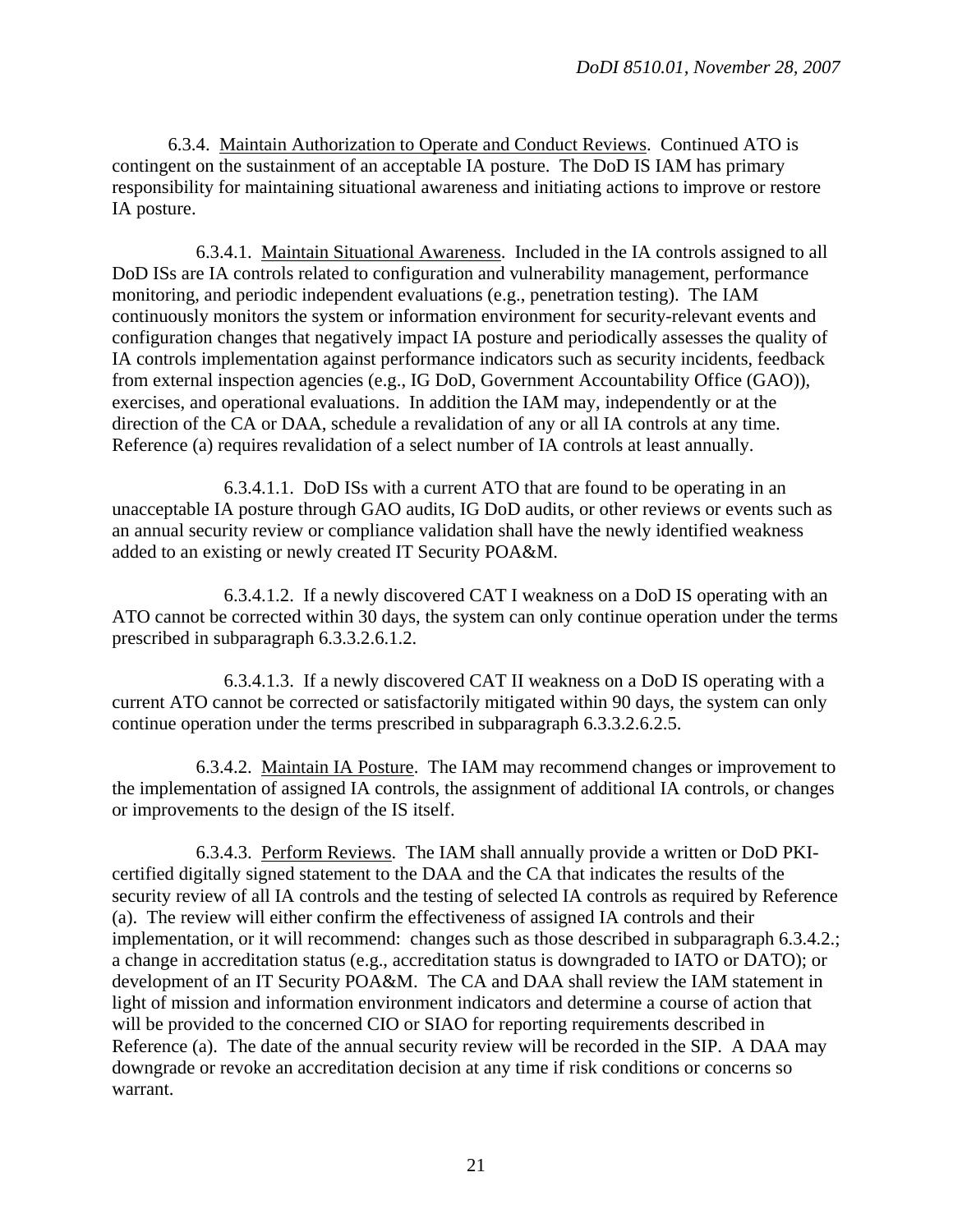6.3.4. Maintain Authorization to Operate and Conduct Reviews. Continued ATO is contingent on the sustainment of an acceptable IA posture. The DoD IS IAM has primary responsibility for maintaining situational awareness and initiating actions to improve or restore IA posture.

6.3.4.1. Maintain Situational Awareness. Included in the IA controls assigned to all DoD ISs are IA controls related to configuration and vulnerability management, performance monitoring, and periodic independent evaluations (e.g., penetration testing). The IAM continuously monitors the system or information environment for security-relevant events and configuration changes that negatively impact IA posture and periodically assesses the quality of IA controls implementation against performance indicators such as security incidents, feedback from external inspection agencies (e.g., IG DoD, Government Accountability Office (GAO)), exercises, and operational evaluations. In addition the IAM may, independently or at the direction of the CA or DAA, schedule a revalidation of any or all IA controls at any time. Reference (a) requires revalidation of a select number of IA controls at least annually.

6.3.4.1.1. DoD ISs with a current ATO that are found to be operating in an unacceptable IA posture through GAO audits, IG DoD audits, or other reviews or events such as an annual security review or compliance validation shall have the newly identified weakness added to an existing or newly created IT Security POA&M.

6.3.4.1.2. If a newly discovered CAT I weakness on a DoD IS operating with an ATO cannot be corrected within 30 days, the system can only continue operation under the terms prescribed in subparagraph 6.3.3.2.6.1.2.

6.3.4.1.3. If a newly discovered CAT II weakness on a DoD IS operating with a current ATO cannot be corrected or satisfactorily mitigated within 90 days, the system can only continue operation under the terms prescribed in subparagraph 6.3.3.2.6.2.5.

6.3.4.2. Maintain IA Posture. The IAM may recommend changes or improvement to the implementation of assigned IA controls, the assignment of additional IA controls, or changes or improvements to the design of the IS itself.

6.3.4.3. Perform Reviews. The IAM shall annually provide a written or DoD PKI-certified digitally signed statement to the DAA and the CA that indicates the results of the security review of all IA controls and the testing of selected IA controls as required by Reference (a). The review will either confirm the effectiveness of assigned IA controls and their implementation, or it will recommend: changes such as those described in subparagraph 6.3.4.2.; a change in accreditation status (e.g., accreditation status is downgraded to IATO or DATO); or development of an IT Security POA&M. The CA and DAA shall review the IAM statement in light of mission and information environment indicators and determine a course of action that will be provided to the concerned CIO or SIAO for reporting requirements described in Reference (a). The date of the annual security review will be recorded in the SIP. A DAA may downgrade or revoke an accreditation decision at any time if risk conditions or concerns so warrant.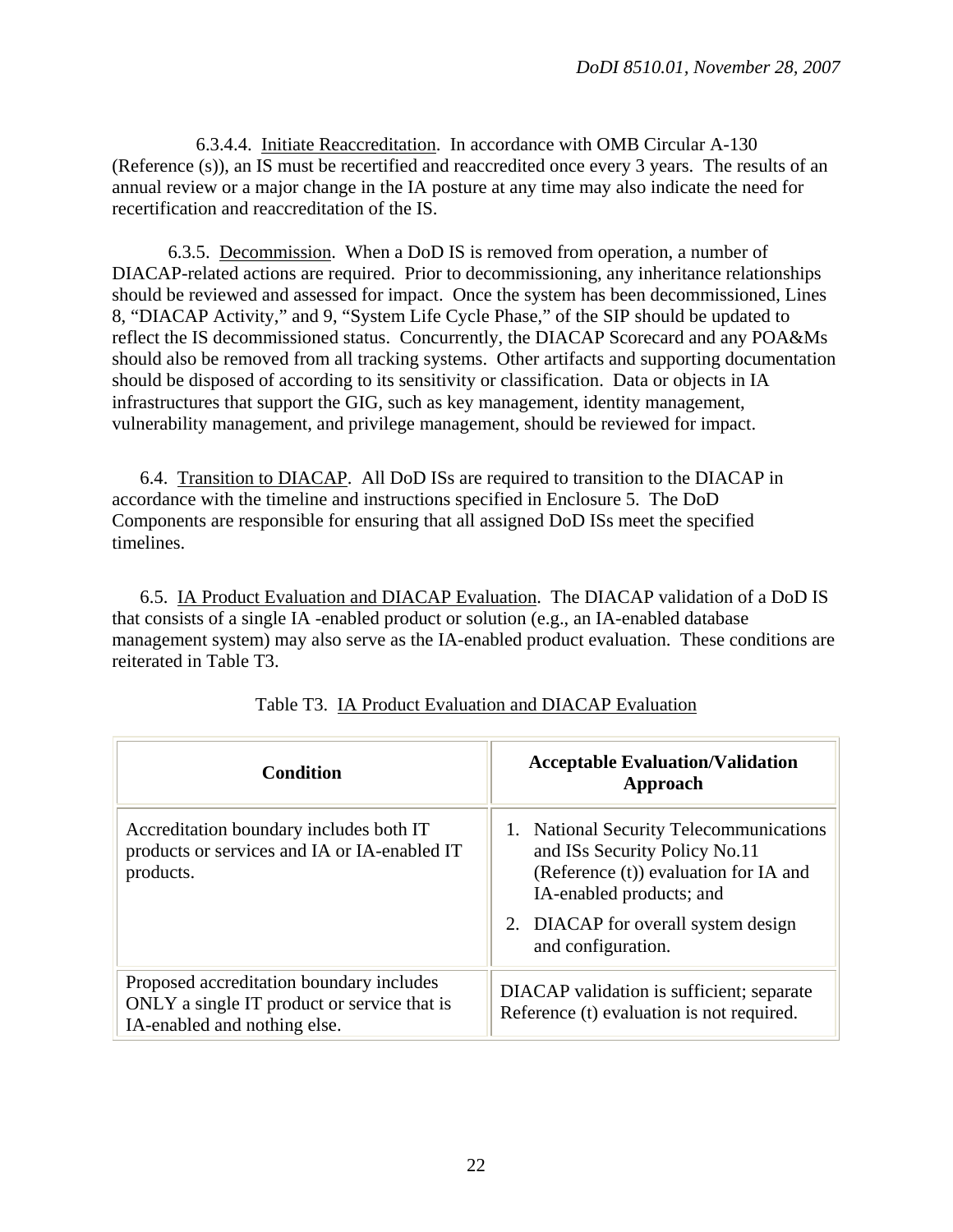6.3.4.4. Initiate Reaccreditation. In accordance with OMB Circular A-130 (Reference (s)), an IS must be recertified and reaccredited once every 3 years. The results of an annual review or a major change in the IA posture at any time may also indicate the need for recertification and reaccreditation of the IS.

6.3.5. Decommission. When a DoD IS is removed from operation, a number of DIACAP-related actions are required. Prior to decommissioning, any inheritance relationships should be reviewed and assessed for impact. Once the system has been decommissioned, Lines 8, "DIACAP Activity," and 9, "System Life Cycle Phase," of the SIP should be updated to reflect the IS decommissioned status. Concurrently, the DIACAP Scorecard and any POA&Ms should also be removed from all tracking systems. Other artifacts and supporting documentation should be disposed of according to its sensitivity or classification. Data or objects in IA infrastructures that support the GIG, such as key management, identity management, vulnerability management, and privilege management, should be reviewed for impact.

6.4. Transition to DIACAP. All DoD ISs are required to transition to the DIACAP in accordance with the timeline and instructions specified in Enclosure 5. The DoD Components are responsible for ensuring that all assigned DoD ISs meet the specified timelines.

6.5. IA Product Evaluation and DIACAP Evaluation. The DIACAP validation of a DoD IS that consists of a single IA -enabled product or solution (e.g., an IA-enabled database management system) may also serve as the IA-enabled product evaluation. These conditions are reiterated in Table T3.

Table T3. IA Product Evaluation and DIACAP Evaluation

| **Condition** | **Acceptable Evaluation/Validation Approach** |
|---|---|
| Accreditation boundary includes both IT products or services and IA or IA-enabled IT products. | 1. National Security Telecommunications and ISs Security Policy No.11 (Reference (t)) evaluation for IA and IA-enabled products; and<br>2. DIACAP for overall system design and configuration. |
| Proposed accreditation boundary includes ONLY a single IT product or service that is IA-enabled and nothing else. | DIACAP validation is sufficient; separate Reference (t) evaluation is not required. |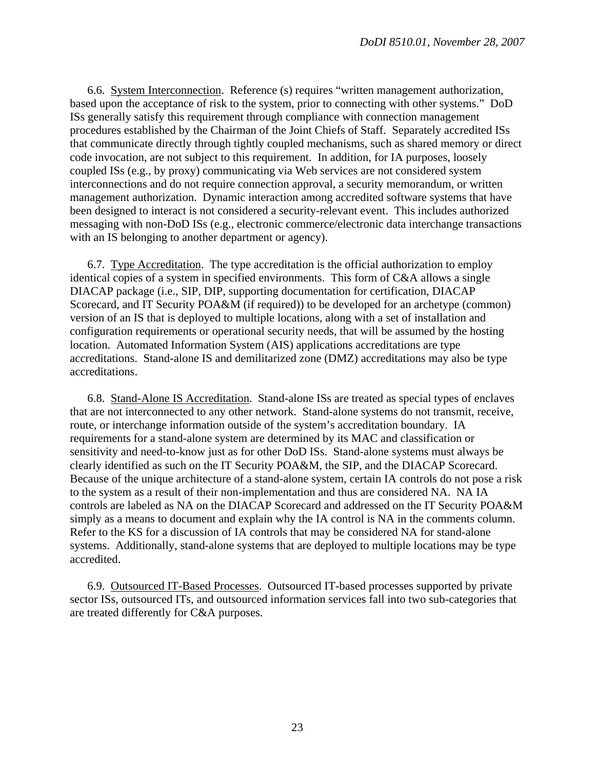6.6. System Interconnection. Reference (s) requires "written management authorization, based upon the acceptance of risk to the system, prior to connecting with other systems." DoD ISs generally satisfy this requirement through compliance with connection management procedures established by the Chairman of the Joint Chiefs of Staff. Separately accredited ISs that communicate directly through tightly coupled mechanisms, such as shared memory or direct code invocation, are not subject to this requirement. In addition, for IA purposes, loosely coupled ISs (e.g., by proxy) communicating via Web services are not considered system interconnections and do not require connection approval, a security memorandum, or written management authorization. Dynamic interaction among accredited software systems that have been designed to interact is not considered a security-relevant event. This includes authorized messaging with non-DoD ISs (e.g., electronic commerce/electronic data interchange transactions with an IS belonging to another department or agency).

6.7. Type Accreditation. The type accreditation is the official authorization to employ identical copies of a system in specified environments. This form of C&A allows a single DIACAP package (i.e., SIP, DIP, supporting documentation for certification, DIACAP Scorecard, and IT Security POA&M (if required)) to be developed for an archetype (common) version of an IS that is deployed to multiple locations, along with a set of installation and configuration requirements or operational security needs, that will be assumed by the hosting location. Automated Information System (AIS) applications accreditations are type accreditations. Stand-alone IS and demilitarized zone (DMZ) accreditations may also be type accreditations.

6.8. Stand-Alone IS Accreditation. Stand-alone ISs are treated as special types of enclaves that are not interconnected to any other network. Stand-alone systems do not transmit, receive, route, or interchange information outside of the system's accreditation boundary. IA requirements for a stand-alone system are determined by its MAC and classification or sensitivity and need-to-know just as for other DoD ISs. Stand-alone systems must always be clearly identified as such on the IT Security POA&M, the SIP, and the DIACAP Scorecard. Because of the unique architecture of a stand-alone system, certain IA controls do not pose a risk to the system as a result of their non-implementation and thus are considered NA. NA IA controls are labeled as NA on the DIACAP Scorecard and addressed on the IT Security POA&M simply as a means to document and explain why the IA control is NA in the comments column. Refer to the KS for a discussion of IA controls that may be considered NA for stand-alone systems. Additionally, stand-alone systems that are deployed to multiple locations may be type accredited.

6.9. Outsourced IT-Based Processes. Outsourced IT-based processes supported by private sector ISs, outsourced ITs, and outsourced information services fall into two sub-categories that are treated differently for C&A purposes.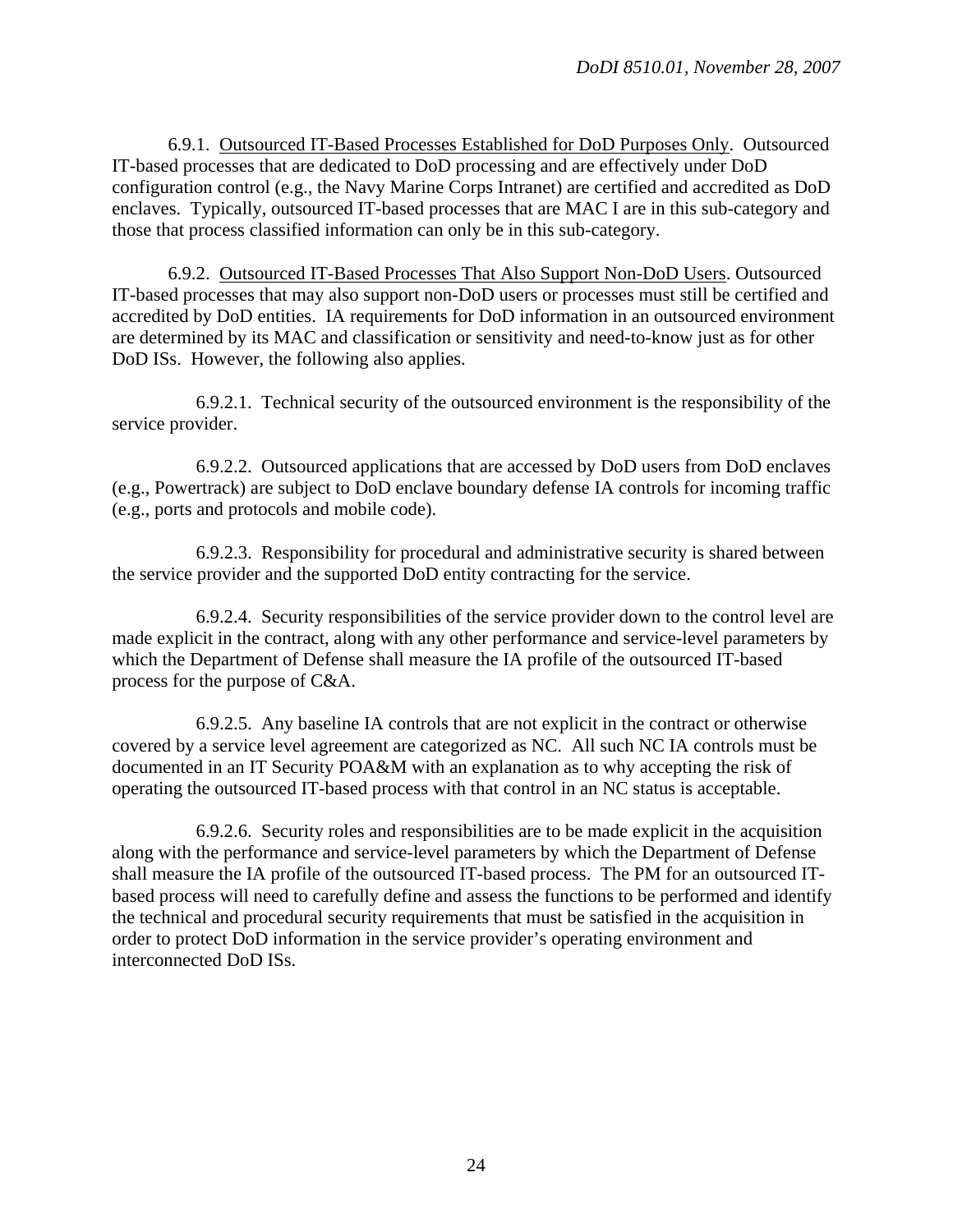6.9.1. <u>Outsourced IT-Based Processes Established for DoD Purposes Only</u>. Outsourced IT-based processes that are dedicated to DoD processing and are effectively under DoD configuration control (e.g., the Navy Marine Corps Intranet) are certified and accredited as DoD enclaves. Typically, outsourced IT-based processes that are MAC I are in this sub-category and those that process classified information can only be in this sub-category.

6.9.2. <u>Outsourced IT-Based Processes That Also Support Non-DoD Users</u>. Outsourced IT-based processes that may also support non-DoD users or processes must still be certified and accredited by DoD entities. IA requirements for DoD information in an outsourced environment are determined by its MAC and classification or sensitivity and need-to-know just as for other DoD ISs. However, the following also applies.

6.9.2.1. Technical security of the outsourced environment is the responsibility of the service provider.

6.9.2.2. Outsourced applications that are accessed by DoD users from DoD enclaves (e.g., Powertrack) are subject to DoD enclave boundary defense IA controls for incoming traffic (e.g., ports and protocols and mobile code).

6.9.2.3. Responsibility for procedural and administrative security is shared between the service provider and the supported DoD entity contracting for the service.

6.9.2.4. Security responsibilities of the service provider down to the control level are made explicit in the contract, along with any other performance and service-level parameters by which the Department of Defense shall measure the IA profile of the outsourced IT-based process for the purpose of C&A.

6.9.2.5. Any baseline IA controls that are not explicit in the contract or otherwise covered by a service level agreement are categorized as NC. All such NC IA controls must be documented in an IT Security POA&M with an explanation as to why accepting the risk of operating the outsourced IT-based process with that control in an NC status is acceptable.

6.9.2.6. Security roles and responsibilities are to be made explicit in the acquisition along with the performance and service-level parameters by which the Department of Defense shall measure the IA profile of the outsourced IT-based process. The PM for an outsourced IT-based process will need to carefully define and assess the functions to be performed and identify the technical and procedural security requirements that must be satisfied in the acquisition in order to protect DoD information in the service provider's operating environment and interconnected DoD ISs.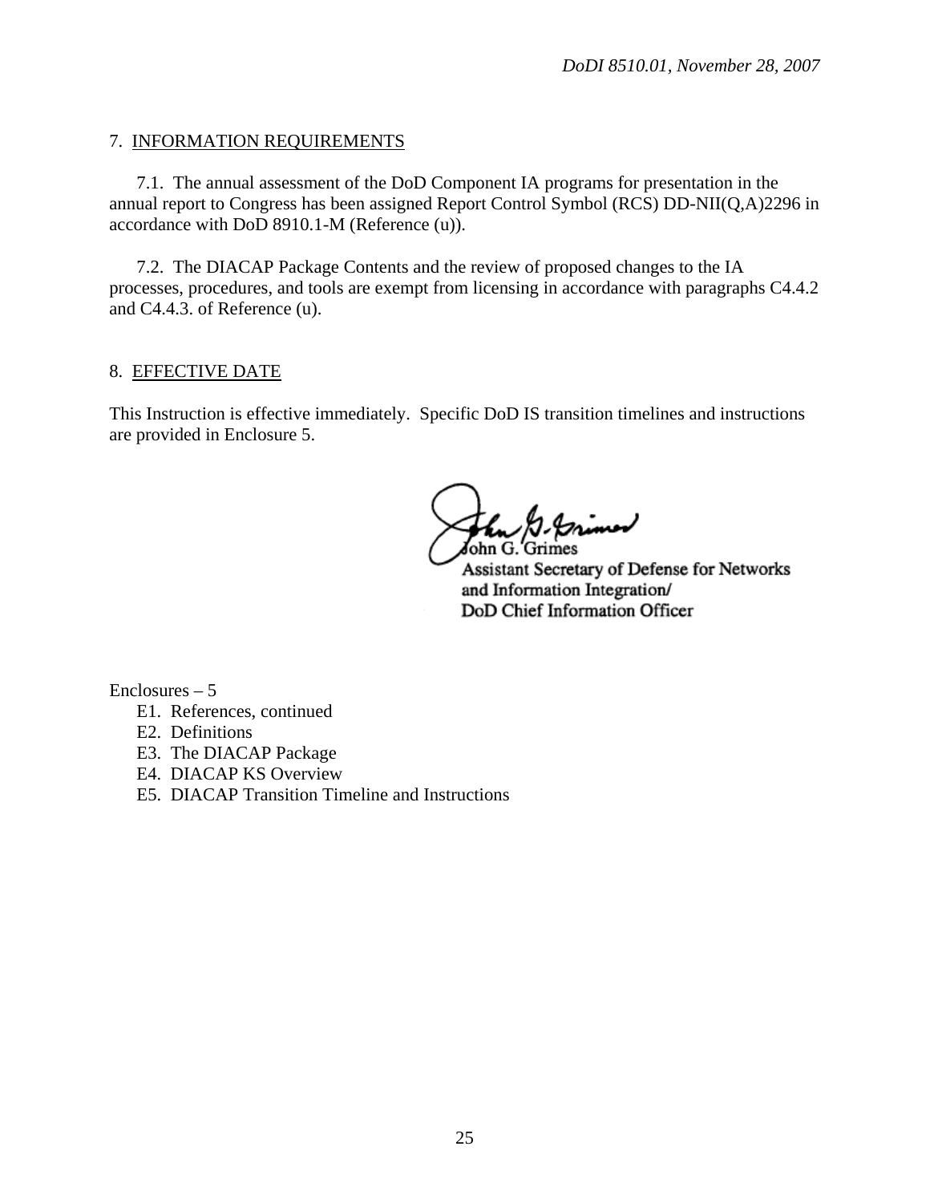## 7. INFORMATION REQUIREMENTS

7.1. The annual assessment of the DoD Component IA programs for presentation in the annual report to Congress has been assigned Report Control Symbol (RCS) DD-NII(Q,A)2296 in accordance with DoD 8910.1-M (Reference (u)).

7.2. The DIACAP Package Contents and the review of proposed changes to the IA processes, procedures, and tools are exempt from licensing in accordance with paragraphs C4.4.2 and C4.4.3. of Reference (u).

## 8. EFFECTIVE DATE

This Instruction is effective immediately. Specific DoD IS transition timelines and instructions are provided in Enclosure 5.

John G. Grimes
Assistant Secretary of Defense for Networks and Information Integration/
DoD Chief Information Officer

Enclosures – 5
- E1. References, continued
- E2. Definitions
- E3. The DIACAP Package
- E4. DIACAP KS Overview
- E5. DIACAP Transition Timeline and Instructions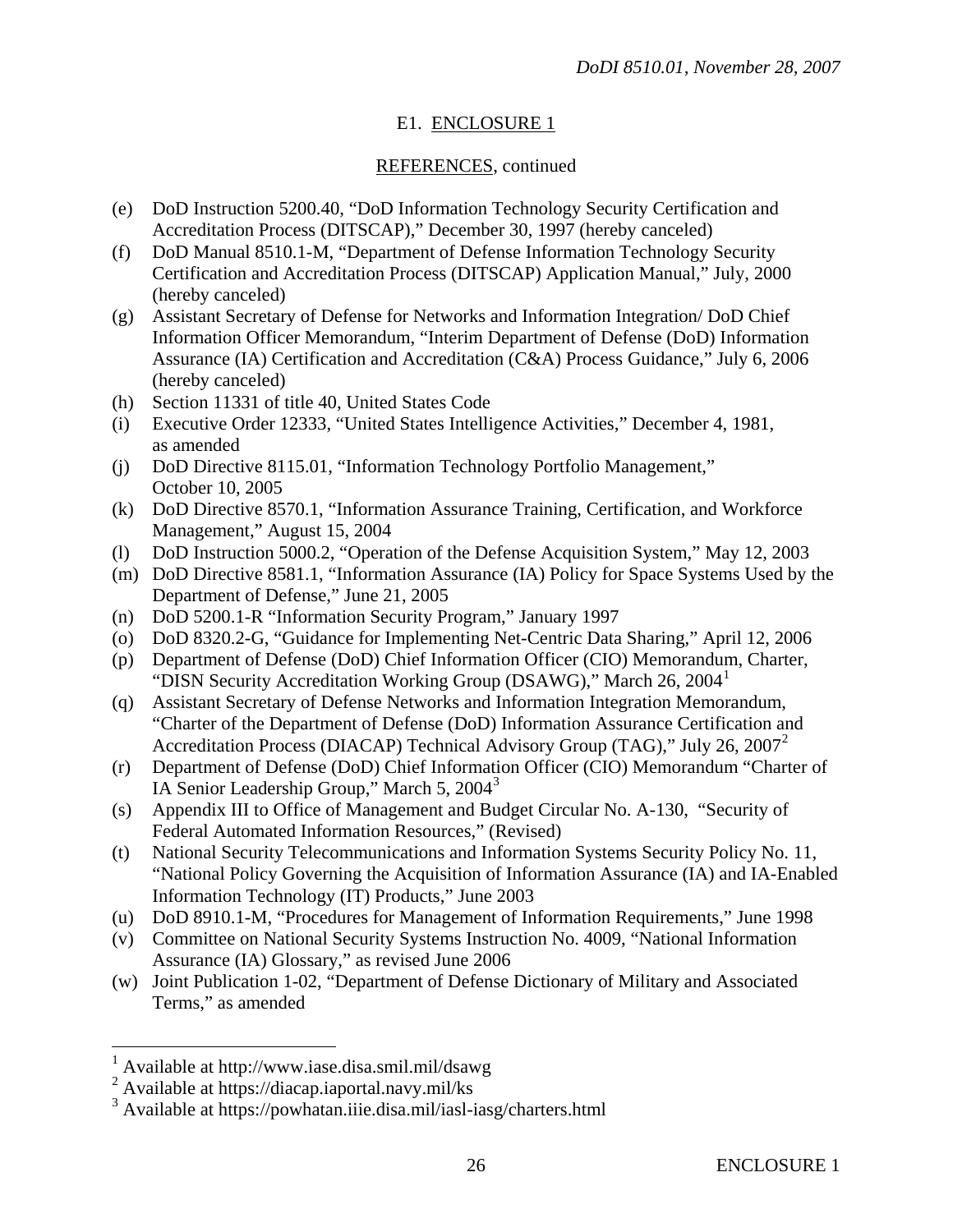# E1. ENCLOSURE 1

## REFERENCES, continued

(e) DoD Instruction 5200.40, "DoD Information Technology Security Certification and Accreditation Process (DITSCAP)," December 30, 1997 (hereby canceled)

(f) DoD Manual 8510.1-M, "Department of Defense Information Technology Security Certification and Accreditation Process (DITSCAP) Application Manual," July, 2000 (hereby canceled)

(g) Assistant Secretary of Defense for Networks and Information Integration/ DoD Chief Information Officer Memorandum, "Interim Department of Defense (DoD) Information Assurance (IA) Certification and Accreditation (C&A) Process Guidance," July 6, 2006 (hereby canceled)

(h) Section 11331 of title 40, United States Code

(i) Executive Order 12333, "United States Intelligence Activities," December 4, 1981, as amended

(j) DoD Directive 8115.01, "Information Technology Portfolio Management," October 10, 2005

(k) DoD Directive 8570.1, "Information Assurance Training, Certification, and Workforce Management," August 15, 2004

(l) DoD Instruction 5000.2, "Operation of the Defense Acquisition System," May 12, 2003

(m) DoD Directive 8581.1, "Information Assurance (IA) Policy for Space Systems Used by the Department of Defense," June 21, 2005

(n) DoD 5200.1-R "Information Security Program," January 1997

(o) DoD 8320.2-G, "Guidance for Implementing Net-Centric Data Sharing," April 12, 2006

(p) Department of Defense (DoD) Chief Information Officer (CIO) Memorandum, Charter, "DISN Security Accreditation Working Group (DSAWG)," March 26, 2004[1]

(q) Assistant Secretary of Defense Networks and Information Integration Memorandum, "Charter of the Department of Defense (DoD) Information Assurance Certification and Accreditation Process (DIACAP) Technical Advisory Group (TAG)," July 26, 2007[2]

(r) Department of Defense (DoD) Chief Information Officer (CIO) Memorandum "Charter of IA Senior Leadership Group," March 5, 2004[3]

(s) Appendix III to Office of Management and Budget Circular No. A-130, "Security of Federal Automated Information Resources," (Revised)

(t) National Security Telecommunications and Information Systems Security Policy No. 11, "National Policy Governing the Acquisition of Information Assurance (IA) and IA-Enabled Information Technology (IT) Products," June 2003

(u) DoD 8910.1-M, "Procedures for Management of Information Requirements," June 1998

(v) Committee on National Security Systems Instruction No. 4009, "National Information Assurance (IA) Glossary," as revised June 2006

(w) Joint Publication 1-02, "Department of Defense Dictionary of Military and Associated Terms," as amended

---

[1] Available at http://www.iase.disa.smil.mil/dsawg

[2] Available at https://diacap.iaportal.navy.mil/ks

[3] Available at https://powhatan.iiie.disa.mil/iasl-iasg/charters.html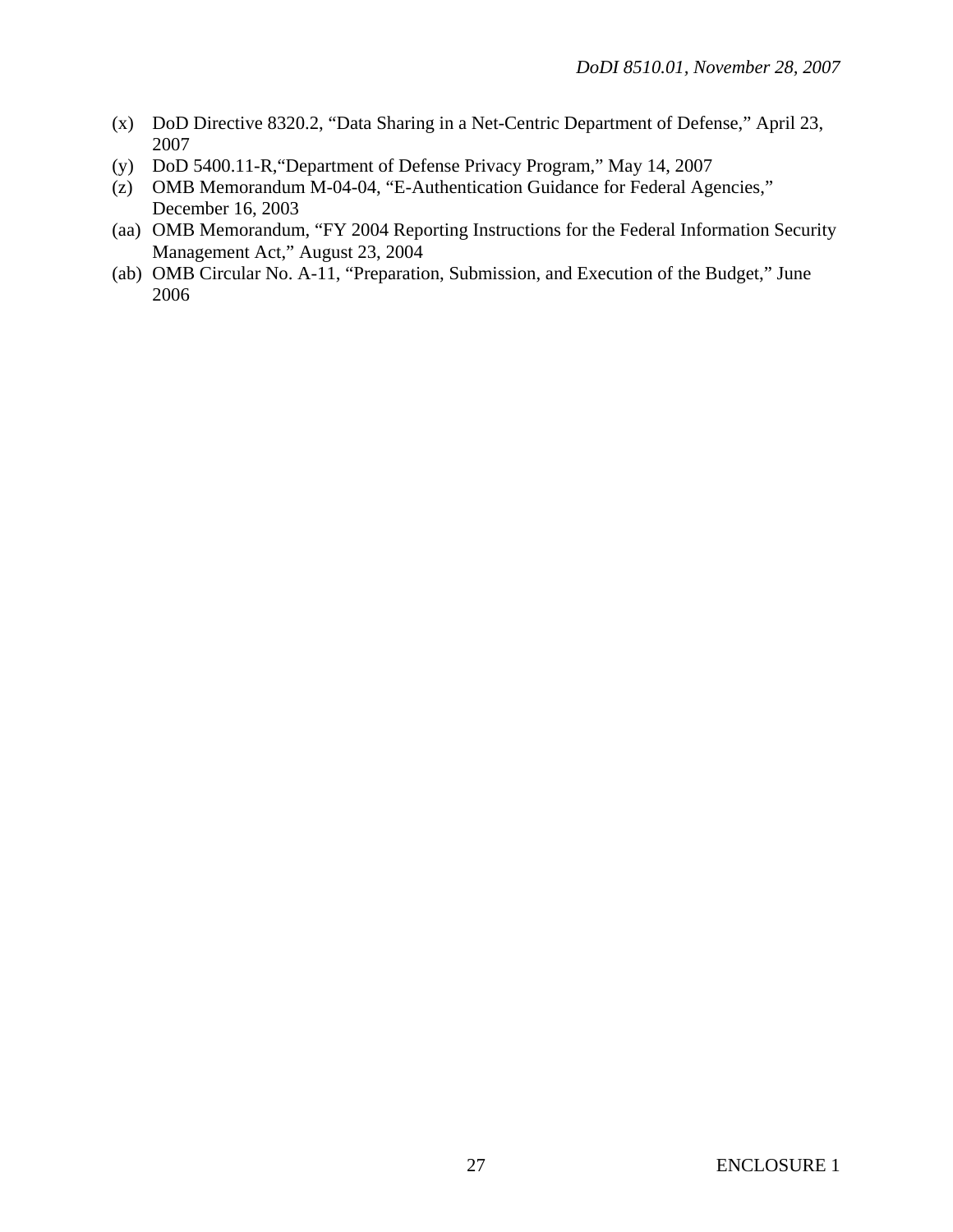(x) DoD Directive 8320.2, “Data Sharing in a Net-Centric Department of Defense,” April 23, 2007

(y) DoD 5400.11-R,“Department of Defense Privacy Program,” May 14, 2007

(z) OMB Memorandum M-04-04, “E-Authentication Guidance for Federal Agencies,” December 16, 2003

(aa) OMB Memorandum, “FY 2004 Reporting Instructions for the Federal Information Security Management Act,” August 23, 2004

(ab) OMB Circular No. A-11, “Preparation, Submission, and Execution of the Budget,” June 2006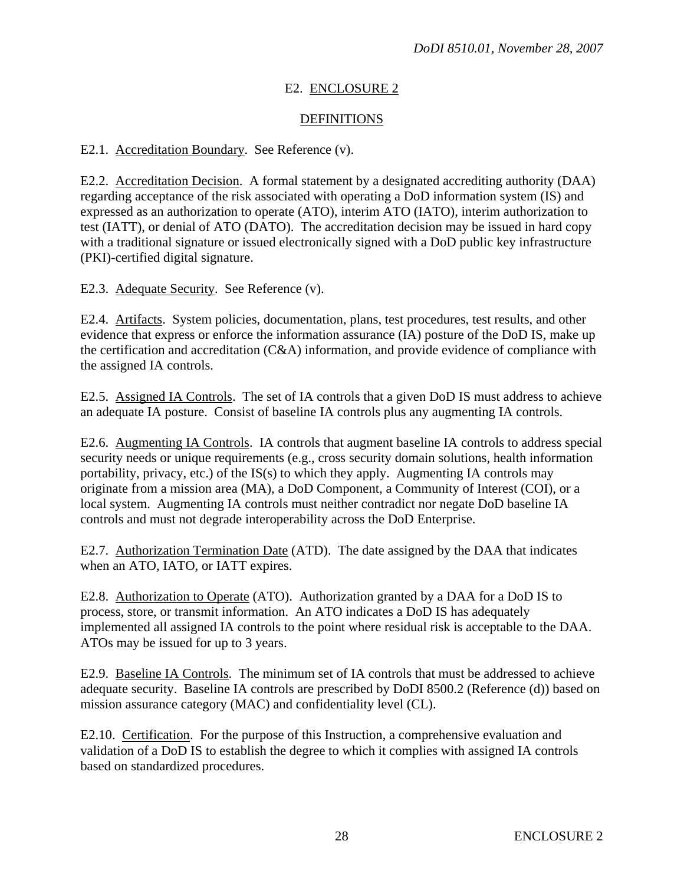## E2. ENCLOSURE 2

## DEFINITIONS

E2.1. Accreditation Boundary. See Reference (v).

E2.2. Accreditation Decision. A formal statement by a designated accrediting authority (DAA) regarding acceptance of the risk associated with operating a DoD information system (IS) and expressed as an authorization to operate (ATO), interim ATO (IATO), interim authorization to test (IATT), or denial of ATO (DATO). The accreditation decision may be issued in hard copy with a traditional signature or issued electronically signed with a DoD public key infrastructure (PKI)-certified digital signature.

E2.3. Adequate Security. See Reference (v).

E2.4. Artifacts. System policies, documentation, plans, test procedures, test results, and other evidence that express or enforce the information assurance (IA) posture of the DoD IS, make up the certification and accreditation (C&A) information, and provide evidence of compliance with the assigned IA controls.

E2.5. Assigned IA Controls. The set of IA controls that a given DoD IS must address to achieve an adequate IA posture. Consist of baseline IA controls plus any augmenting IA controls.

E2.6. Augmenting IA Controls. IA controls that augment baseline IA controls to address special security needs or unique requirements (e.g., cross security domain solutions, health information portability, privacy, etc.) of the IS(s) to which they apply. Augmenting IA controls may originate from a mission area (MA), a DoD Component, a Community of Interest (COI), or a local system. Augmenting IA controls must neither contradict nor negate DoD baseline IA controls and must not degrade interoperability across the DoD Enterprise.

E2.7. Authorization Termination Date (ATD). The date assigned by the DAA that indicates when an ATO, IATO, or IATT expires.

E2.8. Authorization to Operate (ATO). Authorization granted by a DAA for a DoD IS to process, store, or transmit information. An ATO indicates a DoD IS has adequately implemented all assigned IA controls to the point where residual risk is acceptable to the DAA. ATOs may be issued for up to 3 years.

E2.9. Baseline IA Controls. The minimum set of IA controls that must be addressed to achieve adequate security. Baseline IA controls are prescribed by DoDI 8500.2 (Reference (d)) based on mission assurance category (MAC) and confidentiality level (CL).

E2.10. Certification. For the purpose of this Instruction, a comprehensive evaluation and validation of a DoD IS to establish the degree to which it complies with assigned IA controls based on standardized procedures.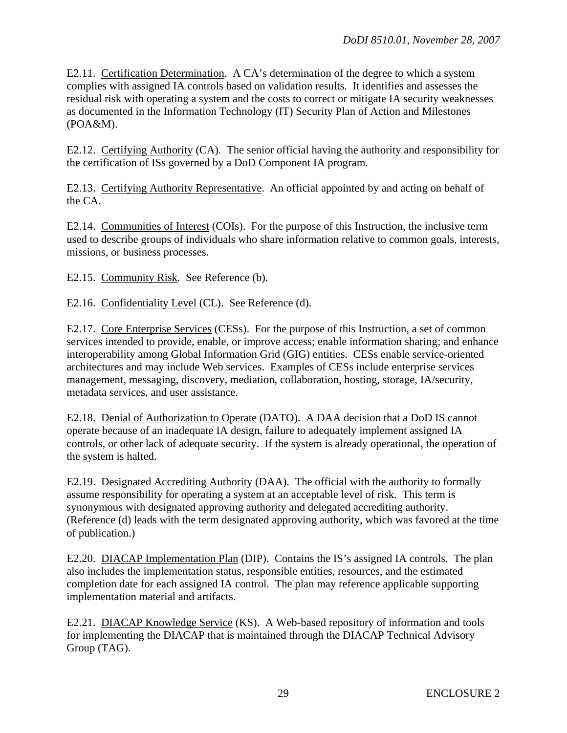E2.11. <u>Certification Determination</u>. A CA's determination of the degree to which a system complies with assigned IA controls based on validation results. It identifies and assesses the residual risk with operating a system and the costs to correct or mitigate IA security weaknesses as documented in the Information Technology (IT) Security Plan of Action and Milestones (POA&M).

E2.12. <u>Certifying Authority</u> (CA). The senior official having the authority and responsibility for the certification of ISs governed by a DoD Component IA program.

E2.13. <u>Certifying Authority Representative</u>. An official appointed by and acting on behalf of the CA.

E2.14. <u>Communities of Interest</u> (COIs). For the purpose of this Instruction, the inclusive term used to describe groups of individuals who share information relative to common goals, interests, missions, or business processes.

E2.15. <u>Community Risk</u>. See Reference (b).

E2.16. <u>Confidentiality Level</u> (CL). See Reference (d).

E2.17. <u>Core Enterprise Services</u> (CESs). For the purpose of this Instruction, a set of common services intended to provide, enable, or improve access; enable information sharing; and enhance interoperability among Global Information Grid (GIG) entities. CESs enable service-oriented architectures and may include Web services. Examples of CESs include enterprise services management, messaging, discovery, mediation, collaboration, hosting, storage, IA/security, metadata services, and user assistance.

E2.18. <u>Denial of Authorization to Operate</u> (DATO). A DAA decision that a DoD IS cannot operate because of an inadequate IA design, failure to adequately implement assigned IA controls, or other lack of adequate security. If the system is already operational, the operation of the system is halted.

E2.19. <u>Designated Accrediting Authority</u> (DAA). The official with the authority to formally assume responsibility for operating a system at an acceptable level of risk. This term is synonymous with designated approving authority and delegated accrediting authority. (Reference (d) leads with the term designated approving authority, which was favored at the time of publication.)

E2.20. <u>DIACAP Implementation Plan</u> (DIP). Contains the IS's assigned IA controls. The plan also includes the implementation status, responsible entities, resources, and the estimated completion date for each assigned IA control. The plan may reference applicable supporting implementation material and artifacts.

E2.21. <u>DIACAP Knowledge Service</u> (KS). A Web-based repository of information and tools for implementing the DIACAP that is maintained through the DIACAP Technical Advisory Group (TAG).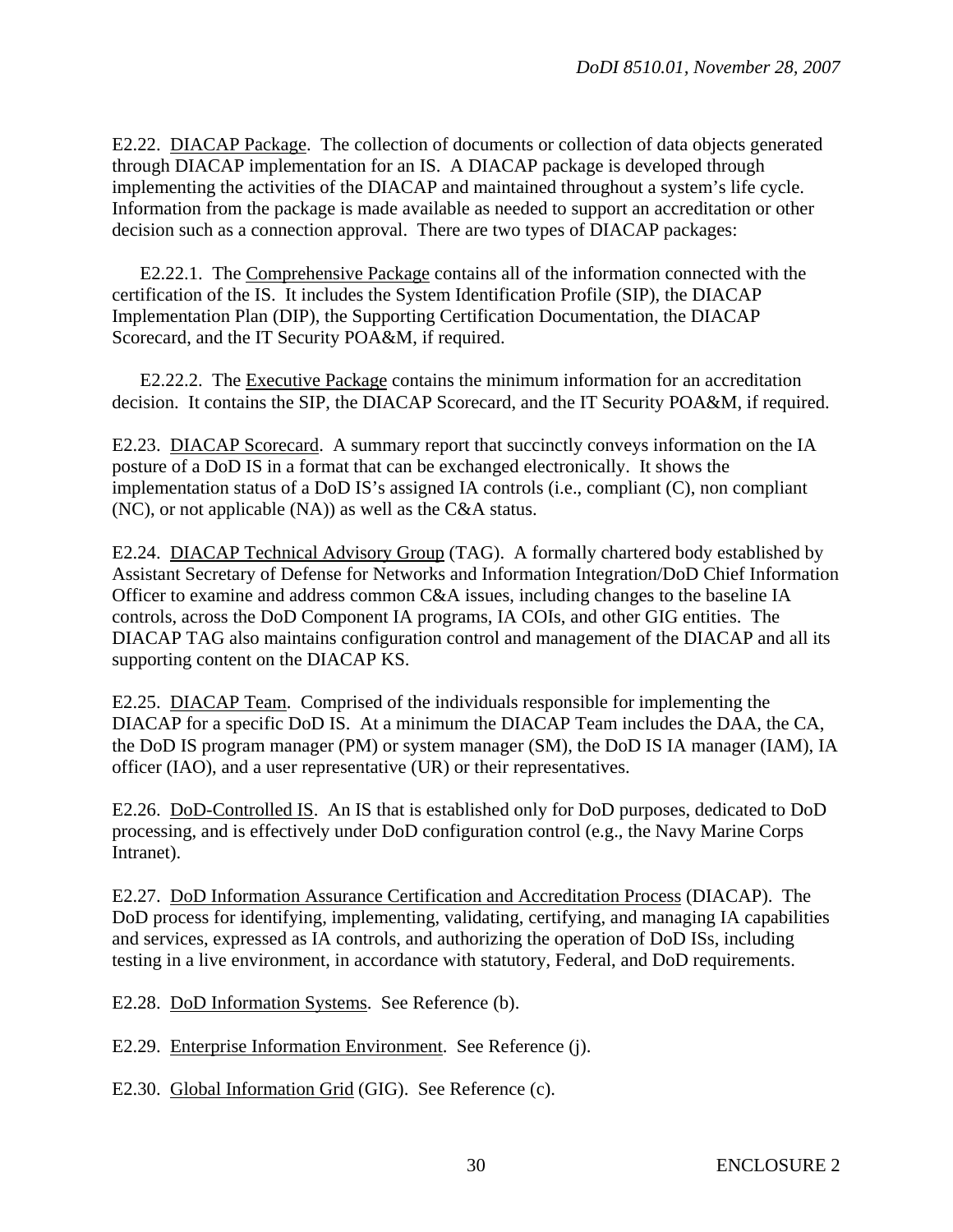E2.22. DIACAP Package. The collection of documents or collection of data objects generated through DIACAP implementation for an IS. A DIACAP package is developed through implementing the activities of the DIACAP and maintained throughout a system's life cycle. Information from the package is made available as needed to support an accreditation or other decision such as a connection approval. There are two types of DIACAP packages:

E2.22.1. The Comprehensive Package contains all of the information connected with the certification of the IS. It includes the System Identification Profile (SIP), the DIACAP Implementation Plan (DIP), the Supporting Certification Documentation, the DIACAP Scorecard, and the IT Security POA&M, if required.

E2.22.2. The Executive Package contains the minimum information for an accreditation decision. It contains the SIP, the DIACAP Scorecard, and the IT Security POA&M, if required.

E2.23. DIACAP Scorecard. A summary report that succinctly conveys information on the IA posture of a DoD IS in a format that can be exchanged electronically. It shows the implementation status of a DoD IS's assigned IA controls (i.e., compliant (C), non compliant (NC), or not applicable (NA)) as well as the C&A status.

E2.24. DIACAP Technical Advisory Group (TAG). A formally chartered body established by Assistant Secretary of Defense for Networks and Information Integration/DoD Chief Information Officer to examine and address common C&A issues, including changes to the baseline IA controls, across the DoD Component IA programs, IA COIs, and other GIG entities. The DIACAP TAG also maintains configuration control and management of the DIACAP and all its supporting content on the DIACAP KS.

E2.25. DIACAP Team. Comprised of the individuals responsible for implementing the DIACAP for a specific DoD IS. At a minimum the DIACAP Team includes the DAA, the CA, the DoD IS program manager (PM) or system manager (SM), the DoD IS IA manager (IAM), IA officer (IAO), and a user representative (UR) or their representatives.

E2.26. DoD-Controlled IS. An IS that is established only for DoD purposes, dedicated to DoD processing, and is effectively under DoD configuration control (e.g., the Navy Marine Corps Intranet).

E2.27. DoD Information Assurance Certification and Accreditation Process (DIACAP). The DoD process for identifying, implementing, validating, certifying, and managing IA capabilities and services, expressed as IA controls, and authorizing the operation of DoD ISs, including testing in a live environment, in accordance with statutory, Federal, and DoD requirements.

E2.28. DoD Information Systems. See Reference (b).

E2.29. Enterprise Information Environment. See Reference (j).

E2.30. Global Information Grid (GIG). See Reference (c).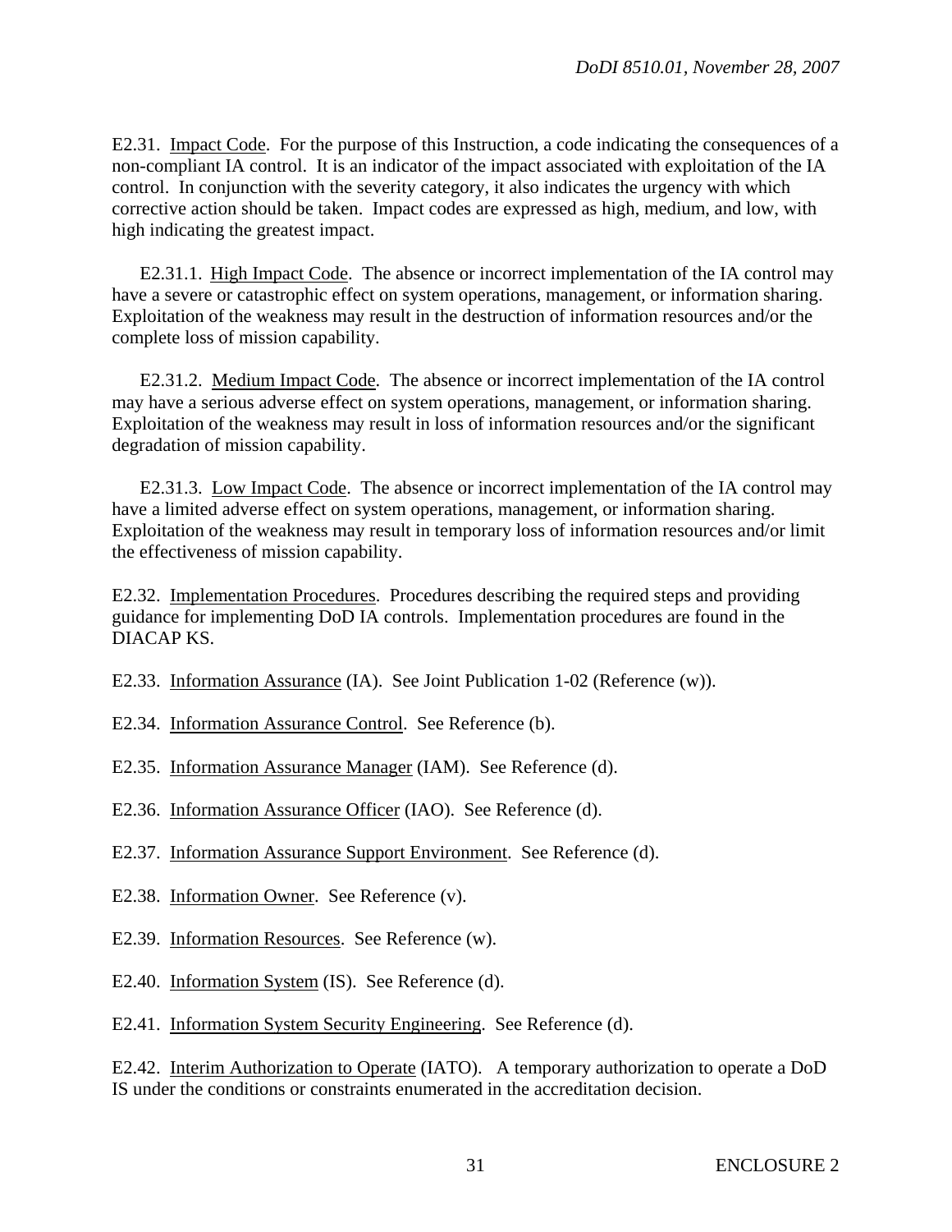E2.31. Impact Code. For the purpose of this Instruction, a code indicating the consequences of a non-compliant IA control. It is an indicator of the impact associated with exploitation of the IA control. In conjunction with the severity category, it also indicates the urgency with which corrective action should be taken. Impact codes are expressed as high, medium, and low, with high indicating the greatest impact.

E2.31.1. High Impact Code. The absence or incorrect implementation of the IA control may have a severe or catastrophic effect on system operations, management, or information sharing. Exploitation of the weakness may result in the destruction of information resources and/or the complete loss of mission capability.

E2.31.2. Medium Impact Code. The absence or incorrect implementation of the IA control may have a serious adverse effect on system operations, management, or information sharing. Exploitation of the weakness may result in loss of information resources and/or the significant degradation of mission capability.

E2.31.3. Low Impact Code. The absence or incorrect implementation of the IA control may have a limited adverse effect on system operations, management, or information sharing. Exploitation of the weakness may result in temporary loss of information resources and/or limit the effectiveness of mission capability.

E2.32. Implementation Procedures. Procedures describing the required steps and providing guidance for implementing DoD IA controls. Implementation procedures are found in the DIACAP KS.

E2.33. Information Assurance (IA). See Joint Publication 1-02 (Reference (w)).

E2.34. Information Assurance Control. See Reference (b).

E2.35. Information Assurance Manager (IAM). See Reference (d).

E2.36. Information Assurance Officer (IAO). See Reference (d).

E2.37. Information Assurance Support Environment. See Reference (d).

E2.38. Information Owner. See Reference (v).

E2.39. Information Resources. See Reference (w).

E2.40. Information System (IS). See Reference (d).

E2.41. Information System Security Engineering. See Reference (d).

E2.42. Interim Authorization to Operate (IATO). A temporary authorization to operate a DoD IS under the conditions or constraints enumerated in the accreditation decision.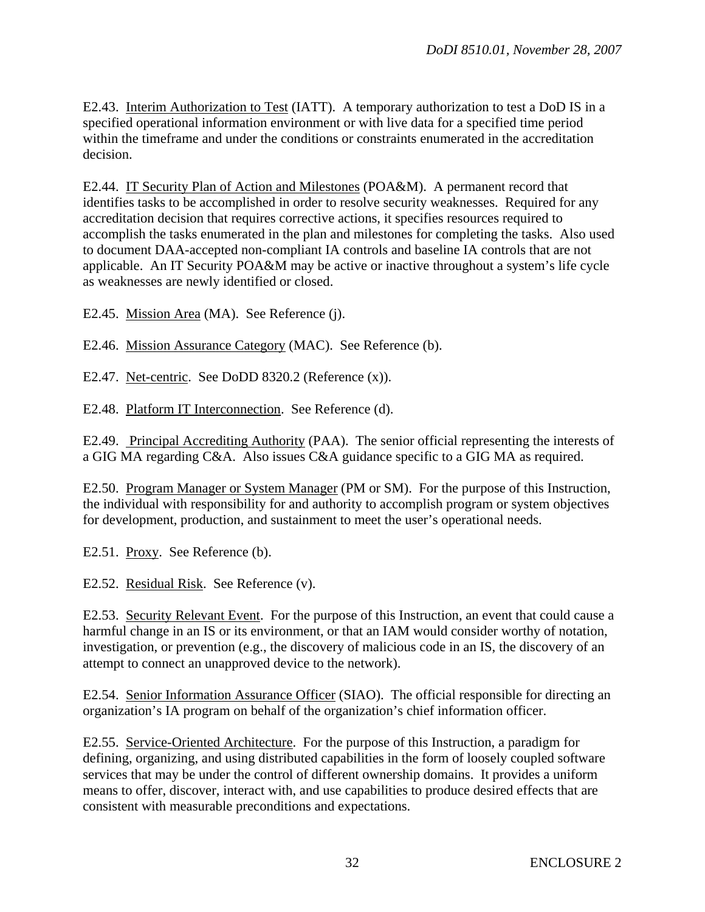E2.43. Interim Authorization to Test (IATT). A temporary authorization to test a DoD IS in a specified operational information environment or with live data for a specified time period within the timeframe and under the conditions or constraints enumerated in the accreditation decision.

E2.44. IT Security Plan of Action and Milestones (POA&M). A permanent record that identifies tasks to be accomplished in order to resolve security weaknesses. Required for any accreditation decision that requires corrective actions, it specifies resources required to accomplish the tasks enumerated in the plan and milestones for completing the tasks. Also used to document DAA-accepted non-compliant IA controls and baseline IA controls that are not applicable. An IT Security POA&M may be active or inactive throughout a system's life cycle as weaknesses are newly identified or closed.

E2.45. Mission Area (MA). See Reference (j).

E2.46. Mission Assurance Category (MAC). See Reference (b).

E2.47. Net-centric. See DoDD 8320.2 (Reference (x)).

E2.48. Platform IT Interconnection. See Reference (d).

E2.49. Principal Accrediting Authority (PAA). The senior official representing the interests of a GIG MA regarding C&A. Also issues C&A guidance specific to a GIG MA as required.

E2.50. Program Manager or System Manager (PM or SM). For the purpose of this Instruction, the individual with responsibility for and authority to accomplish program or system objectives for development, production, and sustainment to meet the user's operational needs.

E2.51. Proxy. See Reference (b).

E2.52. Residual Risk. See Reference (v).

E2.53. Security Relevant Event. For the purpose of this Instruction, an event that could cause a harmful change in an IS or its environment, or that an IAM would consider worthy of notation, investigation, or prevention (e.g., the discovery of malicious code in an IS, the discovery of an attempt to connect an unapproved device to the network).

E2.54. Senior Information Assurance Officer (SIAO). The official responsible for directing an organization's IA program on behalf of the organization's chief information officer.

E2.55. Service-Oriented Architecture. For the purpose of this Instruction, a paradigm for defining, organizing, and using distributed capabilities in the form of loosely coupled software services that may be under the control of different ownership domains. It provides a uniform means to offer, discover, interact with, and use capabilities to produce desired effects that are consistent with measurable preconditions and expectations.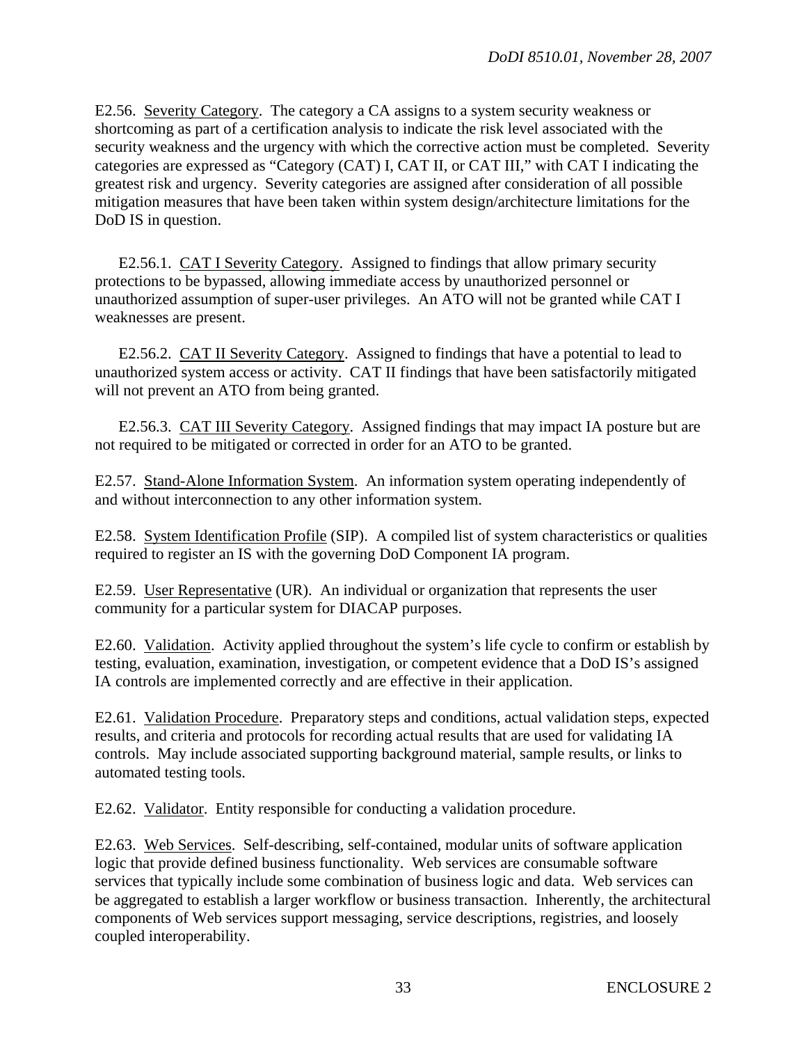E2.56. Severity Category. The category a CA assigns to a system security weakness or shortcoming as part of a certification analysis to indicate the risk level associated with the security weakness and the urgency with which the corrective action must be completed. Severity categories are expressed as "Category (CAT) I, CAT II, or CAT III," with CAT I indicating the greatest risk and urgency. Severity categories are assigned after consideration of all possible mitigation measures that have been taken within system design/architecture limitations for the DoD IS in question.

E2.56.1. CAT I Severity Category. Assigned to findings that allow primary security protections to be bypassed, allowing immediate access by unauthorized personnel or unauthorized assumption of super-user privileges. An ATO will not be granted while CAT I weaknesses are present.

E2.56.2. CAT II Severity Category. Assigned to findings that have a potential to lead to unauthorized system access or activity. CAT II findings that have been satisfactorily mitigated will not prevent an ATO from being granted.

E2.56.3. CAT III Severity Category. Assigned findings that may impact IA posture but are not required to be mitigated or corrected in order for an ATO to be granted.

E2.57. Stand-Alone Information System. An information system operating independently of and without interconnection to any other information system.

E2.58. System Identification Profile (SIP). A compiled list of system characteristics or qualities required to register an IS with the governing DoD Component IA program.

E2.59. User Representative (UR). An individual or organization that represents the user community for a particular system for DIACAP purposes.

E2.60. Validation. Activity applied throughout the system's life cycle to confirm or establish by testing, evaluation, examination, investigation, or competent evidence that a DoD IS's assigned IA controls are implemented correctly and are effective in their application.

E2.61. Validation Procedure. Preparatory steps and conditions, actual validation steps, expected results, and criteria and protocols for recording actual results that are used for validating IA controls. May include associated supporting background material, sample results, or links to automated testing tools.

E2.62. Validator. Entity responsible for conducting a validation procedure.

E2.63. Web Services. Self-describing, self-contained, modular units of software application logic that provide defined business functionality. Web services are consumable software services that typically include some combination of business logic and data. Web services can be aggregated to establish a larger workflow or business transaction. Inherently, the architectural components of Web services support messaging, service descriptions, registries, and loosely coupled interoperability.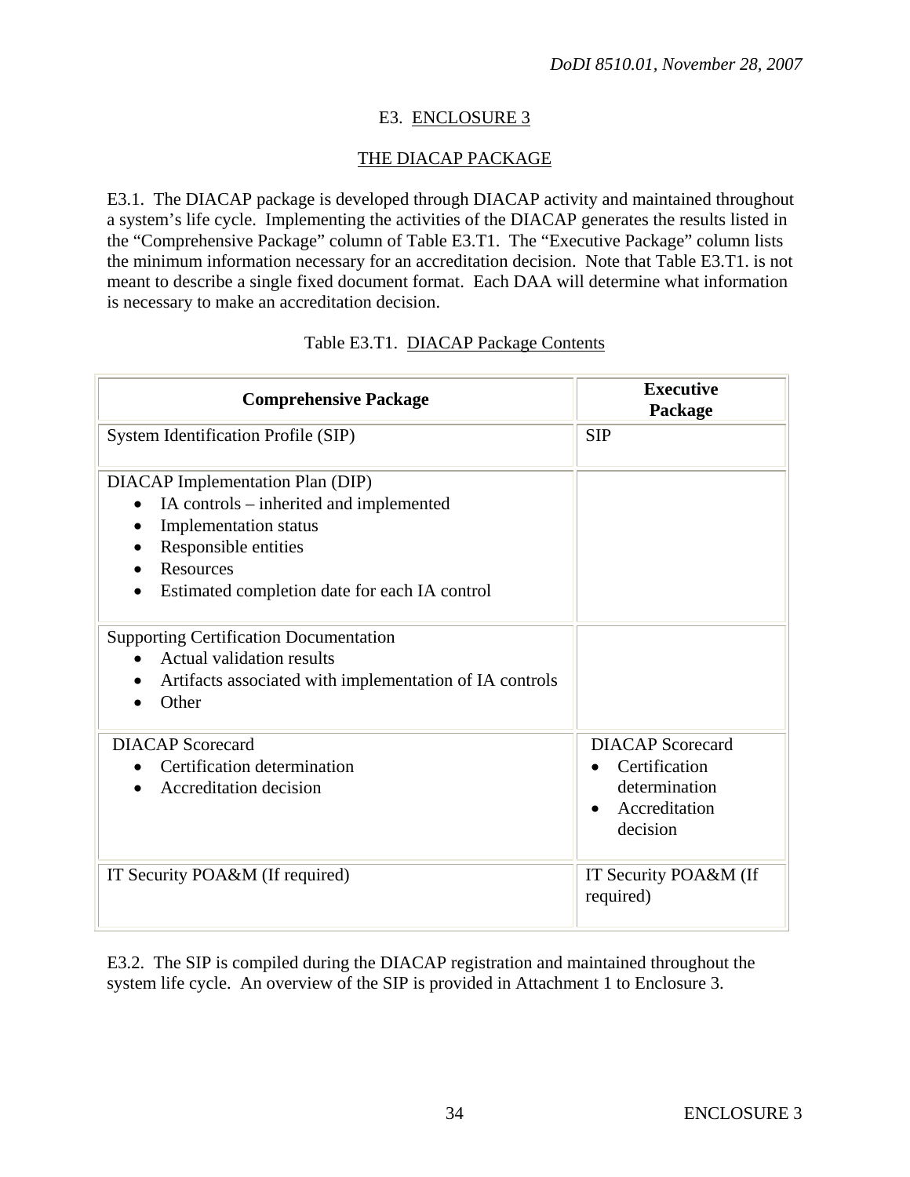# E3. ENCLOSURE 3

## THE DIACAP PACKAGE

E3.1. The DIACAP package is developed through DIACAP activity and maintained throughout a system's life cycle. Implementing the activities of the DIACAP generates the results listed in the "Comprehensive Package" column of Table E3.T1. The "Executive Package" column lists the minimum information necessary for an accreditation decision. Note that Table E3.T1. is not meant to describe a single fixed document format. Each DAA will determine what information is necessary to make an accreditation decision.

Table E3.T1. DIACAP Package Contents

| Comprehensive Package | Executive Package |
|---|---|
| System Identification Profile (SIP) | SIP |
| DIACAP Implementation Plan (DIP)<br>• IA controls – inherited and implemented<br>• Implementation status<br>• Responsible entities<br>• Resources<br>• Estimated completion date for each IA control | |
| Supporting Certification Documentation<br>• Actual validation results<br>• Artifacts associated with implementation of IA controls<br>• Other | |
| DIACAP Scorecard<br>• Certification determination<br>• Accreditation decision | DIACAP Scorecard<br>• Certification determination<br>• Accreditation decision |
| IT Security POA&M (If required) | IT Security POA&M (If required) |

E3.2. The SIP is compiled during the DIACAP registration and maintained throughout the system life cycle. An overview of the SIP is provided in Attachment 1 to Enclosure 3.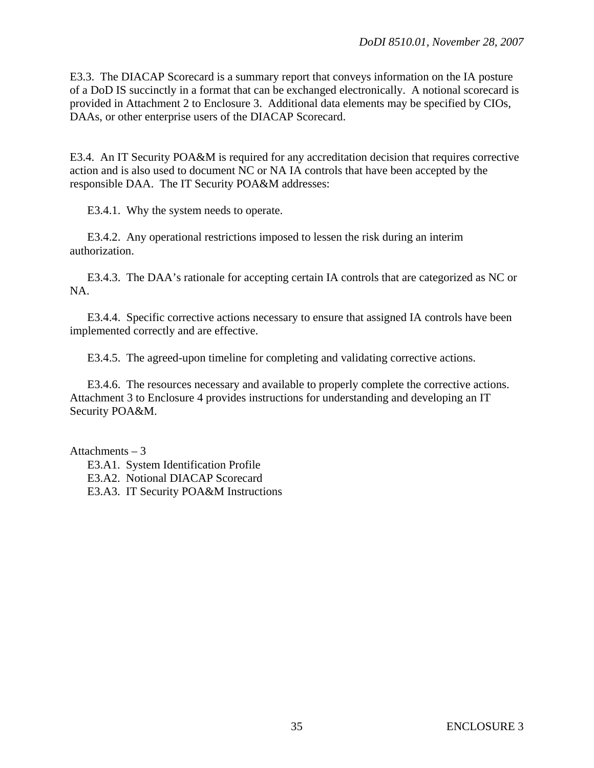E3.3. The DIACAP Scorecard is a summary report that conveys information on the IA posture of a DoD IS succinctly in a format that can be exchanged electronically. A notional scorecard is provided in Attachment 2 to Enclosure 3. Additional data elements may be specified by CIOs, DAAs, or other enterprise users of the DIACAP Scorecard.

E3.4. An IT Security POA&M is required for any accreditation decision that requires corrective action and is also used to document NC or NA IA controls that have been accepted by the responsible DAA. The IT Security POA&M addresses:

E3.4.1. Why the system needs to operate.

E3.4.2. Any operational restrictions imposed to lessen the risk during an interim authorization.

E3.4.3. The DAA's rationale for accepting certain IA controls that are categorized as NC or NA.

E3.4.4. Specific corrective actions necessary to ensure that assigned IA controls have been implemented correctly and are effective.

E3.4.5. The agreed-upon timeline for completing and validating corrective actions.

E3.4.6. The resources necessary and available to properly complete the corrective actions. Attachment 3 to Enclosure 4 provides instructions for understanding and developing an IT Security POA&M.

Attachments – 3
E3.A1. System Identification Profile
E3.A2. Notional DIACAP Scorecard
E3.A3. IT Security POA&M Instructions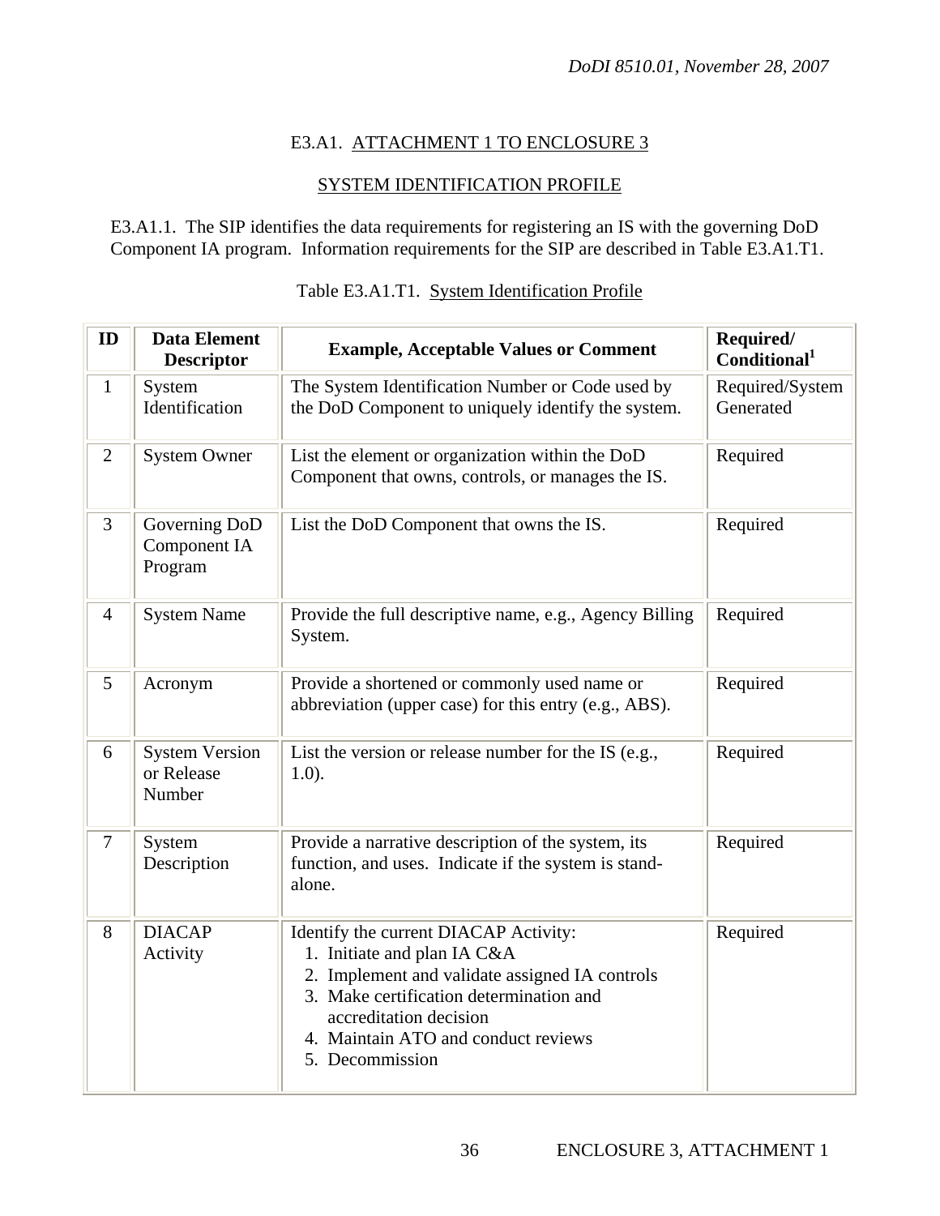## E3.A1. ATTACHMENT 1 TO ENCLOSURE 3

### SYSTEM IDENTIFICATION PROFILE

E3.A1.1. The SIP identifies the data requirements for registering an IS with the governing DoD Component IA program. Information requirements for the SIP are described in Table E3.A1.T1.

Table E3.A1.T1. System Identification Profile

| ID | Data Element Descriptor | Example, Acceptable Values or Comment | Required/ Conditional[1] |
|---|---|---|---|
| 1 | System Identification | The System Identification Number or Code used by the DoD Component to uniquely identify the system. | Required/System Generated |
| 2 | System Owner | List the element or organization within the DoD Component that owns, controls, or manages the IS. | Required |
| 3 | Governing DoD Component IA Program | List the DoD Component that owns the IS. | Required |
| 4 | System Name | Provide the full descriptive name, e.g., Agency Billing System. | Required |
| 5 | Acronym | Provide a shortened or commonly used name or abbreviation (upper case) for this entry (e.g., ABS). | Required |
| 6 | System Version or Release Number | List the version or release number for the IS (e.g., 1.0). | Required |
| 7 | System Description | Provide a narrative description of the system, its function, and uses. Indicate if the system is stand-alone. | Required |
| 8 | DIACAP Activity | Identify the current DIACAP Activity:<br>1. Initiate and plan IA C&A<br>2. Implement and validate assigned IA controls<br>3. Make certification determination and accreditation decision<br>4. Maintain ATO and conduct reviews<br>5. Decommission | Required |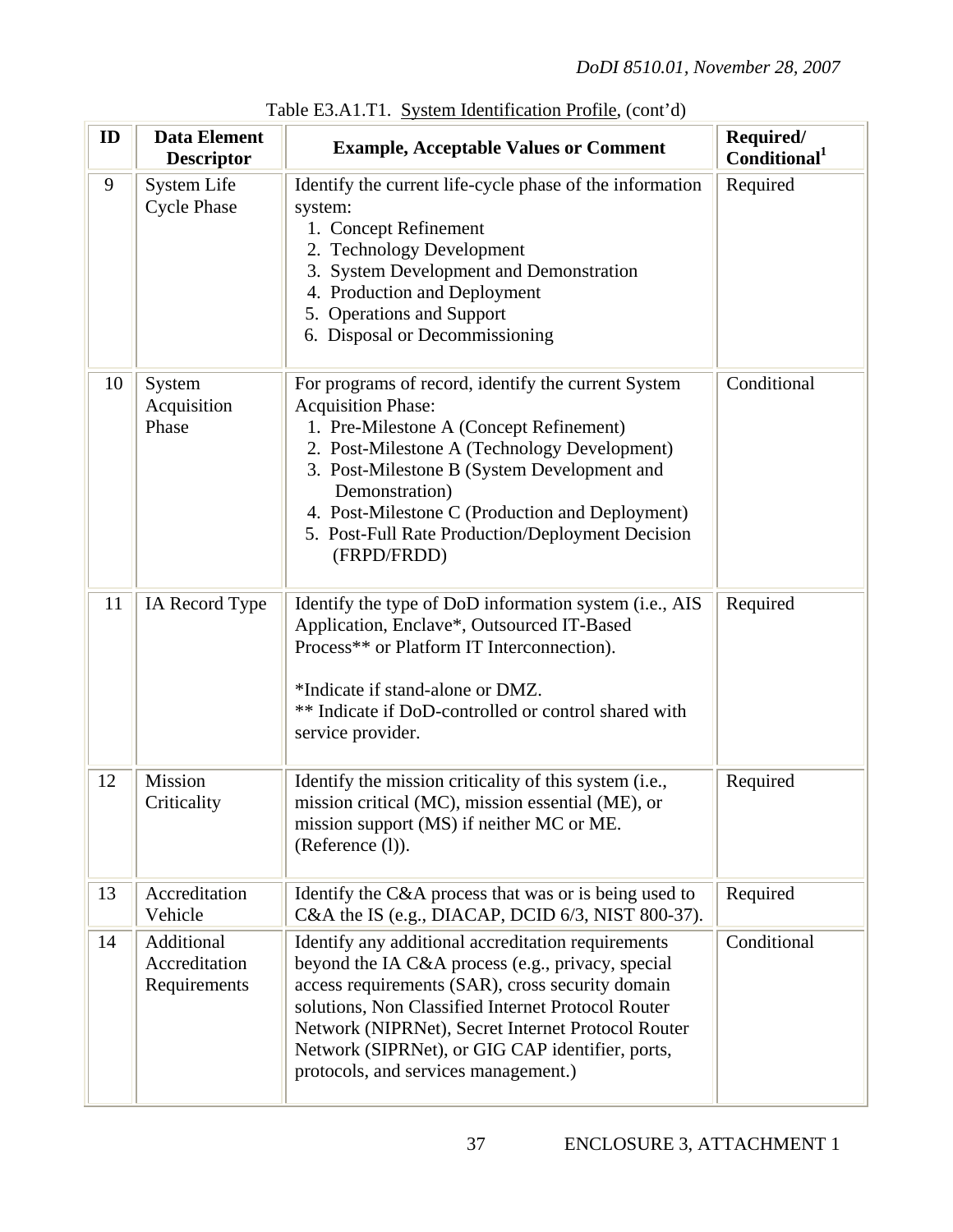Table E3.A1.T1. System Identification Profile, (cont'd)

| ID | Data Element Descriptor | Example, Acceptable Values or Comment | Required/ Conditional[1] |
|---|---|---|---|
| 9 | System Life Cycle Phase | Identify the current life-cycle phase of the information system:<br>1. Concept Refinement<br>2. Technology Development<br>3. System Development and Demonstration<br>4. Production and Deployment<br>5. Operations and Support<br>6. Disposal or Decommissioning | Required |
| 10 | System Acquisition Phase | For programs of record, identify the current System Acquisition Phase:<br>1. Pre-Milestone A (Concept Refinement)<br>2. Post-Milestone A (Technology Development)<br>3. Post-Milestone B (System Development and Demonstration)<br>4. Post-Milestone C (Production and Deployment)<br>5. Post-Full Rate Production/Deployment Decision (FRPD/FRDD) | Conditional |
| 11 | IA Record Type | Identify the type of DoD information system (i.e., AIS Application, Enclave*, Outsourced IT-Based Process** or Platform IT Interconnection).<br><br>*Indicate if stand-alone or DMZ.<br>** Indicate if DoD-controlled or control shared with service provider. | Required |
| 12 | Mission Criticality | Identify the mission criticality of this system (i.e., mission critical (MC), mission essential (ME), or mission support (MS) if neither MC or ME. (Reference (l)). | Required |
| 13 | Accreditation Vehicle | Identify the C&A process that was or is being used to C&A the IS (e.g., DIACAP, DCID 6/3, NIST 800-37). | Required |
| 14 | Additional Accreditation Requirements | Identify any additional accreditation requirements beyond the IA C&A process (e.g., privacy, special access requirements (SAR), cross security domain solutions, Non Classified Internet Protocol Router Network (NIPRNet), Secret Internet Protocol Router Network (SIPRNet), or GIG CAP identifier, ports, protocols, and services management.) | Conditional |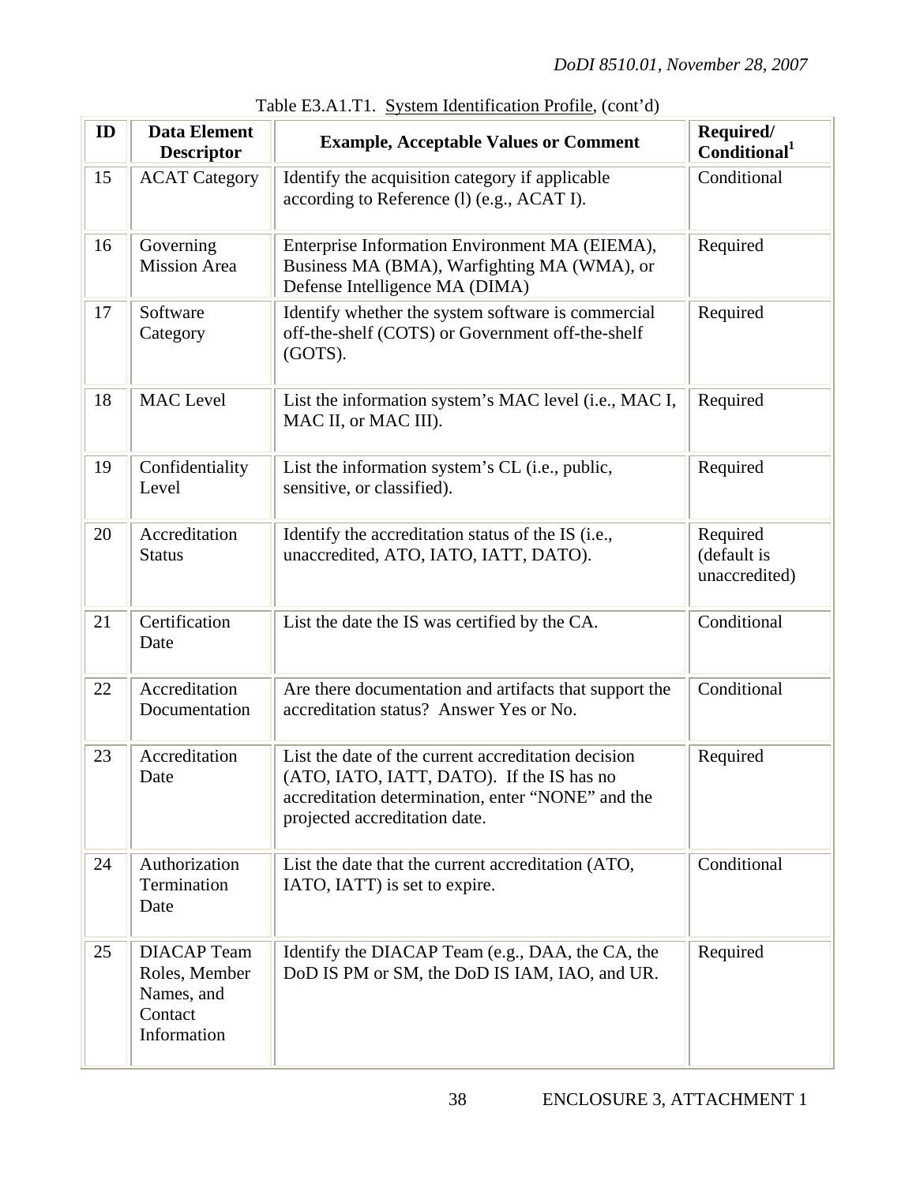Table E3.A1.T1. System Identification Profile, (cont'd)

| ID | Data Element Descriptor | Example, Acceptable Values or Comment | Required/ Conditional[1] |
|---|---|---|---|
| 15 | ACAT Category | Identify the acquisition category if applicable according to Reference (l) (e.g., ACAT I). | Conditional |
| 16 | Governing Mission Area | Enterprise Information Environment MA (EIEMA), Business MA (BMA), Warfighting MA (WMA), or Defense Intelligence MA (DIMA) | Required |
| 17 | Software Category | Identify whether the system software is commercial off-the-shelf (COTS) or Government off-the-shelf (GOTS). | Required |
| 18 | MAC Level | List the information system's MAC level (i.e., MAC I, MAC II, or MAC III). | Required |
| 19 | Confidentiality Level | List the information system's CL (i.e., public, sensitive, or classified). | Required |
| 20 | Accreditation Status | Identify the accreditation status of the IS (i.e., unaccredited, ATO, IATO, IATT, DATO). | Required (default is unaccredited) |
| 21 | Certification Date | List the date the IS was certified by the CA. | Conditional |
| 22 | Accreditation Documentation | Are there documentation and artifacts that support the accreditation status? Answer Yes or No. | Conditional |
| 23 | Accreditation Date | List the date of the current accreditation decision (ATO, IATO, IATT, DATO). If the IS has no accreditation determination, enter "NONE" and the projected accreditation date. | Required |
| 24 | Authorization Termination Date | List the date that the current accreditation (ATO, IATO, IATT) is set to expire. | Conditional |
| 25 | DIACAP Team Roles, Member Names, and Contact Information | Identify the DIACAP Team (e.g., DAA, the CA, the DoD IS PM or SM, the DoD IS IAM, IAO, and UR. | Required |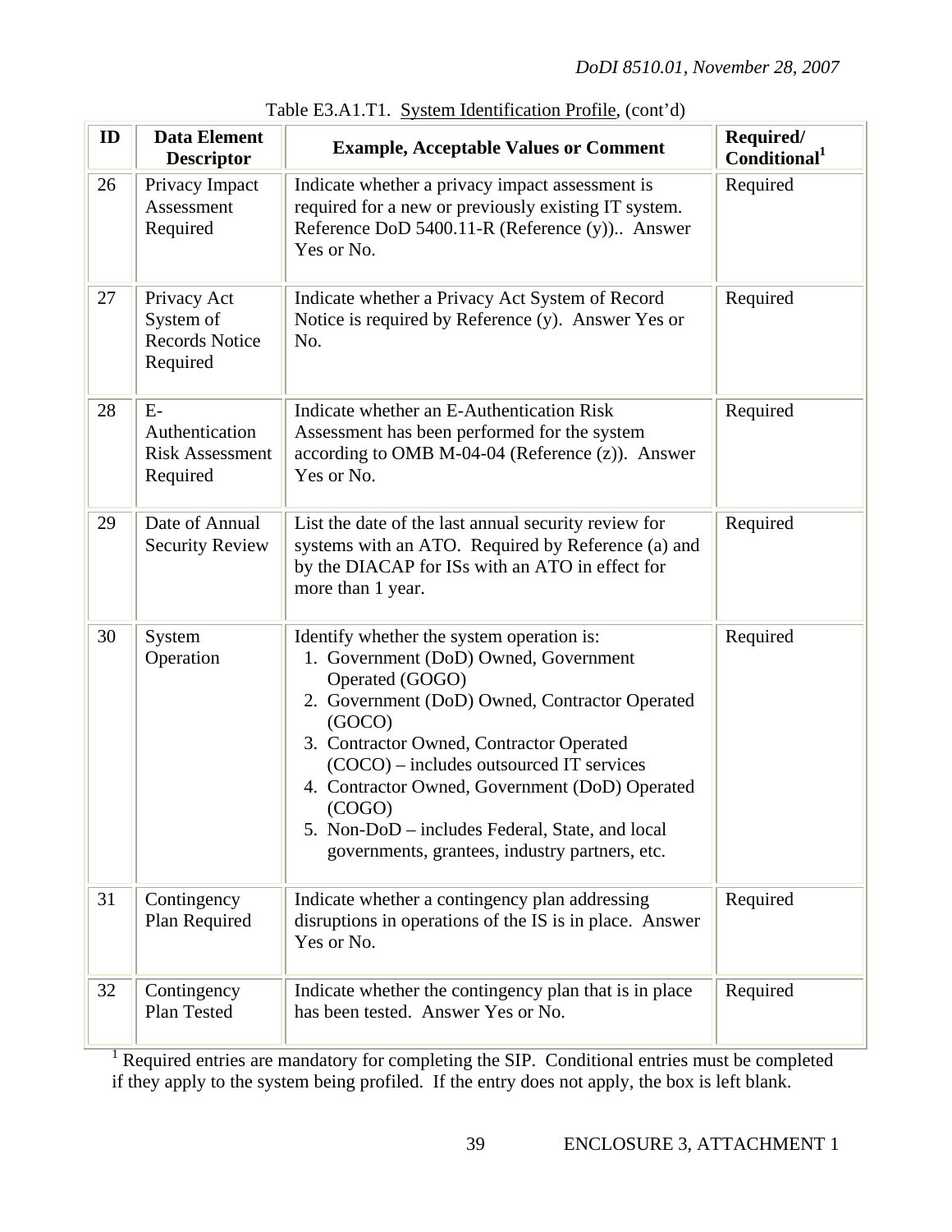Table E3.A1.T1. System Identification Profile, (cont'd)

| ID | Data Element Descriptor | Example, Acceptable Values or Comment | Required/ Conditional[1] |
|---|---|---|---|
| 26 | Privacy Impact Assessment Required | Indicate whether a privacy impact assessment is required for a new or previously existing IT system. Reference DoD 5400.11-R (Reference (y)).. Answer Yes or No. | Required |
| 27 | Privacy Act System of Records Notice Required | Indicate whether a Privacy Act System of Record Notice is required by Reference (y). Answer Yes or No. | Required |
| 28 | E-Authentication Risk Assessment Required | Indicate whether an E-Authentication Risk Assessment has been performed for the system according to OMB M-04-04 (Reference (z)). Answer Yes or No. | Required |
| 29 | Date of Annual Security Review | List the date of the last annual security review for systems with an ATO. Required by Reference (a) and by the DIACAP for ISs with an ATO in effect for more than 1 year. | Required |
| 30 | System Operation | Identify whether the system operation is: 1. Government (DoD) Owned, Government Operated (GOGO) 2. Government (DoD) Owned, Contractor Operated (GOCO) 3. Contractor Owned, Contractor Operated (COCO) – includes outsourced IT services 4. Contractor Owned, Government (DoD) Operated (COGO) 5. Non-DoD – includes Federal, State, and local governments, grantees, industry partners, etc. | Required |
| 31 | Contingency Plan Required | Indicate whether a contingency plan addressing disruptions in operations of the IS is in place. Answer Yes or No. | Required |
| 32 | Contingency Plan Tested | Indicate whether the contingency plan that is in place has been tested. Answer Yes or No. | Required |

[1] Required entries are mandatory for completing the SIP. Conditional entries must be completed if they apply to the system being profiled. If the entry does not apply, the box is left blank.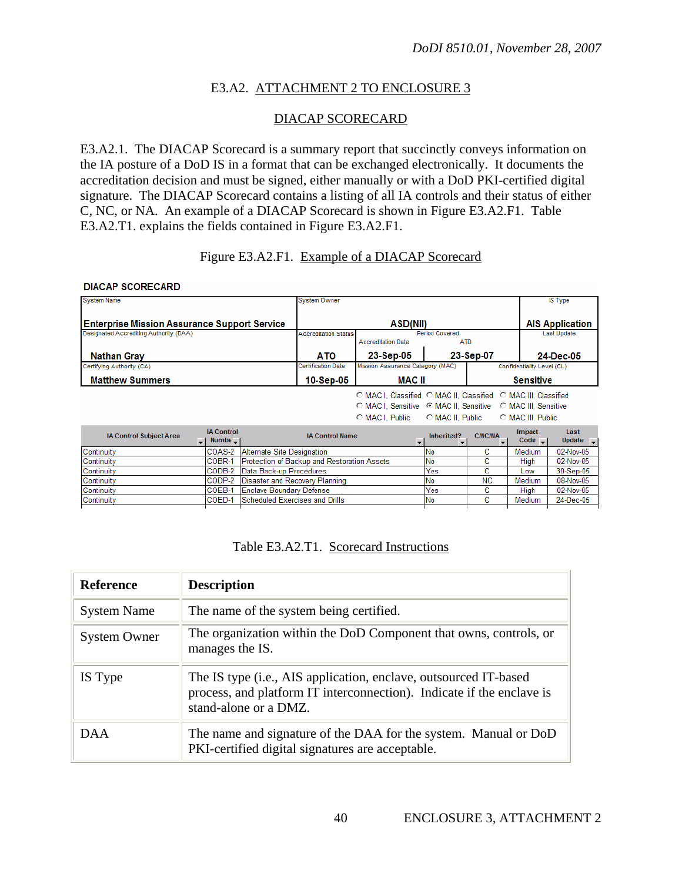## E3.A2. ATTACHMENT 2 TO ENCLOSURE 3

## DIACAP SCORECARD

E3.A2.1. The DIACAP Scorecard is a summary report that succinctly conveys information on the IA posture of a DoD IS in a format that can be exchanged electronically. It documents the accreditation decision and must be signed, either manually or with a DoD PKI-certified digital signature. The DIACAP Scorecard contains a listing of all IA controls and their status of either C, NC, or NA. An example of a DIACAP Scorecard is shown in Figure E3.A2.F1. Table E3.A2.T1. explains the fields contained in Figure E3.A2.F1.

Figure E3.A2.F1. Example of a DIACAP Scorecard

**DIACAP SCORECARD**

| System Name | System Owner | | | IS Type |
|---|---|---|---|---|
| **Enterprise Mission Assurance Support Service** | **ASD(NII)** | | | **AIS Application** |
| Designated Accrediting Authority (DAA) | Accreditation Status | Period Covered: Accreditation Date | ATD | Last Update |
| **Nathan Gray** | **ATO** | **23-Sep-05** | **23-Sep-07** | **24-Dec-05** |
| Certifying Authority (CA) | Certification Date | Mission Assurance Category (MAC) | Confidentiality Level (CL) | |
| **Matthew Summers** | **10-Sep-05** | **MAC II** | **Sensitive** | |

○ MAC I, Classified ○ MAC II, Classified ○ MAC III, Classified
○ MAC I, Sensitive ◉ MAC II, Sensitive ○ MAC III, Sensitive
○ MAC I, Public ○ MAC II, Public ○ MAC III, Public

| IA Control Subject Area | IA Control Number | IA Control Name | Inherited? | C/NC/NA | Impact Code | Last Update |
|---|---|---|---|---|---|---|
| Continuity | COAS-2 | Alternate Site Designation | No | C | Medium | 02-Nov-05 |
| Continuity | COBR-1 | Protection of Backup and Restoration Assets | No | C | High | 02-Nov-05 |
| Continuity | CODB-2 | Data Back-up Procedures | Yes | C | Low | 30-Sep-05 |
| Continuity | CODP-2 | Disaster and Recovery Planning | No | NC | Medium | 08-Nov-05 |
| Continuity | COEB-1 | Enclave Boundary Defense | Yes | C | High | 02-Nov-05 |
| Continuity | COED-1 | Scheduled Exercises and Drills | No | C | Medium | 24-Dec-05 |

Table E3.A2.T1. Scorecard Instructions

| **Reference** | **Description** |
|---|---|
| System Name | The name of the system being certified. |
| System Owner | The organization within the DoD Component that owns, controls, or manages the IS. |
| IS Type | The IS type (i.e., AIS application, enclave, outsourced IT-based process, and platform IT interconnection). Indicate if the enclave is stand-alone or a DMZ. |
| DAA | The name and signature of the DAA for the system. Manual or DoD PKI-certified digital signatures are acceptable. |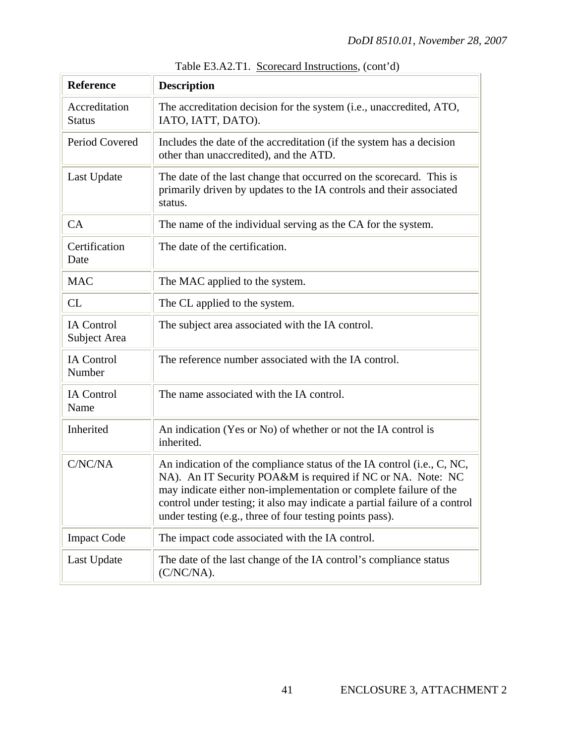Table E3.A2.T1. Scorecard Instructions, (cont'd)

| Reference | Description |
|---|---|
| Accreditation Status | The accreditation decision for the system (i.e., unaccredited, ATO, IATO, IATT, DATO). |
| Period Covered | Includes the date of the accreditation (if the system has a decision other than unaccredited), and the ATD. |
| Last Update | The date of the last change that occurred on the scorecard. This is primarily driven by updates to the IA controls and their associated status. |
| CA | The name of the individual serving as the CA for the system. |
| Certification Date | The date of the certification. |
| MAC | The MAC applied to the system. |
| CL | The CL applied to the system. |
| IA Control Subject Area | The subject area associated with the IA control. |
| IA Control Number | The reference number associated with the IA control. |
| IA Control Name | The name associated with the IA control. |
| Inherited | An indication (Yes or No) of whether or not the IA control is inherited. |
| C/NC/NA | An indication of the compliance status of the IA control (i.e., C, NC, NA). An IT Security POA&M is required if NC or NA. Note: NC may indicate either non-implementation or complete failure of the control under testing; it also may indicate a partial failure of a control under testing (e.g., three of four testing points pass). |
| Impact Code | The impact code associated with the IA control. |
| Last Update | The date of the last change of the IA control's compliance status (C/NC/NA). |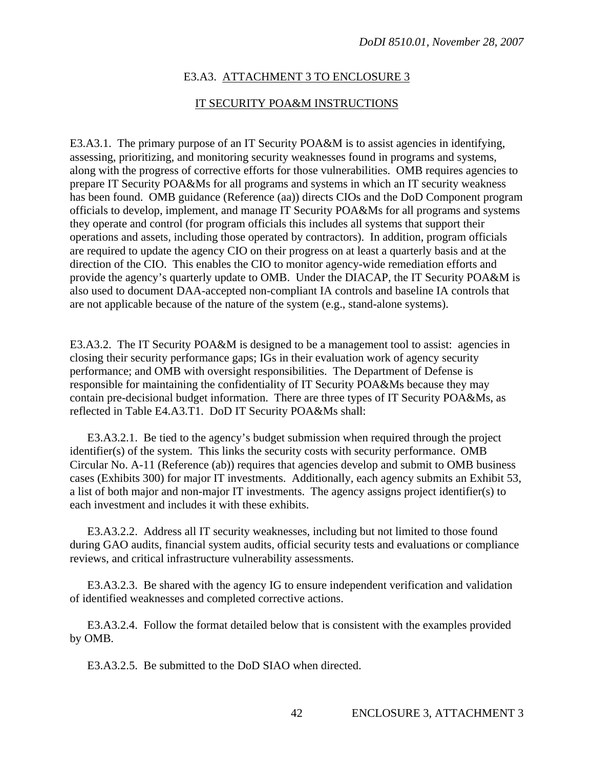## E3.A3. ATTACHMENT 3 TO ENCLOSURE 3

## IT SECURITY POA&M INSTRUCTIONS

E3.A3.1. The primary purpose of an IT Security POA&M is to assist agencies in identifying, assessing, prioritizing, and monitoring security weaknesses found in programs and systems, along with the progress of corrective efforts for those vulnerabilities. OMB requires agencies to prepare IT Security POA&Ms for all programs and systems in which an IT security weakness has been found. OMB guidance (Reference (aa)) directs CIOs and the DoD Component program officials to develop, implement, and manage IT Security POA&Ms for all programs and systems they operate and control (for program officials this includes all systems that support their operations and assets, including those operated by contractors). In addition, program officials are required to update the agency CIO on their progress on at least a quarterly basis and at the direction of the CIO. This enables the CIO to monitor agency-wide remediation efforts and provide the agency's quarterly update to OMB. Under the DIACAP, the IT Security POA&M is also used to document DAA-accepted non-compliant IA controls and baseline IA controls that are not applicable because of the nature of the system (e.g., stand-alone systems).

E3.A3.2. The IT Security POA&M is designed to be a management tool to assist: agencies in closing their security performance gaps; IGs in their evaluation work of agency security performance; and OMB with oversight responsibilities. The Department of Defense is responsible for maintaining the confidentiality of IT Security POA&Ms because they may contain pre-decisional budget information. There are three types of IT Security POA&Ms, as reflected in Table E4.A3.T1. DoD IT Security POA&Ms shall:

E3.A3.2.1. Be tied to the agency's budget submission when required through the project identifier(s) of the system. This links the security costs with security performance. OMB Circular No. A-11 (Reference (ab)) requires that agencies develop and submit to OMB business cases (Exhibits 300) for major IT investments. Additionally, each agency submits an Exhibit 53, a list of both major and non-major IT investments. The agency assigns project identifier(s) to each investment and includes it with these exhibits.

E3.A3.2.2. Address all IT security weaknesses, including but not limited to those found during GAO audits, financial system audits, official security tests and evaluations or compliance reviews, and critical infrastructure vulnerability assessments.

E3.A3.2.3. Be shared with the agency IG to ensure independent verification and validation of identified weaknesses and completed corrective actions.

E3.A3.2.4. Follow the format detailed below that is consistent with the examples provided by OMB.

E3.A3.2.5. Be submitted to the DoD SIAO when directed.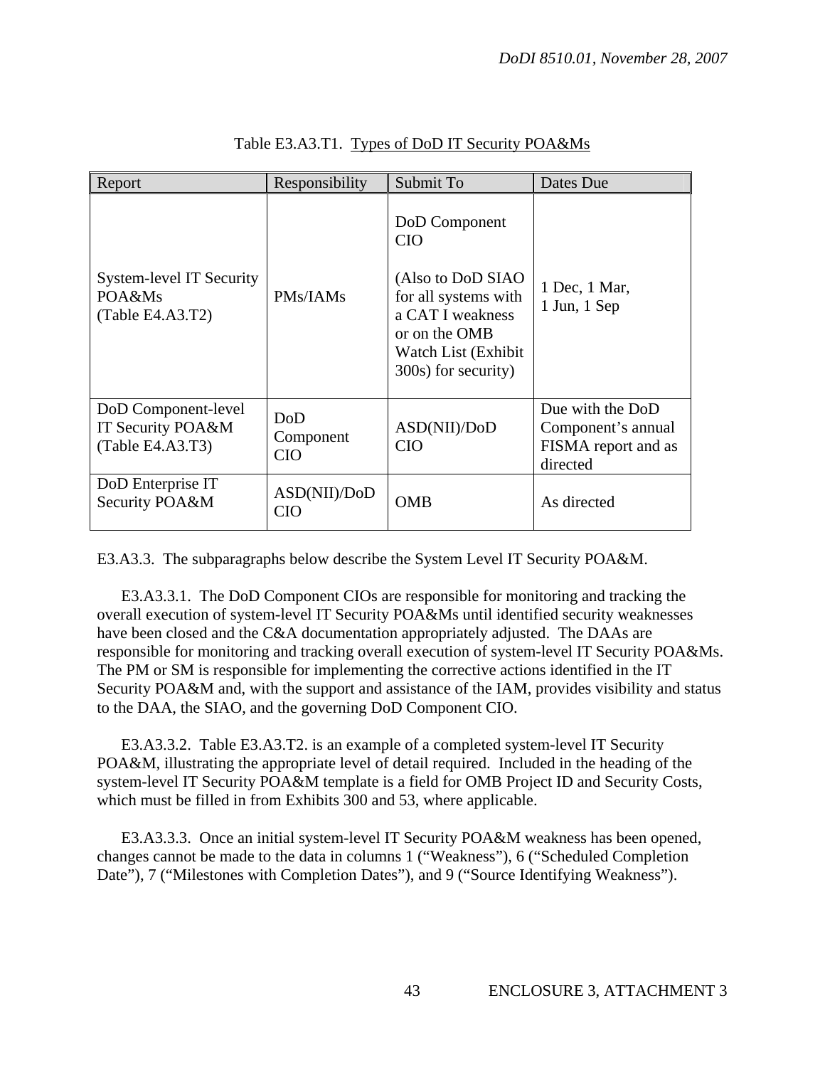Table E3.A3.T1. Types of DoD IT Security POA&Ms

| Report | Responsibility | Submit To | Dates Due |
|---|---|---|---|
| System-level IT Security POA&Ms (Table E4.A3.T2) | PMs/IAMs | DoD Component CIO<br><br>(Also to DoD SIAO for all systems with a CAT I weakness or on the OMB Watch List (Exhibit 300s) for security) | 1 Dec, 1 Mar, 1 Jun, 1 Sep |
| DoD Component-level IT Security POA&M (Table E4.A3.T3) | DoD Component CIO | ASD(NII)/DoD CIO | Due with the DoD Component's annual FISMA report and as directed |
| DoD Enterprise IT Security POA&M | ASD(NII)/DoD CIO | OMB | As directed |

E3.A3.3. The subparagraphs below describe the System Level IT Security POA&M.

E3.A3.3.1. The DoD Component CIOs are responsible for monitoring and tracking the overall execution of system-level IT Security POA&Ms until identified security weaknesses have been closed and the C&A documentation appropriately adjusted. The DAAs are responsible for monitoring and tracking overall execution of system-level IT Security POA&Ms. The PM or SM is responsible for implementing the corrective actions identified in the IT Security POA&M and, with the support and assistance of the IAM, provides visibility and status to the DAA, the SIAO, and the governing DoD Component CIO.

E3.A3.3.2. Table E3.A3.T2. is an example of a completed system-level IT Security POA&M, illustrating the appropriate level of detail required. Included in the heading of the system-level IT Security POA&M template is a field for OMB Project ID and Security Costs, which must be filled in from Exhibits 300 and 53, where applicable.

E3.A3.3.3. Once an initial system-level IT Security POA&M weakness has been opened, changes cannot be made to the data in columns 1 ("Weakness"), 6 ("Scheduled Completion Date"), 7 ("Milestones with Completion Dates"), and 9 ("Source Identifying Weakness").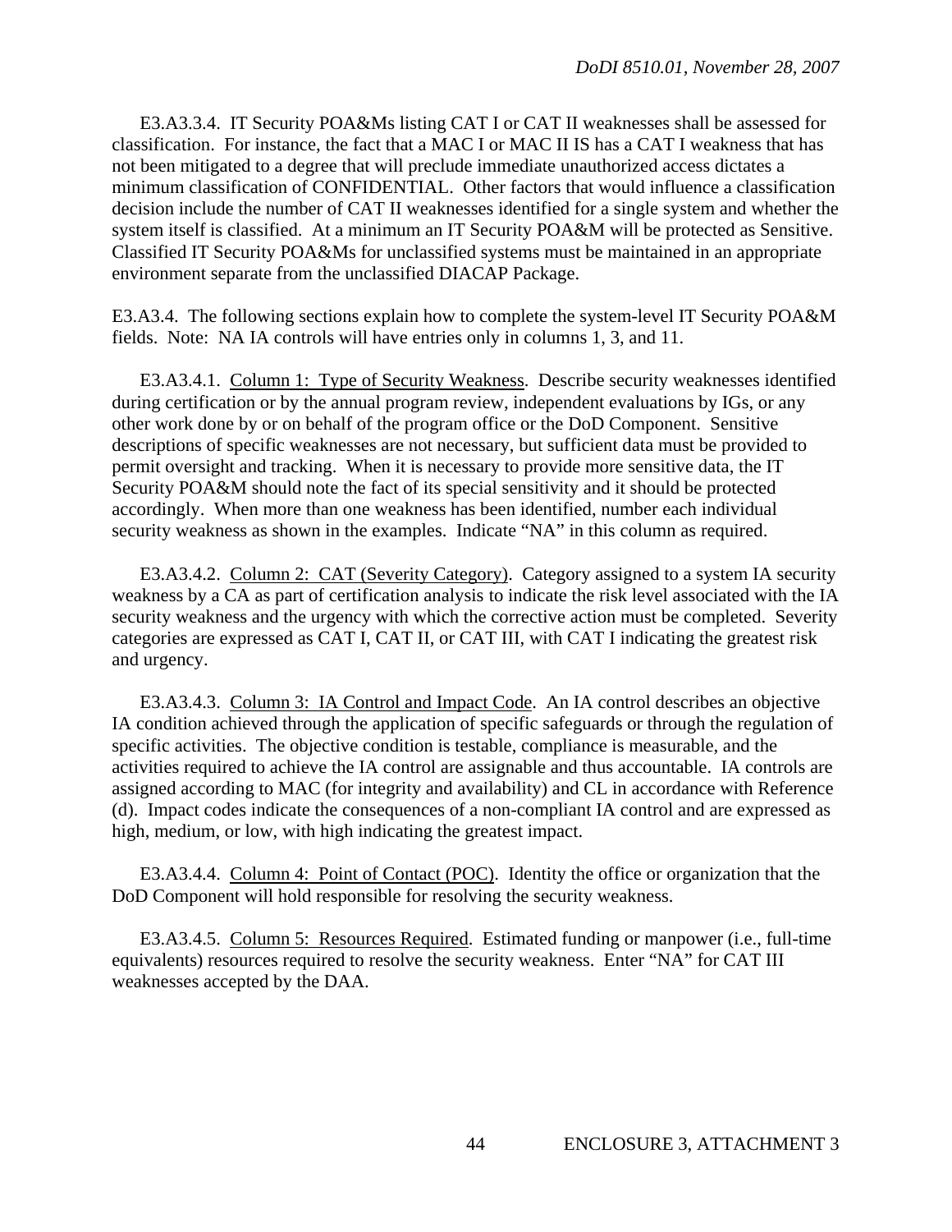E3.A3.3.4. IT Security POA&Ms listing CAT I or CAT II weaknesses shall be assessed for classification. For instance, the fact that a MAC I or MAC II IS has a CAT I weakness that has not been mitigated to a degree that will preclude immediate unauthorized access dictates a minimum classification of CONFIDENTIAL. Other factors that would influence a classification decision include the number of CAT II weaknesses identified for a single system and whether the system itself is classified. At a minimum an IT Security POA&M will be protected as Sensitive. Classified IT Security POA&Ms for unclassified systems must be maintained in an appropriate environment separate from the unclassified DIACAP Package.

E3.A3.4. The following sections explain how to complete the system-level IT Security POA&M fields. Note: NA IA controls will have entries only in columns 1, 3, and 11.

E3.A3.4.1. Column 1: Type of Security Weakness. Describe security weaknesses identified during certification or by the annual program review, independent evaluations by IGs, or any other work done by or on behalf of the program office or the DoD Component. Sensitive descriptions of specific weaknesses are not necessary, but sufficient data must be provided to permit oversight and tracking. When it is necessary to provide more sensitive data, the IT Security POA&M should note the fact of its special sensitivity and it should be protected accordingly. When more than one weakness has been identified, number each individual security weakness as shown in the examples. Indicate "NA" in this column as required.

E3.A3.4.2. Column 2: CAT (Severity Category). Category assigned to a system IA security weakness by a CA as part of certification analysis to indicate the risk level associated with the IA security weakness and the urgency with which the corrective action must be completed. Severity categories are expressed as CAT I, CAT II, or CAT III, with CAT I indicating the greatest risk and urgency.

E3.A3.4.3. Column 3: IA Control and Impact Code. An IA control describes an objective IA condition achieved through the application of specific safeguards or through the regulation of specific activities. The objective condition is testable, compliance is measurable, and the activities required to achieve the IA control are assignable and thus accountable. IA controls are assigned according to MAC (for integrity and availability) and CL in accordance with Reference (d). Impact codes indicate the consequences of a non-compliant IA control and are expressed as high, medium, or low, with high indicating the greatest impact.

E3.A3.4.4. Column 4: Point of Contact (POC). Identity the office or organization that the DoD Component will hold responsible for resolving the security weakness.

E3.A3.4.5. Column 5: Resources Required. Estimated funding or manpower (i.e., full-time equivalents) resources required to resolve the security weakness. Enter "NA" for CAT III weaknesses accepted by the DAA.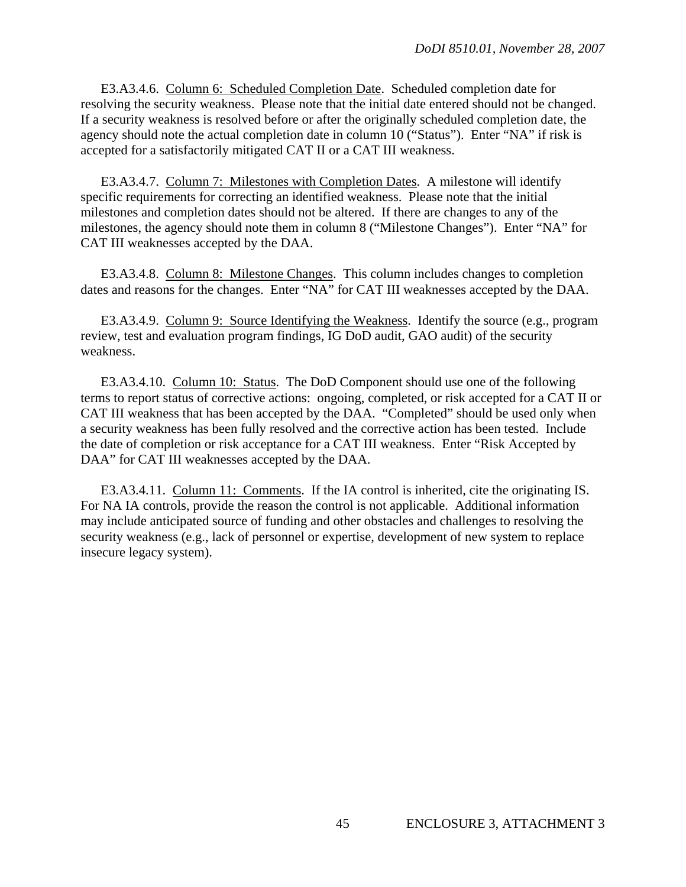E3.A3.4.6. Column 6: Scheduled Completion Date. Scheduled completion date for resolving the security weakness. Please note that the initial date entered should not be changed. If a security weakness is resolved before or after the originally scheduled completion date, the agency should note the actual completion date in column 10 ("Status"). Enter "NA" if risk is accepted for a satisfactorily mitigated CAT II or a CAT III weakness.

E3.A3.4.7. Column 7: Milestones with Completion Dates. A milestone will identify specific requirements for correcting an identified weakness. Please note that the initial milestones and completion dates should not be altered. If there are changes to any of the milestones, the agency should note them in column 8 ("Milestone Changes"). Enter "NA" for CAT III weaknesses accepted by the DAA.

E3.A3.4.8. Column 8: Milestone Changes. This column includes changes to completion dates and reasons for the changes. Enter "NA" for CAT III weaknesses accepted by the DAA.

E3.A3.4.9. Column 9: Source Identifying the Weakness. Identify the source (e.g., program review, test and evaluation program findings, IG DoD audit, GAO audit) of the security weakness.

E3.A3.4.10. Column 10: Status. The DoD Component should use one of the following terms to report status of corrective actions: ongoing, completed, or risk accepted for a CAT II or CAT III weakness that has been accepted by the DAA. "Completed" should be used only when a security weakness has been fully resolved and the corrective action has been tested. Include the date of completion or risk acceptance for a CAT III weakness. Enter "Risk Accepted by DAA" for CAT III weaknesses accepted by the DAA.

E3.A3.4.11. Column 11: Comments. If the IA control is inherited, cite the originating IS. For NA IA controls, provide the reason the control is not applicable. Additional information may include anticipated source of funding and other obstacles and challenges to resolving the security weakness (e.g., lack of personnel or expertise, development of new system to replace insecure legacy system).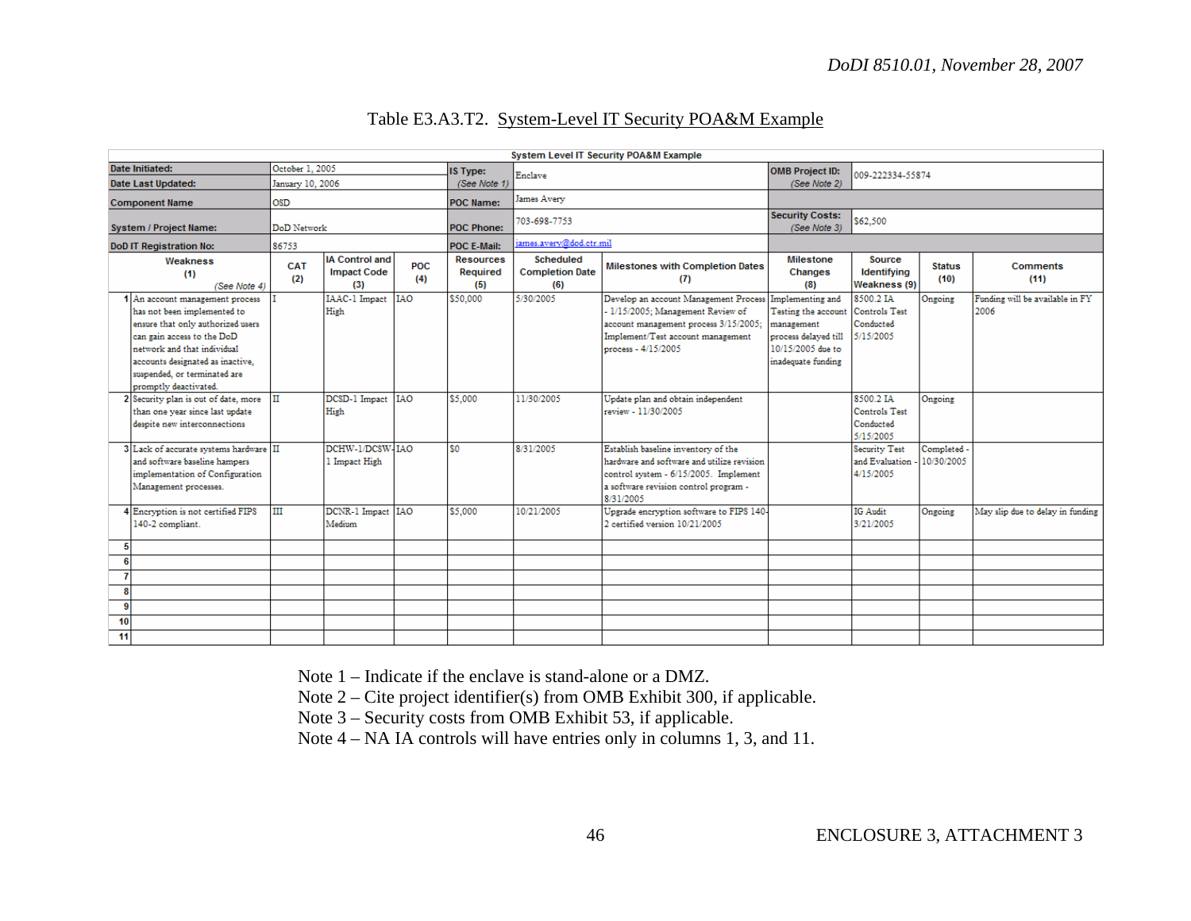Table E3.A3.T2. System-Level IT Security POA&M Example

**System Level IT Security POA&M Example**

| | | | | | | | | | |
|---|---|---|---|---|---|---|---|---|---|
| **Date Initiated:** | October 1, 2005 | **IS Type:** *(See Note 1)* | Enclave | **OMB Project ID:** *(See Note 2)* | 009-222334-55874 | | | | |
| **Date Last Updated:** | January 10, 2006 | | | | | | | | |
| **Component Name** | OSD | **POC Name:** | James Avery | | | | | | |
| **System / Project Name:** | DoD Network | **POC Phone:** | 703-698-7753 | **Security Costs:** *(See Note 3)* | $62,500 | | | | |
| **DoD IT Registration No:** | 86753 | **POC E-Mail:** | james.avery@dod.ctr.mil | | | | | | |

| | Weakness (1) *(See Note 4)* | CAT (2) | IA Control and Impact Code (3) | POC (4) | Resources Required (5) | Scheduled Completion Date (6) | Milestones with Completion Dates (7) | Milestone Changes (8) | Source Identifying Weakness (9) | Status (10) | Comments (11) |
|---|---|---|---|---|---|---|---|---|---|---|---|
| 1 | An account management process has not been implemented to ensure that only authorized users can gain access to the DoD network and that individual accounts designated as inactive, suspended, or terminated are promptly deactivated. | I | IAAC-1 Impact High | IAO | $50,000 | 5/30/2005 | Develop an account Management Process - 1/15/2005; Management Review of account management process 3/15/2005; Implement/Test account management process - 4/15/2005 | Implementing and Testing the account management process delayed till 10/15/2005 due to inadequate funding | 8500.2 IA Controls Test Conducted 5/15/2005 | Ongoing | Funding will be available in FY 2006 |
| 2 | Security plan is out of date, more than one year since last update despite new interconnections | II | DCSD-1 Impact High | IAO | $5,000 | 11/30/2005 | Update plan and obtain independent review - 11/30/2005 | | 8500.2 IA Controls Test Conducted 5/15/2005 | Ongoing | |
| 3 | Lack of accurate systems hardware and software baseline hampers implementation of Configuration Management processes. | II | DCHW-1/DCSW-1 Impact High | IAO | $0 | 8/31/2005 | Establish baseline inventory of the hardware and software and utilize revision control system - 6/15/2005. Implement a software revision control program - 8/31/2005 | | Security Test and Evaluation - 4/15/2005 | Completed - 10/30/2005 | |
| 4 | Encryption is not certified FIPS 140-2 compliant. | III | DCNR-1 Impact Medium | IAO | $5,000 | 10/21/2005 | Upgrade encryption software to FIPS 140-2 certified version 10/21/2005 | | IG Audit 3/21/2005 | Ongoing | May slip due to delay in funding |
| 5 | | | | | | | | | | | |
| 6 | | | | | | | | | | | |
| 7 | | | | | | | | | | | |
| 8 | | | | | | | | | | | |
| 9 | | | | | | | | | | | |
| 10 | | | | | | | | | | | |
| 11 | | | | | | | | | | | |

Note 1 – Indicate if the enclave is stand-alone or a DMZ.
Note 2 – Cite project identifier(s) from OMB Exhibit 300, if applicable.
Note 3 – Security costs from OMB Exhibit 53, if applicable.
Note 4 – NA IA controls will have entries only in columns 1, 3, and 11.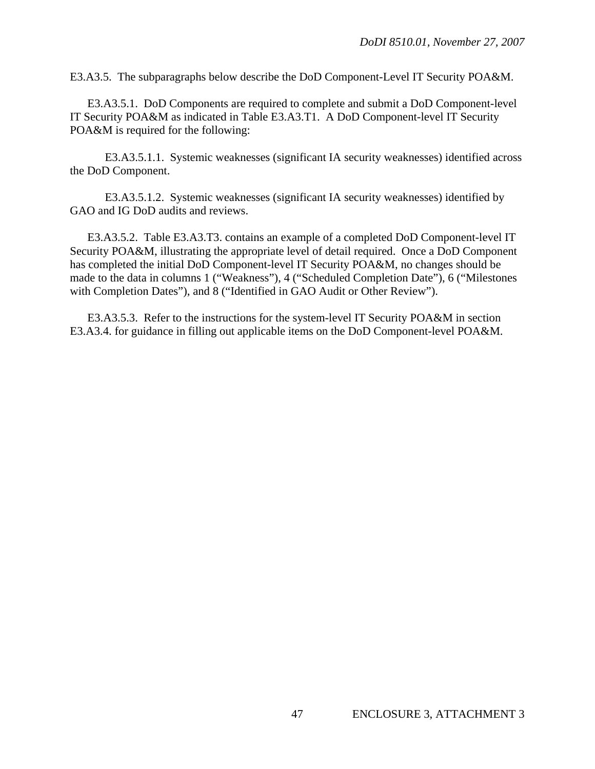E3.A3.5. The subparagraphs below describe the DoD Component-Level IT Security POA&M.

E3.A3.5.1. DoD Components are required to complete and submit a DoD Component-level IT Security POA&M as indicated in Table E3.A3.T1. A DoD Component-level IT Security POA&M is required for the following:

E3.A3.5.1.1. Systemic weaknesses (significant IA security weaknesses) identified across the DoD Component.

E3.A3.5.1.2. Systemic weaknesses (significant IA security weaknesses) identified by GAO and IG DoD audits and reviews.

E3.A3.5.2. Table E3.A3.T3. contains an example of a completed DoD Component-level IT Security POA&M, illustrating the appropriate level of detail required. Once a DoD Component has completed the initial DoD Component-level IT Security POA&M, no changes should be made to the data in columns 1 ("Weakness"), 4 ("Scheduled Completion Date"), 6 ("Milestones with Completion Dates"), and 8 ("Identified in GAO Audit or Other Review").

E3.A3.5.3. Refer to the instructions for the system-level IT Security POA&M in section E3.A3.4. for guidance in filling out applicable items on the DoD Component-level POA&M.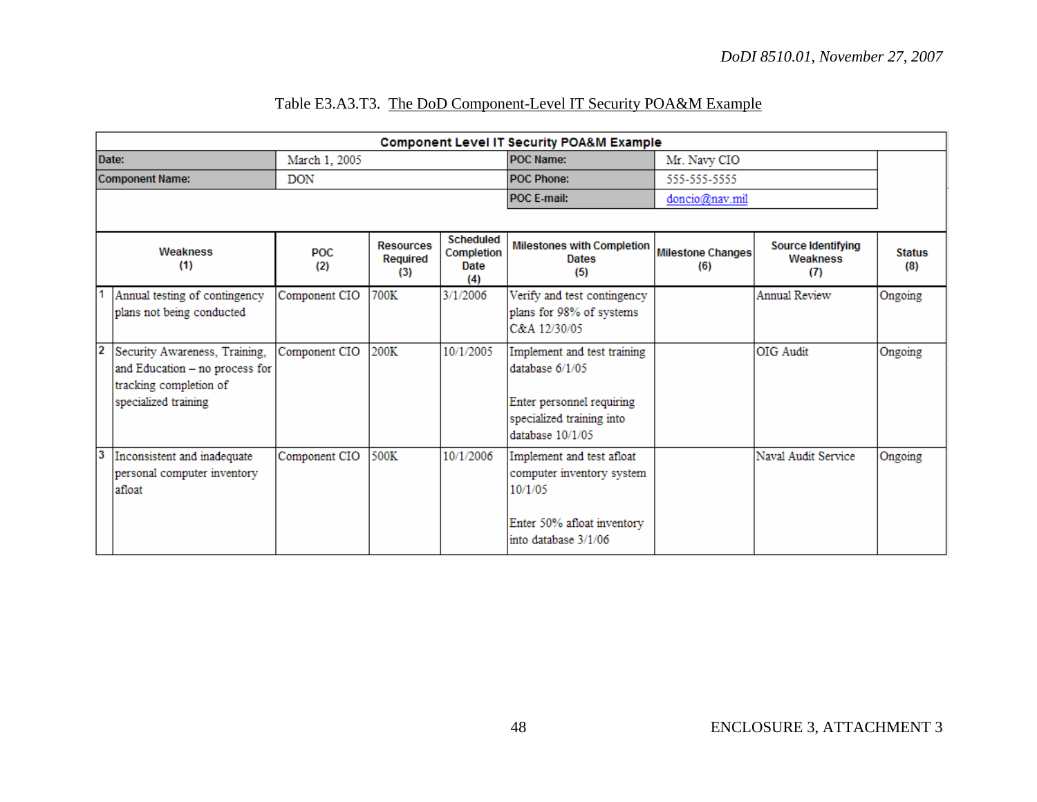Table E3.A3.T3. The DoD Component-Level IT Security POA&M Example

**Component Level IT Security POA&M Example**

| Date: | March 1, 2005 | POC Name: | Mr. Navy CIO |
|---|---|---|---|
| Component Name: | DON | POC Phone: | 555-555-5555 |
| | | POC E-mail: | doncio@nav.mil |

| | Weakness (1) | POC (2) | Resources Required (3) | Scheduled Completion Date (4) | Milestones with Completion Dates (5) | Milestone Changes (6) | Source Identifying Weakness (7) | Status (8) |
|---|---|---|---|---|---|---|---|---|
| 1 | Annual testing of contingency plans not being conducted | Component CIO | 700K | 3/1/2006 | Verify and test contingency plans for 98% of systems C&A 12/30/05 | | Annual Review | Ongoing |
| 2 | Security Awareness, Training, and Education – no process for tracking completion of specialized training | Component CIO | 200K | 10/1/2005 | Implement and test training database 6/1/05<br><br>Enter personnel requiring specialized training into database 10/1/05 | | OIG Audit | Ongoing |
| 3 | Inconsistent and inadequate personal computer inventory afloat | Component CIO | 500K | 10/1/2006 | Implement and test afloat computer inventory system 10/1/05<br><br>Enter 50% afloat inventory into database 3/1/06 | | Naval Audit Service | Ongoing |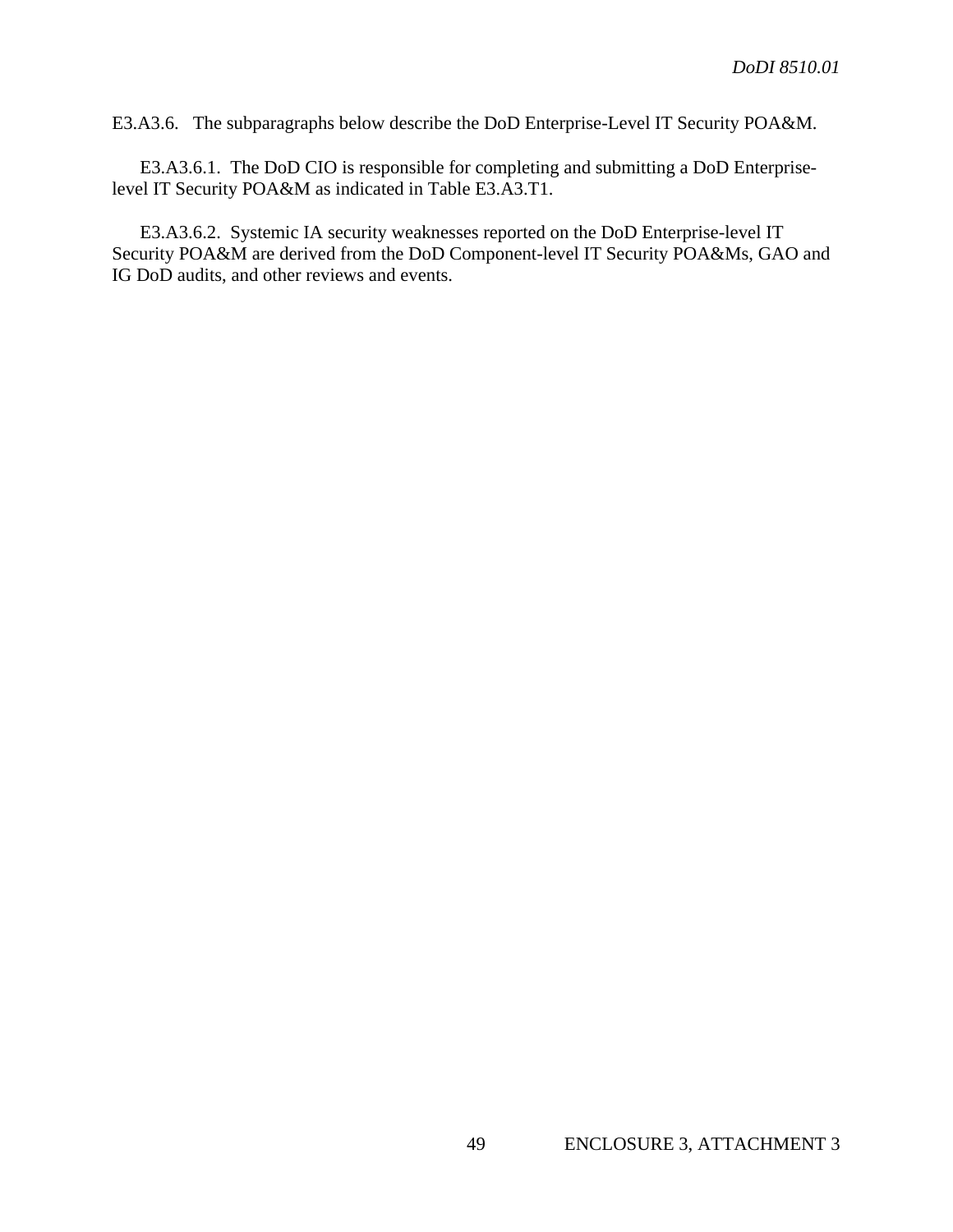E3.A3.6. The subparagraphs below describe the DoD Enterprise-Level IT Security POA&M.

E3.A3.6.1. The DoD CIO is responsible for completing and submitting a DoD Enterprise-level IT Security POA&M as indicated in Table E3.A3.T1.

E3.A3.6.2. Systemic IA security weaknesses reported on the DoD Enterprise-level IT Security POA&M are derived from the DoD Component-level IT Security POA&Ms, GAO and IG DoD audits, and other reviews and events.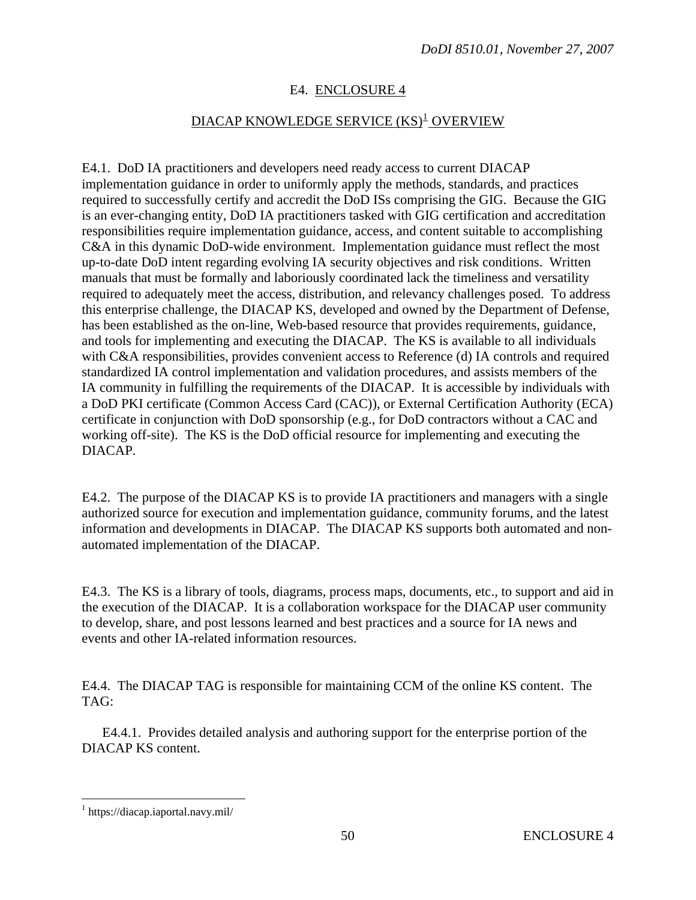# E4. ENCLOSURE 4

## DIACAP KNOWLEDGE SERVICE (KS)[1] OVERVIEW

E4.1. DoD IA practitioners and developers need ready access to current DIACAP implementation guidance in order to uniformly apply the methods, standards, and practices required to successfully certify and accredit the DoD ISs comprising the GIG. Because the GIG is an ever-changing entity, DoD IA practitioners tasked with GIG certification and accreditation responsibilities require implementation guidance, access, and content suitable to accomplishing C&A in this dynamic DoD-wide environment. Implementation guidance must reflect the most up-to-date DoD intent regarding evolving IA security objectives and risk conditions. Written manuals that must be formally and laboriously coordinated lack the timeliness and versatility required to adequately meet the access, distribution, and relevancy challenges posed. To address this enterprise challenge, the DIACAP KS, developed and owned by the Department of Defense, has been established as the on-line, Web-based resource that provides requirements, guidance, and tools for implementing and executing the DIACAP. The KS is available to all individuals with C&A responsibilities, provides convenient access to Reference (d) IA controls and required standardized IA control implementation and validation procedures, and assists members of the IA community in fulfilling the requirements of the DIACAP. It is accessible by individuals with a DoD PKI certificate (Common Access Card (CAC)), or External Certification Authority (ECA) certificate in conjunction with DoD sponsorship (e.g., for DoD contractors without a CAC and working off-site). The KS is the DoD official resource for implementing and executing the DIACAP.

E4.2. The purpose of the DIACAP KS is to provide IA practitioners and managers with a single authorized source for execution and implementation guidance, community forums, and the latest information and developments in DIACAP. The DIACAP KS supports both automated and non-automated implementation of the DIACAP.

E4.3. The KS is a library of tools, diagrams, process maps, documents, etc., to support and aid in the execution of the DIACAP. It is a collaboration workspace for the DIACAP user community to develop, share, and post lessons learned and best practices and a source for IA news and events and other IA-related information resources.

E4.4. The DIACAP TAG is responsible for maintaining CCM of the online KS content. The TAG:

E4.4.1. Provides detailed analysis and authoring support for the enterprise portion of the DIACAP KS content.

---

[1] https://diacap.iaportal.navy.mil/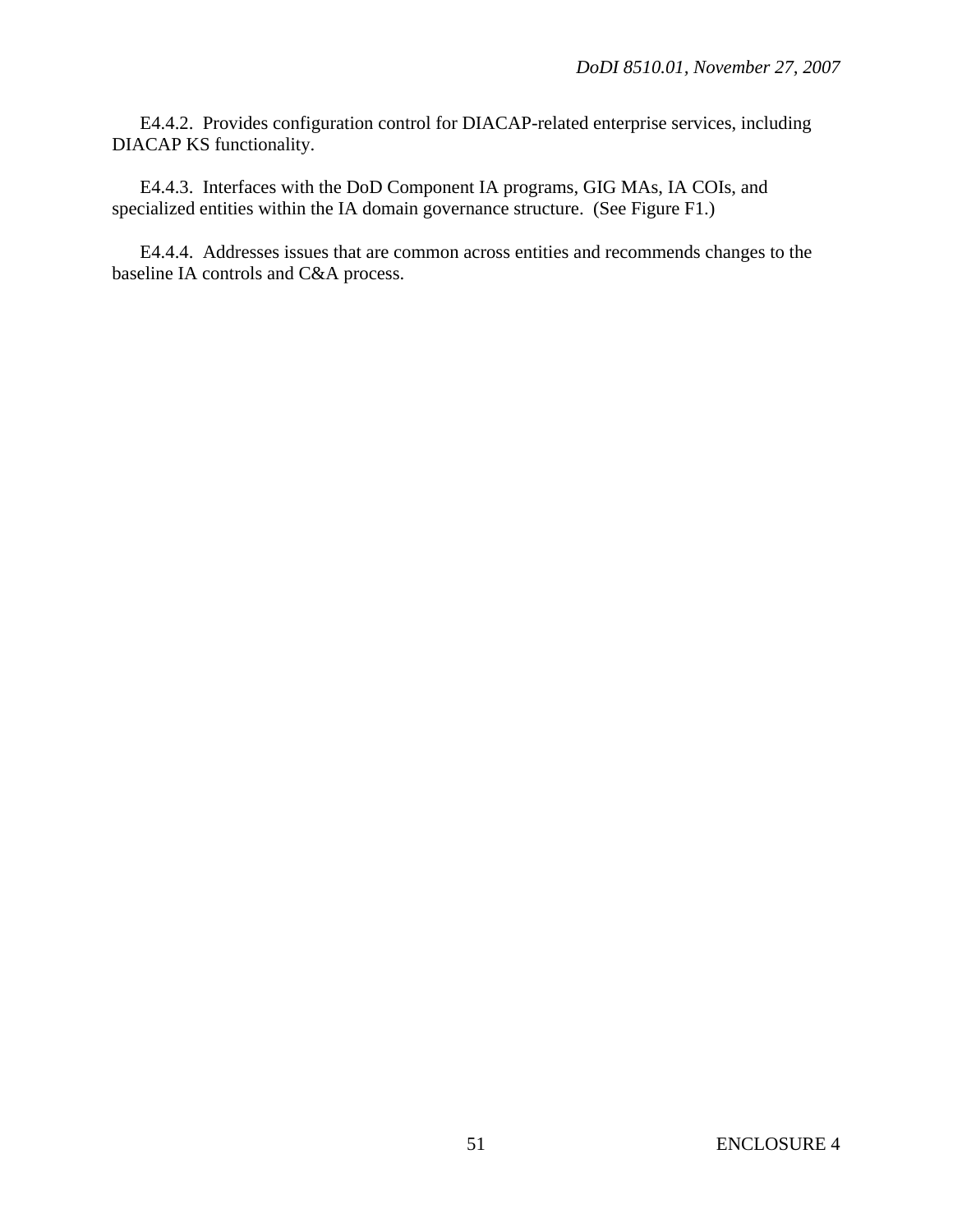E4.4.2. Provides configuration control for DIACAP-related enterprise services, including DIACAP KS functionality.

E4.4.3. Interfaces with the DoD Component IA programs, GIG MAs, IA COIs, and specialized entities within the IA domain governance structure. (See Figure F1.)

E4.4.4. Addresses issues that are common across entities and recommends changes to the baseline IA controls and C&A process.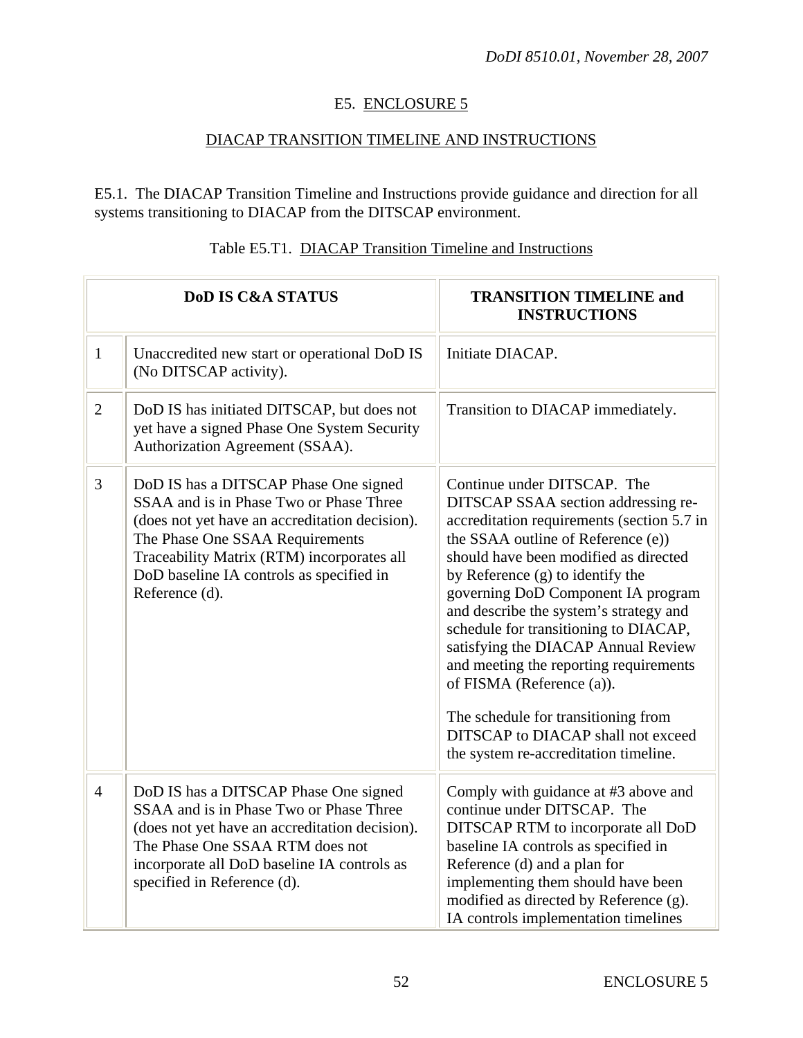E5. ENCLOSURE 5

DIACAP TRANSITION TIMELINE AND INSTRUCTIONS

E5.1. The DIACAP Transition Timeline and Instructions provide guidance and direction for all systems transitioning to DIACAP from the DITSCAP environment.

Table E5.T1. DIACAP Transition Timeline and Instructions

| DoD IS C&A STATUS | | TRANSITION TIMELINE and INSTRUCTIONS |
|---|---|---|
| 1 | Unaccredited new start or operational DoD IS (No DITSCAP activity). | Initiate DIACAP. |
| 2 | DoD IS has initiated DITSCAP, but does not yet have a signed Phase One System Security Authorization Agreement (SSAA). | Transition to DIACAP immediately. |
| 3 | DoD IS has a DITSCAP Phase One signed SSAA and is in Phase Two or Phase Three (does not yet have an accreditation decision). The Phase One SSAA Requirements Traceability Matrix (RTM) incorporates all DoD baseline IA controls as specified in Reference (d). | Continue under DITSCAP. The DITSCAP SSAA section addressing re-accreditation requirements (section 5.7 in the SSAA outline of Reference (e)) should have been modified as directed by Reference (g) to identify the governing DoD Component IA program and describe the system's strategy and schedule for transitioning to DIACAP, satisfying the DIACAP Annual Review and meeting the reporting requirements of FISMA (Reference (a)).<br><br>The schedule for transitioning from DITSCAP to DIACAP shall not exceed the system re-accreditation timeline. |
| 4 | DoD IS has a DITSCAP Phase One signed SSAA and is in Phase Two or Phase Three (does not yet have an accreditation decision). The Phase One SSAA RTM does not incorporate all DoD baseline IA controls as specified in Reference (d). | Comply with guidance at #3 above and continue under DITSCAP. The DITSCAP RTM to incorporate all DoD baseline IA controls as specified in Reference (d) and a plan for implementing them should have been modified as directed by Reference (g). IA controls implementation timelines |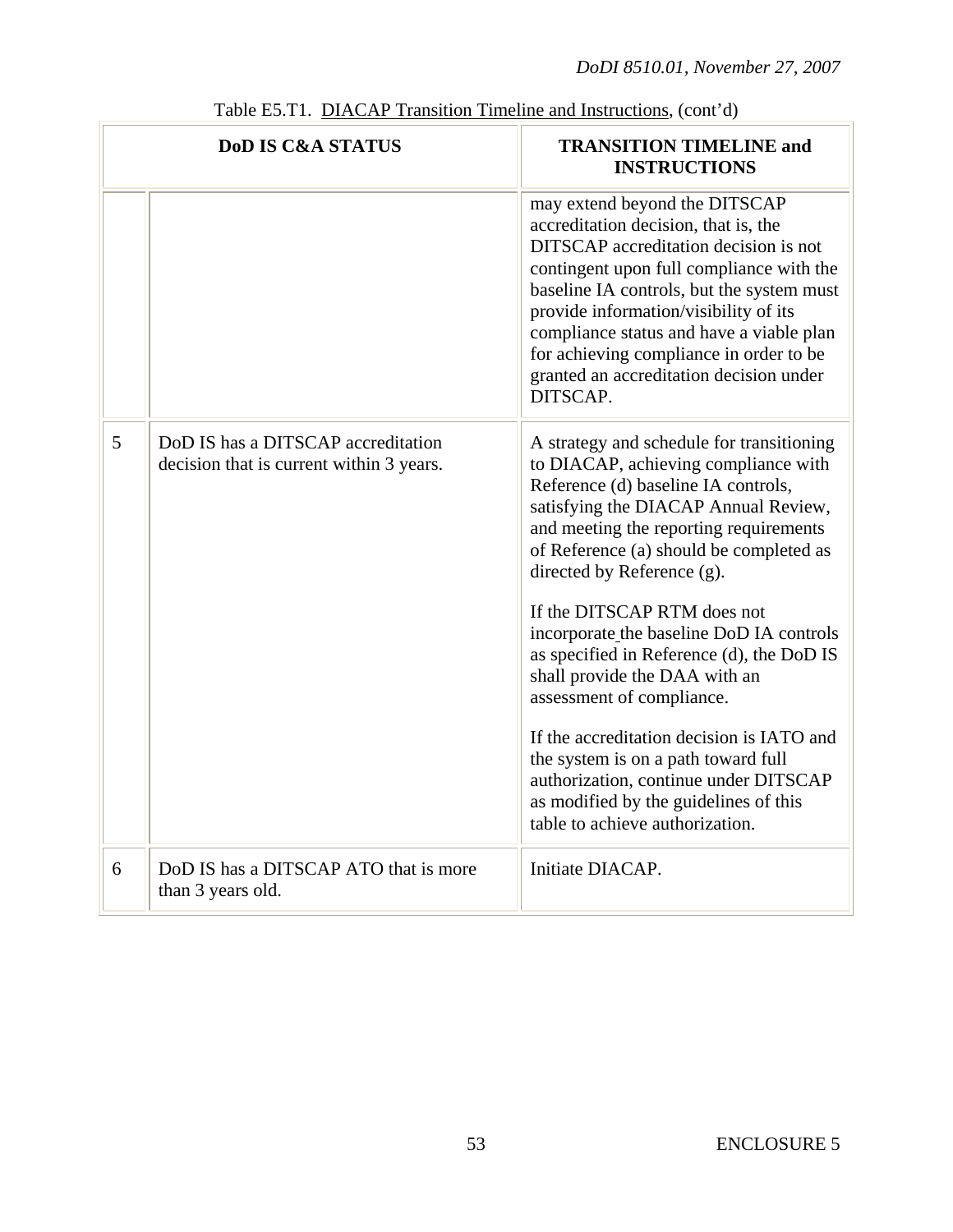Table E5.T1. DIACAP Transition Timeline and Instructions, (cont'd)

| DoD IS C&A STATUS | | TRANSITION TIMELINE and INSTRUCTIONS |
| --- | --- | --- |
| | | may extend beyond the DITSCAP accreditation decision, that is, the DITSCAP accreditation decision is not contingent upon full compliance with the baseline IA controls, but the system must provide information/visibility of its compliance status and have a viable plan for achieving compliance in order to be granted an accreditation decision under DITSCAP. |
| 5 | DoD IS has a DITSCAP accreditation decision that is current within 3 years. | A strategy and schedule for transitioning to DIACAP, achieving compliance with Reference (d) baseline IA controls, satisfying the DIACAP Annual Review, and meeting the reporting requirements of Reference (a) should be completed as directed by Reference (g).<br><br>If the DITSCAP RTM does not incorporate the baseline DoD IA controls as specified in Reference (d), the DoD IS shall provide the DAA with an assessment of compliance.<br><br>If the accreditation decision is IATO and the system is on a path toward full authorization, continue under DITSCAP as modified by the guidelines of this table to achieve authorization. |
| 6 | DoD IS has a DITSCAP ATO that is more than 3 years old. | Initiate DIACAP. |